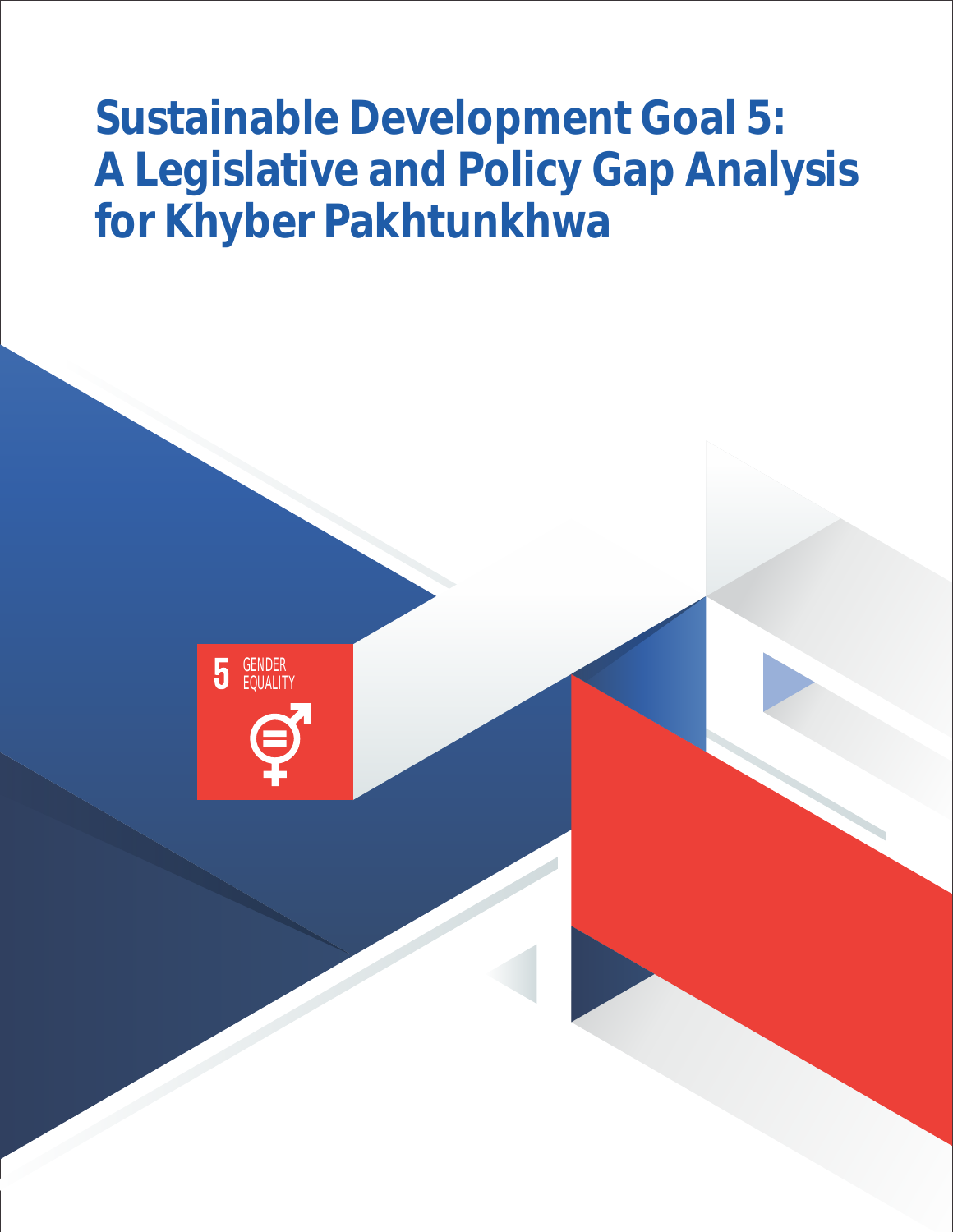# Sustainable Development Goal 5: A Legislative and Policy Gap Analysis for Khyber Pakhtunkhwa

5 GENDER EQUALITY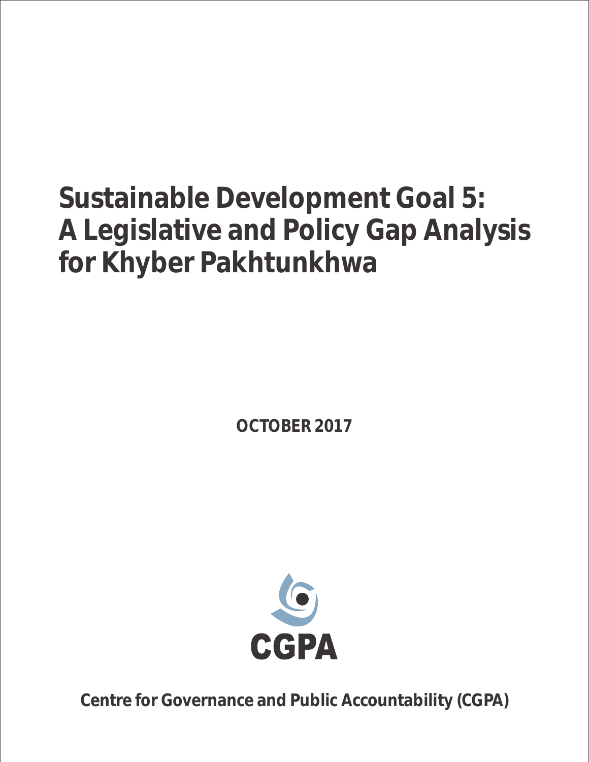# Sustainable Development Goal 5: A Legislative and Policy Gap Analysis for Khyber Pakhtunkhwa

**OCTOBER 2017**

CGPA

**Centre for Governance and Public Accountability (CGPA)**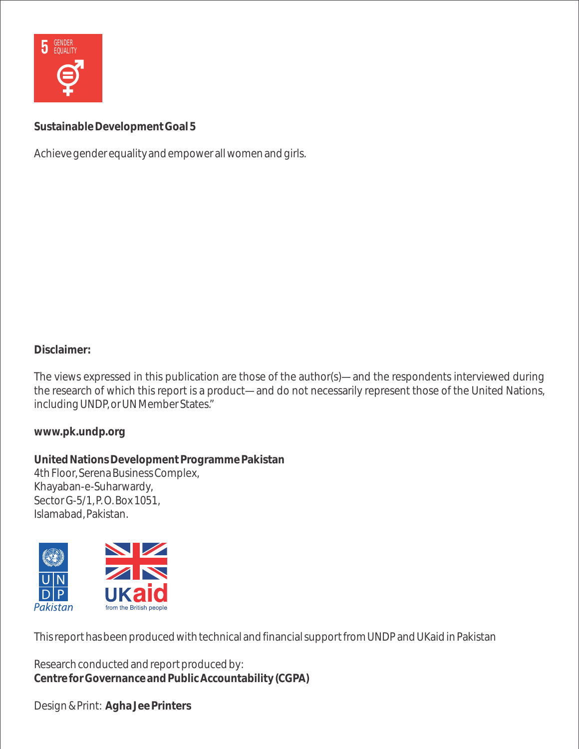**Sustainable Development Goal 5**

Achieve gender equality and empower all women and girls.

**Disclaimer:**

The views expressed in this publication are those of the author(s)—and the respondents interviewed during the research of which this report is a product—and do not necessarily represent those of the United Nations, including UNDP, or UN Member States."

**www.pk.undp.org**

**United Nations Development Programme Pakistan**
4th Floor, Serena Business Complex,
Khayaban-e-Suharwardy,
Sector G-5/1, P.O. Box 1051,
Islamabad, Pakistan.

This report has been produced with technical and financial support from UNDP and UKaid in Pakistan

Research conducted and report produced by:
**Centre for Governance and Public Accountability (CGPA)**

Design & Print: **Agha Jee Printers**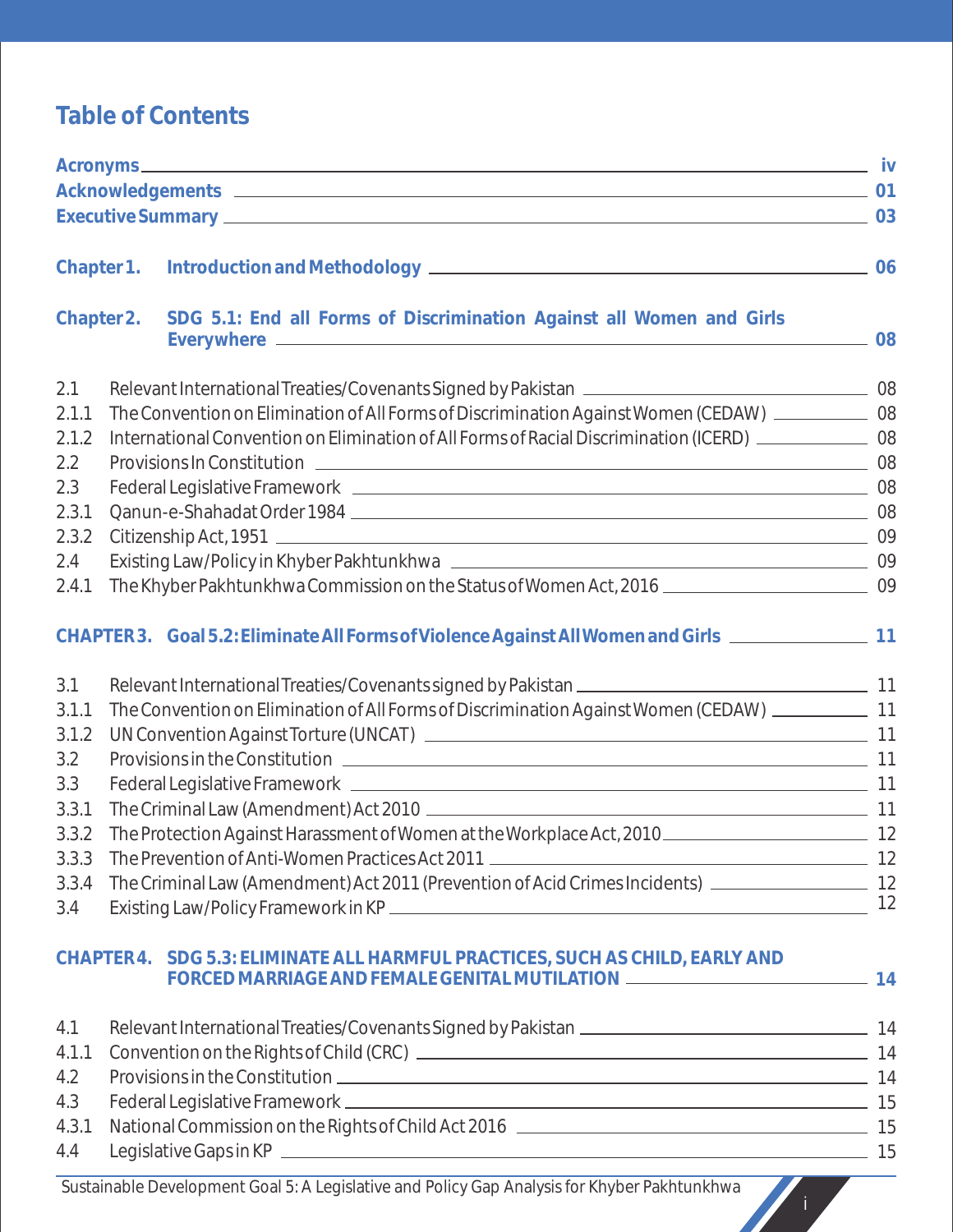# Table of Contents

**Acronyms** iv
**Acknowledgements** 01
**Executive Summary** 03

**Chapter 1. Introduction and Methodology** 06

**Chapter 2. SDG 5.1: End all Forms of Discrimination Against all Women and Girls Everywhere** 08

2.1 Relevant International Treaties/Covenants Signed by Pakistan 08
2.1.1 The Convention on Elimination of All Forms of Discrimination Against Women (CEDAW) 08
2.1.2 International Convention on Elimination of All Forms of Racial Discrimination (ICERD) 08
2.2 Provisions In Constitution 08
2.3 Federal Legislative Framework 08
2.3.1 Qanun-e-Shahadat Order 1984 08
2.3.2 Citizenship Act, 1951 09
2.4 Existing Law/Policy in Khyber Pakhtunkhwa 09
2.4.1 The Khyber Pakhtunkhwa Commission on the Status of Women Act, 2016 09

**CHAPTER 3. Goal 5.2: Eliminate All Forms of Violence Against All Women and Girls** 11

3.1 Relevant International Treaties/Covenants signed by Pakistan 11
3.1.1 The Convention on Elimination of All Forms of Discrimination Against Women (CEDAW) 11
3.1.2 UN Convention Against Torture (UNCAT) 11
3.2 Provisions in the Constitution 11
3.3 Federal Legislative Framework 11
3.3.1 The Criminal Law (Amendment) Act 2010 11
3.3.2 The Protection Against Harassment of Women at the Workplace Act, 2010 12
3.3.3 The Prevention of Anti-Women Practices Act 2011 12
3.3.4 The Criminal Law (Amendment) Act 2011 (Prevention of Acid Crimes Incidents) 12
3.4 Existing Law/Policy Framework in KP 12

**CHAPTER 4. SDG 5.3: ELIMINATE ALL HARMFUL PRACTICES, SUCH AS CHILD, EARLY AND FORCED MARRIAGE AND FEMALE GENITAL MUTILATION** 14

4.1 Relevant International Treaties/Covenants Signed by Pakistan 14
4.1.1 Convention on the Rights of Child (CRC) 14
4.2 Provisions in the Constitution 14
4.3 Federal Legislative Framework 15
4.3.1 National Commission on the Rights of Child Act 2016 15
4.4 Legislative Gaps in KP 15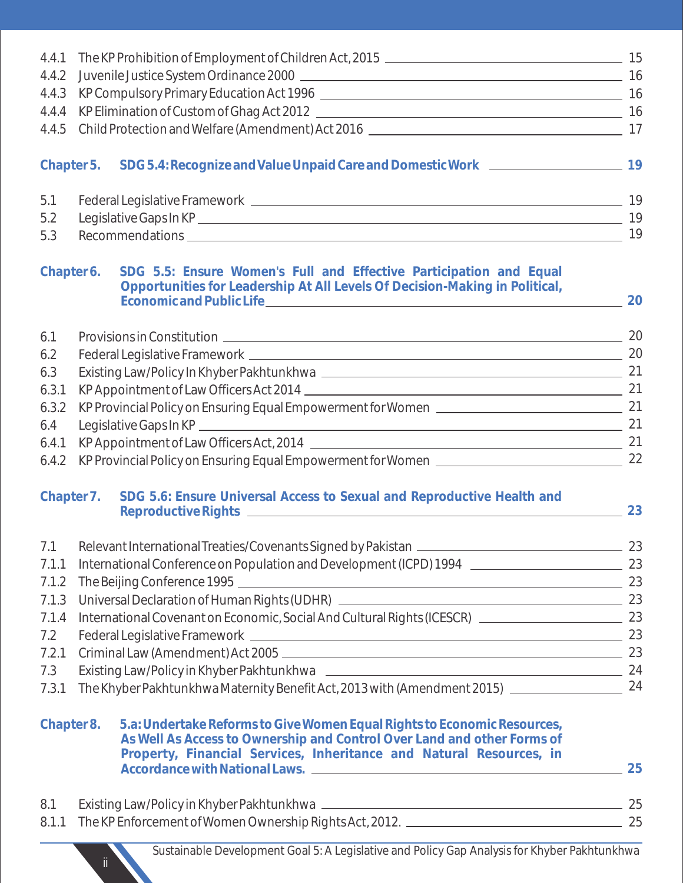| | | |
|---|---|---|
| 4.4.1 | The KP Prohibition of Employment of Children Act, 2015 | 15 |
| 4.4.2 | Juvenile Justice System Ordinance 2000 | 16 |
| 4.4.3 | KP Compulsory Primary Education Act 1996 | 16 |
| 4.4.4 | KP Elimination of Custom of Ghag Act 2012 | 16 |
| 4.4.5 | Child Protection and Welfare (Amendment) Act 2016 | 17 |

**Chapter 5. SDG 5.4: Recognize and Value Unpaid Care and Domestic Work** — **19**

| | | |
|---|---|---|
| 5.1 | Federal Legislative Framework | 19 |
| 5.2 | Legislative Gaps In KP | 19 |
| 5.3 | Recommendations | 19 |

**Chapter 6. SDG 5.5: Ensure Women's Full and Effective Participation and Equal Opportunities for Leadership At All Levels Of Decision-Making in Political, Economic and Public Life** — **20**

| | | |
|---|---|---|
| 6.1 | Provisions in Constitution | 20 |
| 6.2 | Federal Legislative Framework | 20 |
| 6.3 | Existing Law/Policy In Khyber Pakhtunkhwa | 21 |
| 6.3.1 | KP Appointment of Law Officers Act 2014 | 21 |
| 6.3.2 | KP Provincial Policy on Ensuring Equal Empowerment for Women | 21 |
| 6.4 | Legislative Gaps In KP | 21 |
| 6.4.1 | KP Appointment of Law Officers Act, 2014 | 21 |
| 6.4.2 | KP Provincial Policy on Ensuring Equal Empowerment for Women | 22 |

**Chapter 7. SDG 5.6: Ensure Universal Access to Sexual and Reproductive Health and Reproductive Rights** — **23**

| | | |
|---|---|---|
| 7.1 | Relevant International Treaties/Covenants Signed by Pakistan | 23 |
| 7.1.1 | International Conference on Population and Development (ICPD) 1994 | 23 |
| 7.1.2 | The Beijing Conference 1995 | 23 |
| 7.1.3 | Universal Declaration of Human Rights (UDHR) | 23 |
| 7.1.4 | International Covenant on Economic, Social And Cultural Rights (ICESCR) | 23 |
| 7.2 | Federal Legislative Framework | 23 |
| 7.2.1 | Criminal Law (Amendment) Act 2005 | 23 |
| 7.3 | Existing Law/Policy in Khyber Pakhtunkhwa | 24 |
| 7.3.1 | The Khyber Pakhtunkhwa Maternity Benefit Act, 2013 with (Amendment 2015) | 24 |

**Chapter 8. 5.a: Undertake Reforms to Give Women Equal Rights to Economic Resources, As Well As Access to Ownership and Control Over Land and other Forms of Property, Financial Services, Inheritance and Natural Resources, in Accordance with National Laws.** — **25**

| | | |
|---|---|---|
| 8.1 | Existing Law/Policy in Khyber Pakhtunkhwa | 25 |
| 8.1.1 | The KP Enforcement of Women Ownership Rights Act, 2012. | 25 |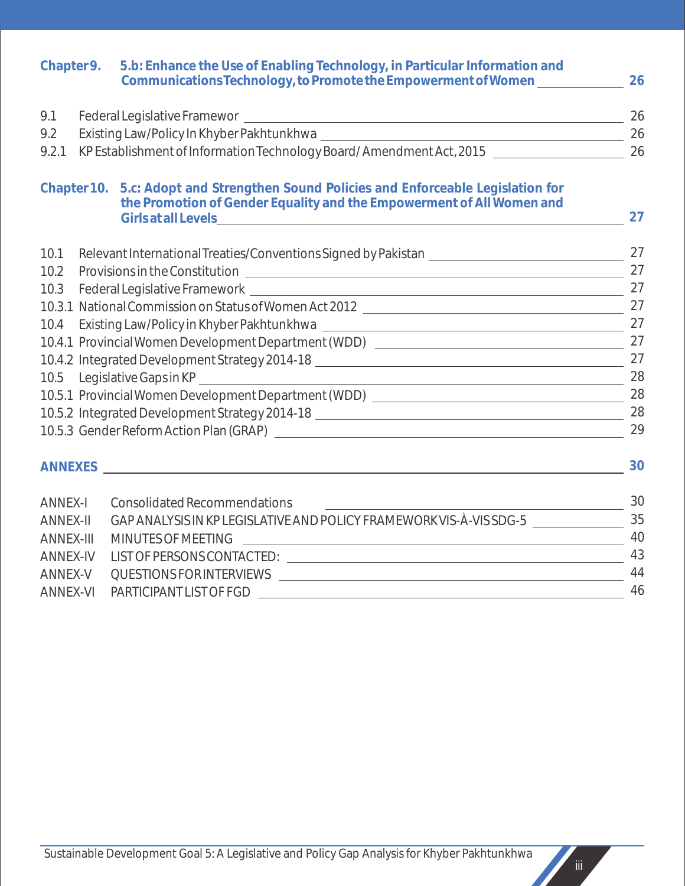**Chapter 9. 5.b: Enhance the Use of Enabling Technology, in Particular Information and Communications Technology, to Promote the Empowerment of Women** 26

9.1 Federal Legislative Framewor 26
9.2 Existing Law/Policy In Khyber Pakhtunkhwa 26
9.2.1 KP Establishment of Information Technology Board/ Amendment Act, 2015 26

**Chapter 10. 5.c: Adopt and Strengthen Sound Policies and Enforceable Legislation for the Promotion of Gender Equality and the Empowerment of All Women and Girls at all Levels** 27

10.1 Relevant International Treaties/Conventions Signed by Pakistan 27
10.2 Provisions in the Constitution 27
10.3 Federal Legislative Framework 27
10.3.1 National Commission on Status of Women Act 2012 27
10.4 Existing Law/Policy in Khyber Pakhtunkhwa 27
10.4.1 Provincial Women Development Department (WDD) 27
10.4.2 Integrated Development Strategy 2014-18 27
10.5 Legislative Gaps in KP 28
10.5.1 Provincial Women Development Department (WDD) 28
10.5.2 Integrated Development Strategy 2014-18 28
10.5.3 Gender Reform Action Plan (GRAP) 29

**ANNEXES** 30

ANNEX-I Consolidated Recommendations 30
ANNEX-II GAP ANALYSIS IN KP LEGISLATIVE AND POLICY FRAMEWORK VIS-À-VIS SDG-5 35
ANNEX-III MINUTES OF MEETING 40
ANNEX-IV LIST OF PERSONS CONTACTED: 43
ANNEX-V QUESTIONS FOR INTERVIEWS 44
ANNEX-VI PARTICIPANT LIST OF FGD 46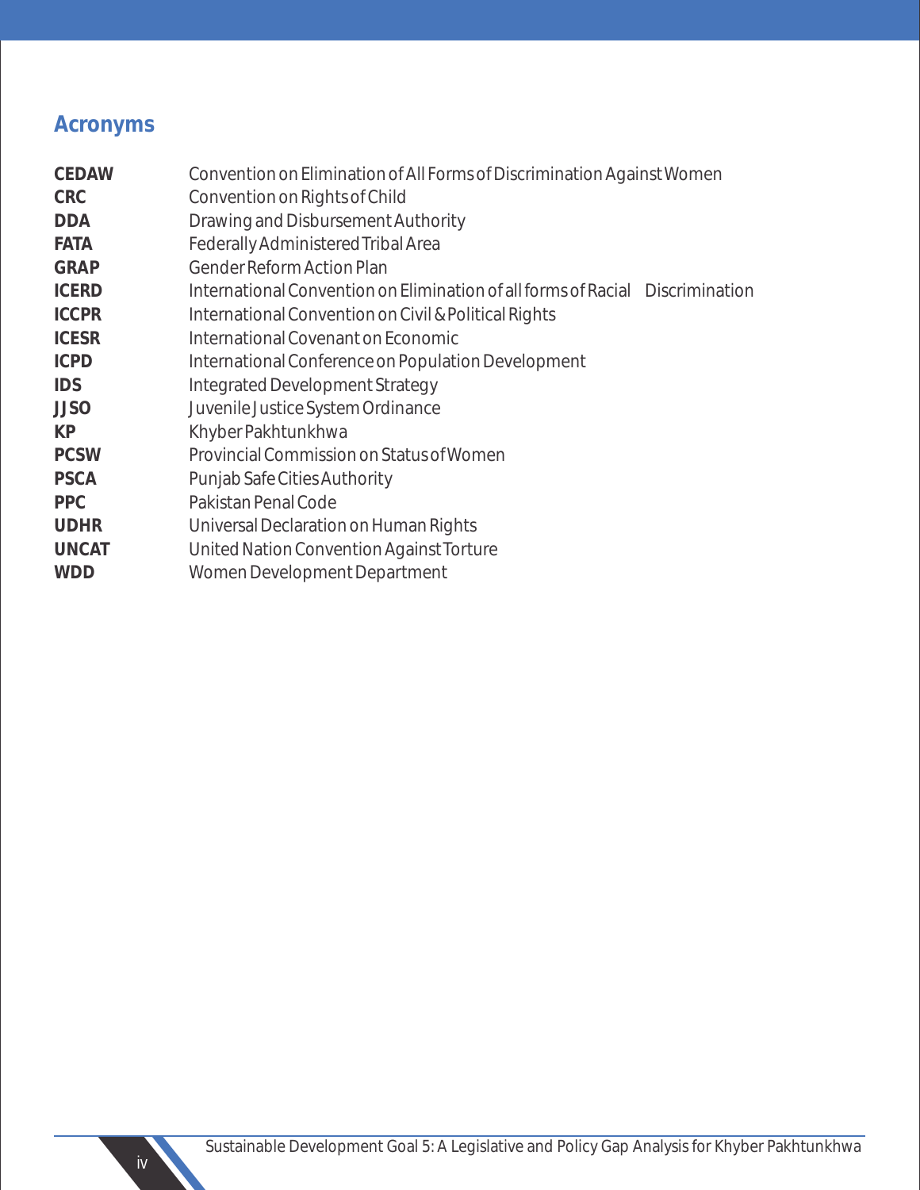## Acronyms

| | |
|---|---|
| **CEDAW** | Convention on Elimination of All Forms of Discrimination Against Women |
| **CRC** | Convention on Rights of Child |
| **DDA** | Drawing and Disbursement Authority |
| **FATA** | Federally Administered Tribal Area |
| **GRAP** | Gender Reform Action Plan |
| **ICERD** | International Convention on Elimination of all forms of Racial Discrimination |
| **ICCPR** | International Convention on Civil & Political Rights |
| **ICESR** | International Covenant on Economic |
| **ICPD** | International Conference on Population Development |
| **IDS** | Integrated Development Strategy |
| **JJSO** | Juvenile Justice System Ordinance |
| **KP** | Khyber Pakhtunkhwa |
| **PCSW** | Provincial Commission on Status of Women |
| **PSCA** | Punjab Safe Cities Authority |
| **PPC** | Pakistan Penal Code |
| **UDHR** | Universal Declaration on Human Rights |
| **UNCAT** | United Nation Convention Against Torture |
| **WDD** | Women Development Department |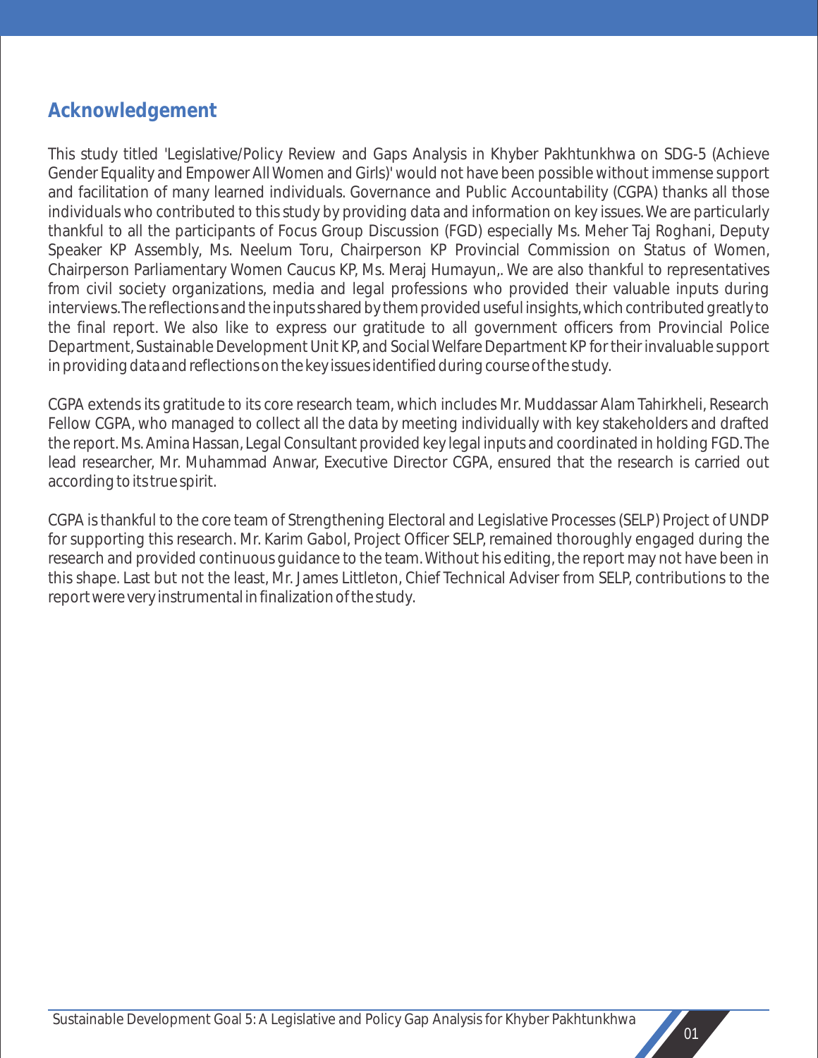## Acknowledgement

This study titled 'Legislative/Policy Review and Gaps Analysis in Khyber Pakhtunkhwa on SDG-5 (Achieve Gender Equality and Empower All Women and Girls)' would not have been possible without immense support and facilitation of many learned individuals. Governance and Public Accountability (CGPA) thanks all those individuals who contributed to this study by providing data and information on key issues. We are particularly thankful to all the participants of Focus Group Discussion (FGD) especially Ms. Meher Taj Roghani, Deputy Speaker KP Assembly, Ms. Neelum Toru, Chairperson KP Provincial Commission on Status of Women, Chairperson Parliamentary Women Caucus KP, Ms. Meraj Humayun,. We are also thankful to representatives from civil society organizations, media and legal professions who provided their valuable inputs during interviews. The reflections and the inputs shared by them provided useful insights, which contributed greatly to the final report. We also like to express our gratitude to all government officers from Provincial Police Department, Sustainable Development Unit KP, and Social Welfare Department KP for their invaluable support in providing data and reflections on the key issues identified during course of the study.

CGPA extends its gratitude to its core research team, which includes Mr. Muddassar Alam Tahirkheli, Research Fellow CGPA, who managed to collect all the data by meeting individually with key stakeholders and drafted the report. Ms. Amina Hassan, Legal Consultant provided key legal inputs and coordinated in holding FGD. The lead researcher, Mr. Muhammad Anwar, Executive Director CGPA, ensured that the research is carried out according to its true spirit.

CGPA is thankful to the core team of Strengthening Electoral and Legislative Processes (SELP) Project of UNDP for supporting this research. Mr. Karim Gabol, Project Officer SELP, remained thoroughly engaged during the research and provided continuous guidance to the team. Without his editing, the report may not have been in this shape. Last but not the least, Mr. James Littleton, Chief Technical Adviser from SELP, contributions to the report were very instrumental in finalization of the study.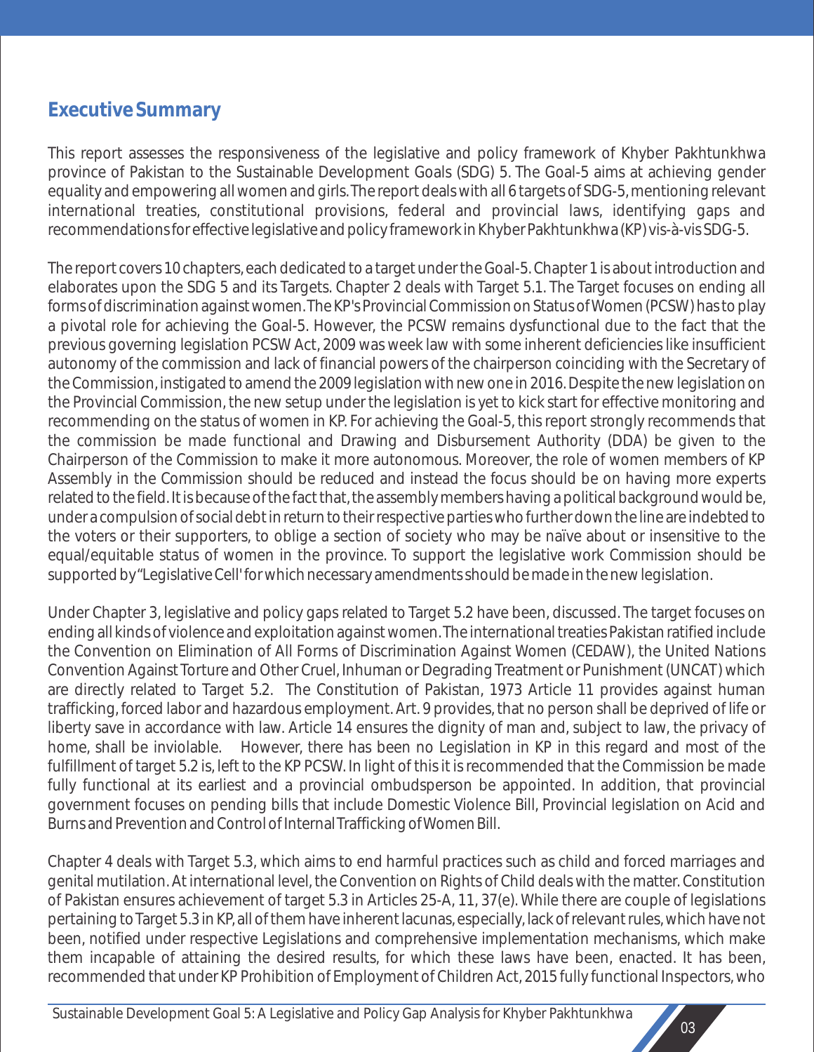## Executive Summary

This report assesses the responsiveness of the legislative and policy framework of Khyber Pakhtunkhwa province of Pakistan to the Sustainable Development Goals (SDG) 5. The Goal-5 aims at achieving gender equality and empowering all women and girls. The report deals with all 6 targets of SDG-5, mentioning relevant international treaties, constitutional provisions, federal and provincial laws, identifying gaps and recommendations for effective legislative and policy framework in Khyber Pakhtunkhwa (KP) vis-à-vis SDG-5.

The report covers 10 chapters, each dedicated to a target under the Goal-5. Chapter 1 is about introduction and elaborates upon the SDG 5 and its Targets. Chapter 2 deals with Target 5.1. The Target focuses on ending all forms of discrimination against women. The KP's Provincial Commission on Status of Women (PCSW) has to play a pivotal role for achieving the Goal-5. However, the PCSW remains dysfunctional due to the fact that the previous governing legislation PCSW Act, 2009 was week law with some inherent deficiencies like insufficient autonomy of the commission and lack of financial powers of the chairperson coinciding with the Secretary of the Commission, instigated to amend the 2009 legislation with new one in 2016. Despite the new legislation on the Provincial Commission, the new setup under the legislation is yet to kick start for effective monitoring and recommending on the status of women in KP. For achieving the Goal-5, this report strongly recommends that the commission be made functional and Drawing and Disbursement Authority (DDA) be given to the Chairperson of the Commission to make it more autonomous. Moreover, the role of women members of KP Assembly in the Commission should be reduced and instead the focus should be on having more experts related to the field. It is because of the fact that, the assembly members having a political background would be, under a compulsion of social debt in return to their respective parties who further down the line are indebted to the voters or their supporters, to oblige a section of society who may be naïve about or insensitive to the equal/equitable status of women in the province. To support the legislative work Commission should be supported by "Legislative Cell' for which necessary amendments should be made in the new legislation.

Under Chapter 3, legislative and policy gaps related to Target 5.2 have been, discussed. The target focuses on ending all kinds of violence and exploitation against women. The international treaties Pakistan ratified include the Convention on Elimination of All Forms of Discrimination Against Women (CEDAW), the United Nations Convention Against Torture and Other Cruel, Inhuman or Degrading Treatment or Punishment (UNCAT) which are directly related to Target 5.2. The Constitution of Pakistan, 1973 Article 11 provides against human trafficking, forced labor and hazardous employment. Art. 9 provides, that no person shall be deprived of life or liberty save in accordance with law. Article 14 ensures the dignity of man and, subject to law, the privacy of home, shall be inviolable. However, there has been no Legislation in KP in this regard and most of the fulfillment of target 5.2 is, left to the KP PCSW. In light of this it is recommended that the Commission be made fully functional at its earliest and a provincial ombudsperson be appointed. In addition, that provincial government focuses on pending bills that include Domestic Violence Bill, Provincial legislation on Acid and Burns and Prevention and Control of Internal Trafficking of Women Bill.

Chapter 4 deals with Target 5.3, which aims to end harmful practices such as child and forced marriages and genital mutilation. At international level, the Convention on Rights of Child deals with the matter. Constitution of Pakistan ensures achievement of target 5.3 in Articles 25-A, 11, 37(e). While there are couple of legislations pertaining to Target 5.3 in KP, all of them have inherent lacunas, especially, lack of relevant rules, which have not been, notified under respective Legislations and comprehensive implementation mechanisms, which make them incapable of attaining the desired results, for which these laws have been, enacted. It has been, recommended that under KP Prohibition of Employment of Children Act, 2015 fully functional Inspectors, who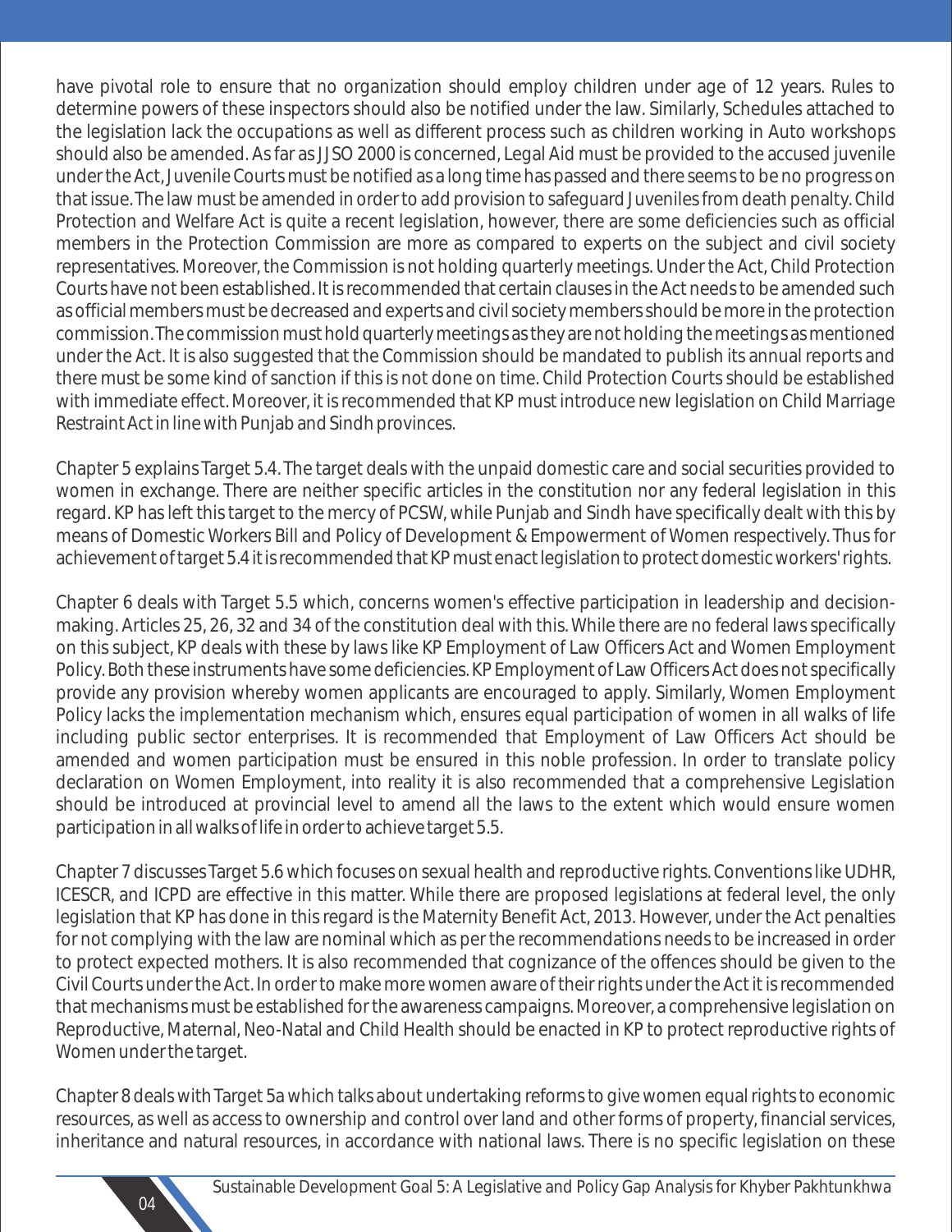have pivotal role to ensure that no organization should employ children under age of 12 years. Rules to determine powers of these inspectors should also be notified under the law. Similarly, Schedules attached to the legislation lack the occupations as well as different process such as children working in Auto workshops should also be amended. As far as JJSO 2000 is concerned, Legal Aid must be provided to the accused juvenile under the Act, Juvenile Courts must be notified as a long time has passed and there seems to be no progress on that issue. The law must be amended in order to add provision to safeguard Juveniles from death penalty. Child Protection and Welfare Act is quite a recent legislation, however, there are some deficiencies such as official members in the Protection Commission are more as compared to experts on the subject and civil society representatives. Moreover, the Commission is not holding quarterly meetings. Under the Act, Child Protection Courts have not been established. It is recommended that certain clauses in the Act needs to be amended such as official members must be decreased and experts and civil society members should be more in the protection commission. The commission must hold quarterly meetings as they are not holding the meetings as mentioned under the Act. It is also suggested that the Commission should be mandated to publish its annual reports and there must be some kind of sanction if this is not done on time. Child Protection Courts should be established with immediate effect. Moreover, it is recommended that KP must introduce new legislation on Child Marriage Restraint Act in line with Punjab and Sindh provinces.

Chapter 5 explains Target 5.4. The target deals with the unpaid domestic care and social securities provided to women in exchange. There are neither specific articles in the constitution nor any federal legislation in this regard. KP has left this target to the mercy of PCSW, while Punjab and Sindh have specifically dealt with this by means of Domestic Workers Bill and Policy of Development & Empowerment of Women respectively. Thus for achievement of target 5.4 it is recommended that KP must enact legislation to protect domestic workers' rights.

Chapter 6 deals with Target 5.5 which, concerns women's effective participation in leadership and decision-making. Articles 25, 26, 32 and 34 of the constitution deal with this. While there are no federal laws specifically on this subject, KP deals with these by laws like KP Employment of Law Officers Act and Women Employment Policy. Both these instruments have some deficiencies. KP Employment of Law Officers Act does not specifically provide any provision whereby women applicants are encouraged to apply. Similarly, Women Employment Policy lacks the implementation mechanism which, ensures equal participation of women in all walks of life including public sector enterprises. It is recommended that Employment of Law Officers Act should be amended and women participation must be ensured in this noble profession. In order to translate policy declaration on Women Employment, into reality it is also recommended that a comprehensive Legislation should be introduced at provincial level to amend all the laws to the extent which would ensure women participation in all walks of life in order to achieve target 5.5.

Chapter 7 discusses Target 5.6 which focuses on sexual health and reproductive rights. Conventions like UDHR, ICESCR, and ICPD are effective in this matter. While there are proposed legislations at federal level, the only legislation that KP has done in this regard is the Maternity Benefit Act, 2013. However, under the Act penalties for not complying with the law are nominal which as per the recommendations needs to be increased in order to protect expected mothers. It is also recommended that cognizance of the offences should be given to the Civil Courts under the Act. In order to make more women aware of their rights under the Act it is recommended that mechanisms must be established for the awareness campaigns. Moreover, a comprehensive legislation on Reproductive, Maternal, Neo-Natal and Child Health should be enacted in KP to protect reproductive rights of Women under the target.

Chapter 8 deals with Target 5a which talks about undertaking reforms to give women equal rights to economic resources, as well as access to ownership and control over land and other forms of property, financial services, inheritance and natural resources, in accordance with national laws. There is no specific legislation on these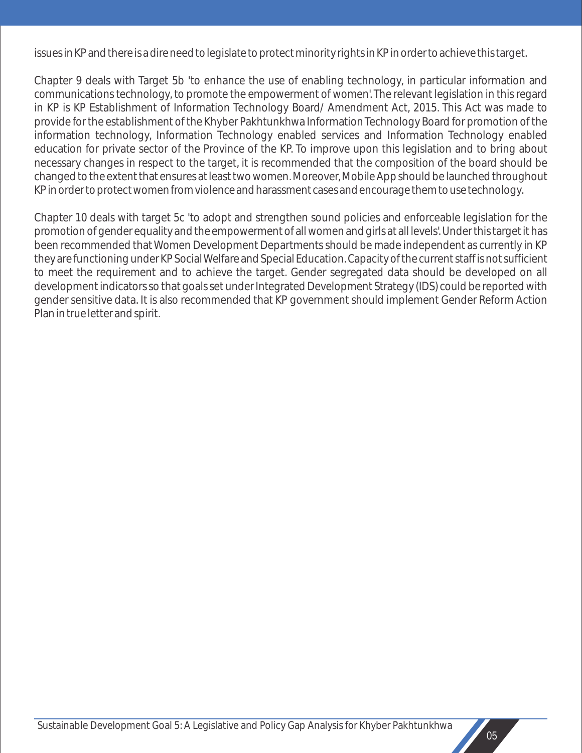issues in KP and there is a dire need to legislate to protect minority rights in KP in order to achieve this target.

Chapter 9 deals with Target 5b 'to enhance the use of enabling technology, in particular information and communications technology, to promote the empowerment of women'. The relevant legislation in this regard in KP is KP Establishment of Information Technology Board/ Amendment Act, 2015. This Act was made to provide for the establishment of the Khyber Pakhtunkhwa Information Technology Board for promotion of the information technology, Information Technology enabled services and Information Technology enabled education for private sector of the Province of the KP. To improve upon this legislation and to bring about necessary changes in respect to the target, it is recommended that the composition of the board should be changed to the extent that ensures at least two women. Moreover, Mobile App should be launched throughout KP in order to protect women from violence and harassment cases and encourage them to use technology.

Chapter 10 deals with target 5c 'to adopt and strengthen sound policies and enforceable legislation for the promotion of gender equality and the empowerment of all women and girls at all levels'. Under this target it has been recommended that Women Development Departments should be made independent as currently in KP they are functioning under KP Social Welfare and Special Education. Capacity of the current staff is not sufficient to meet the requirement and to achieve the target. Gender segregated data should be developed on all development indicators so that goals set under Integrated Development Strategy (IDS) could be reported with gender sensitive data. It is also recommended that KP government should implement Gender Reform Action Plan in true letter and spirit.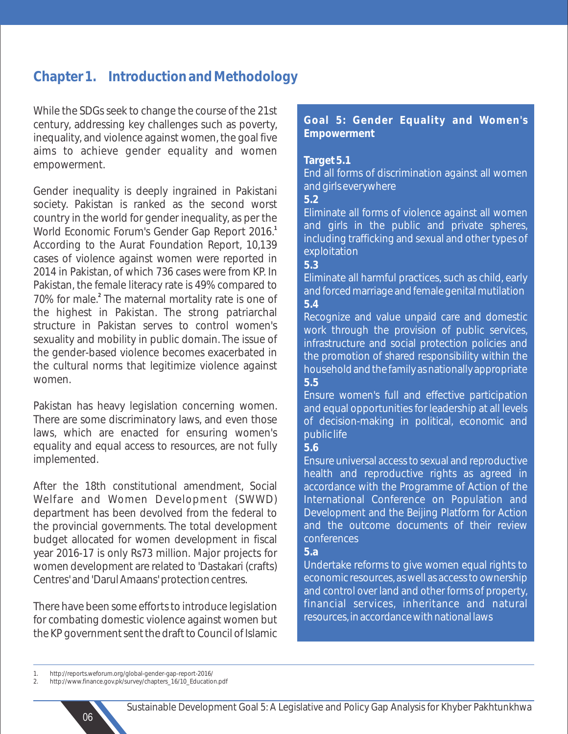# Chapter 1. Introduction and Methodology

While the SDGs seek to change the course of the 21st century, addressing key challenges such as poverty, inequality, and violence against women, the goal five aims to achieve gender equality and women empowerment.

Gender inequality is deeply ingrained in Pakistani society. Pakistan is ranked as the second worst country in the world for gender inequality, as per the World Economic Forum's Gender Gap Report 2016.[1] According to the Aurat Foundation Report, 10,139 cases of violence against women were reported in 2014 in Pakistan, of which 736 cases were from KP. In Pakistan, the female literacy rate is 49% compared to 70% for male.[2] The maternal mortality rate is one of the highest in Pakistan. The strong patriarchal structure in Pakistan serves to control women's sexuality and mobility in public domain. The issue of the gender-based violence becomes exacerbated in the cultural norms that legitimize violence against women.

Pakistan has heavy legislation concerning women. There are some discriminatory laws, and even those laws, which are enacted for ensuring women's equality and equal access to resources, are not fully implemented.

After the 18th constitutional amendment, Social Welfare and Women Development (SWWD) department has been devolved from the federal to the provincial governments. The total development budget allocated for women development in fiscal year 2016-17 is only Rs73 million. Major projects for women development are related to 'Dastakari (crafts) Centres' and 'Darul Amaans' protection centres.

There have been some efforts to introduce legislation for combating domestic violence against women but the KP government sent the draft to Council of Islamic

**Goal 5: Gender Equality and Women's Empowerment**

**Target 5.1**
End all forms of discrimination against all women and girls everywhere

**5.2**
Eliminate all forms of violence against all women and girls in the public and private spheres, including trafficking and sexual and other types of exploitation

**5.3**
Eliminate all harmful practices, such as child, early and forced marriage and female genital mutilation

**5.4**
Recognize and value unpaid care and domestic work through the provision of public services, infrastructure and social protection policies and the promotion of shared responsibility within the household and the family as nationally appropriate

**5.5**
Ensure women's full and effective participation and equal opportunities for leadership at all levels of decision-making in political, economic and public life

**5.6**
Ensure universal access to sexual and reproductive health and reproductive rights as agreed in accordance with the Programme of Action of the International Conference on Population and Development and the Beijing Platform for Action and the outcome documents of their review conferences

**5.a**
Undertake reforms to give women equal rights to economic resources, as well as access to ownership and control over land and other forms of property, financial services, inheritance and natural resources, in accordance with national laws

---

1. http://reports.weforum.org/global-gender-gap-report-2016/
2. http://www.finance.gov.pk/survey/chapters_16/10_Education.pdf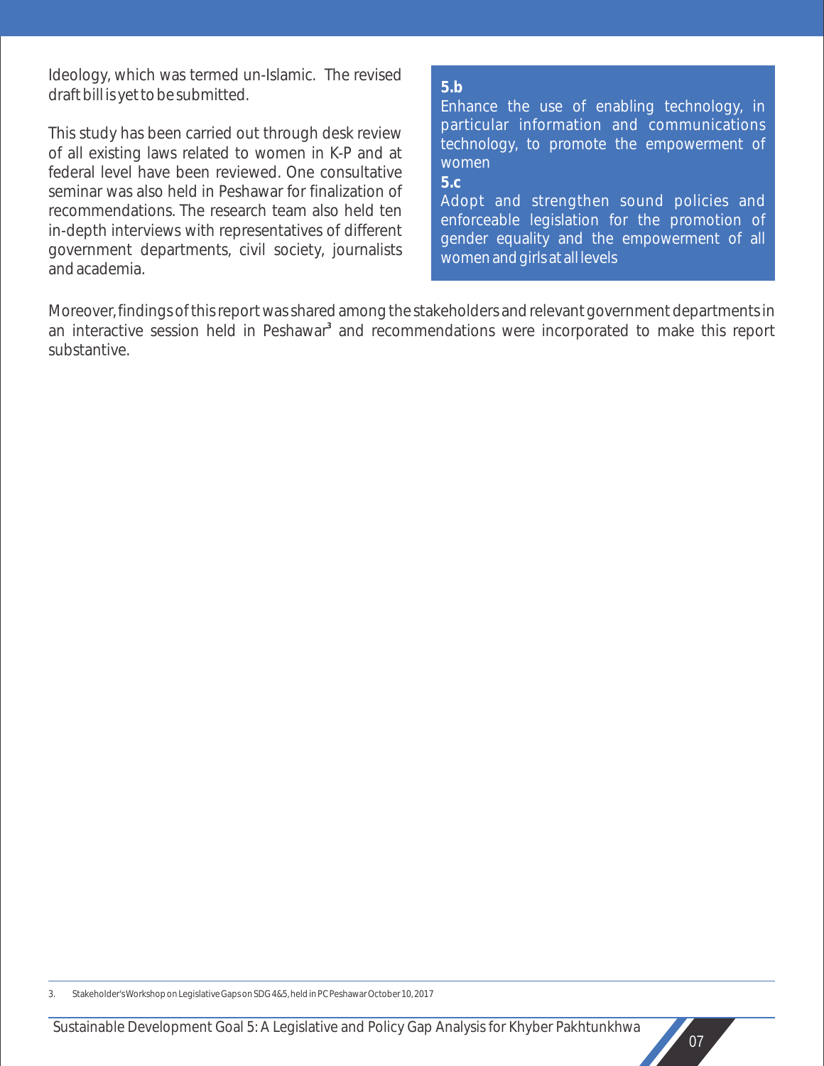Ideology, which was termed un-Islamic. The revised draft bill is yet to be submitted.

This study has been carried out through desk review of all existing laws related to women in K-P and at federal level have been reviewed. One consultative seminar was also held in Peshawar for finalization of recommendations. The research team also held ten in-depth interviews with representatives of different government departments, civil society, journalists and academia.

**5.b**
Enhance the use of enabling technology, in particular information and communications technology, to promote the empowerment of women

**5.c**
Adopt and strengthen sound policies and enforceable legislation for the promotion of gender equality and the empowerment of all women and girls at all levels

Moreover, findings of this report was shared among the stakeholders and relevant government departments in an interactive session held in Peshawar[3] and recommendations were incorporated to make this report substantive.

3. Stakeholder's Workshop on Legislative Gaps on SDG 4&5, held in PC Peshawar October 10, 2017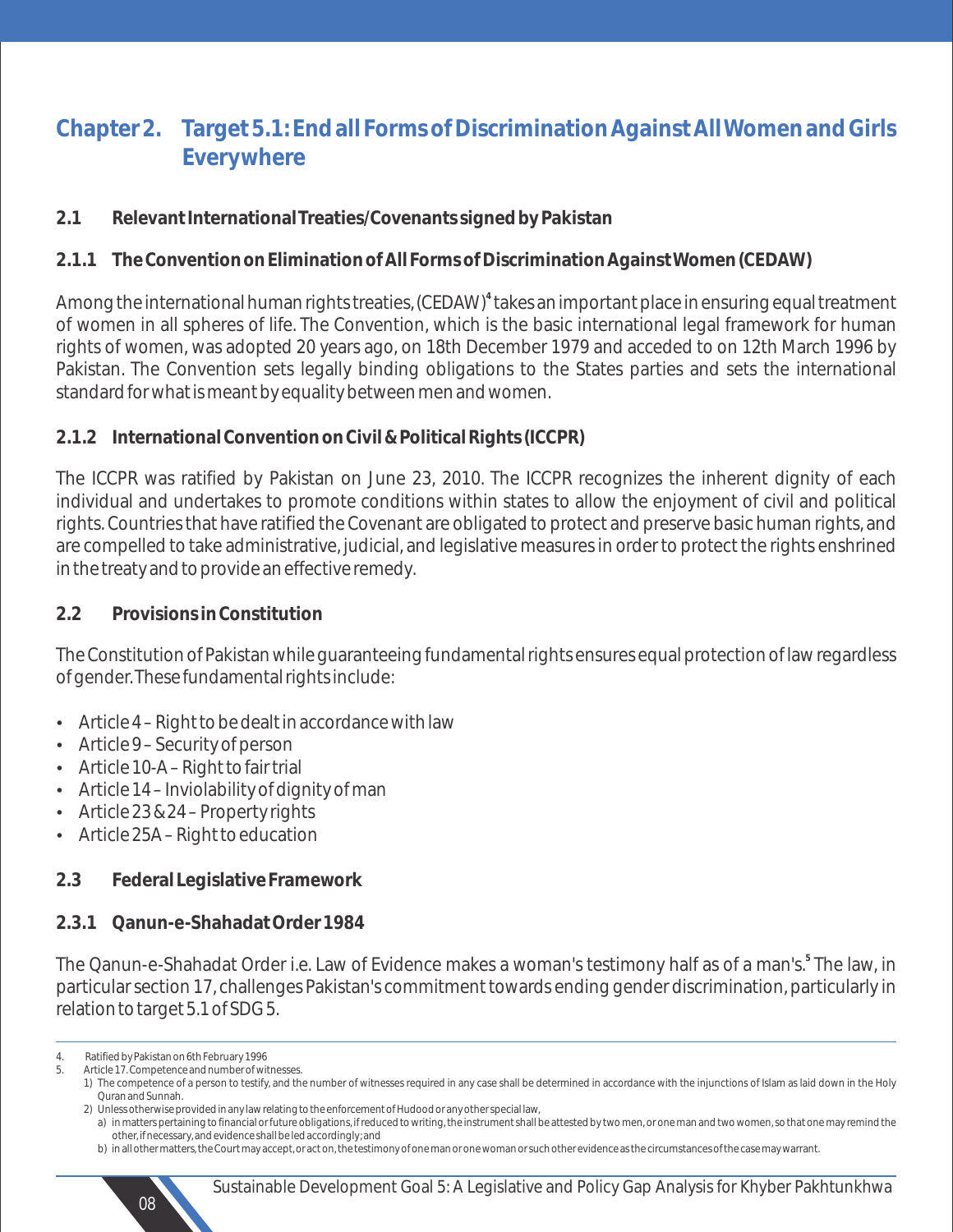# Chapter 2. Target 5.1: End all Forms of Discrimination Against All Women and Girls Everywhere

## 2.1 Relevant International Treaties/Covenants signed by Pakistan

### 2.1.1 The Convention on Elimination of All Forms of Discrimination Against Women (CEDAW)

Among the international human rights treaties, (CEDAW)[4] takes an important place in ensuring equal treatment of women in all spheres of life. The Convention, which is the basic international legal framework for human rights of women, was adopted 20 years ago, on 18th December 1979 and acceded to on 12th March 1996 by Pakistan. The Convention sets legally binding obligations to the States parties and sets the international standard for what is meant by equality between men and women.

### 2.1.2 International Convention on Civil & Political Rights (ICCPR)

The ICCPR was ratified by Pakistan on June 23, 2010. The ICCPR recognizes the inherent dignity of each individual and undertakes to promote conditions within states to allow the enjoyment of civil and political rights. Countries that have ratified the Covenant are obligated to protect and preserve basic human rights, and are compelled to take administrative, judicial, and legislative measures in order to protect the rights enshrined in the treaty and to provide an effective remedy.

## 2.2 Provisions in Constitution

The Constitution of Pakistan while guaranteeing fundamental rights ensures equal protection of law regardless of gender. These fundamental rights include:

- Article 4 – Right to be dealt in accordance with law
- Article 9 – Security of person
- Article 10-A – Right to fair trial
- Article 14 – Inviolability of dignity of man
- Article 23 & 24 – Property rights
- Article 25A – Right to education

## 2.3 Federal Legislative Framework

### 2.3.1 Qanun-e-Shahadat Order 1984

The Qanun-e-Shahadat Order i.e. Law of Evidence makes a woman's testimony half as of a man's.[5] The law, in particular section 17, challenges Pakistan's commitment towards ending gender discrimination, particularly in relation to target 5.1 of SDG 5.

---

4. Ratified by Pakistan on 6th February 1996
5. Article 17. Competence and number of witnesses.
   1) The competence of a person to testify, and the number of witnesses required in any case shall be determined in accordance with the injunctions of Islam as laid down in the Holy Quran and Sunnah.
   2) Unless otherwise provided in any law relating to the enforcement of Hudood or any other special law,
      a) in matters pertaining to financial or future obligations, if reduced to writing, the instrument shall be attested by two men, or one man and two women, so that one may remind the other, if necessary, and evidence shall be led accordingly; and
      b) in all other matters, the Court may accept, or act on, the testimony of one man or one woman or such other evidence as the circumstances of the case may warrant.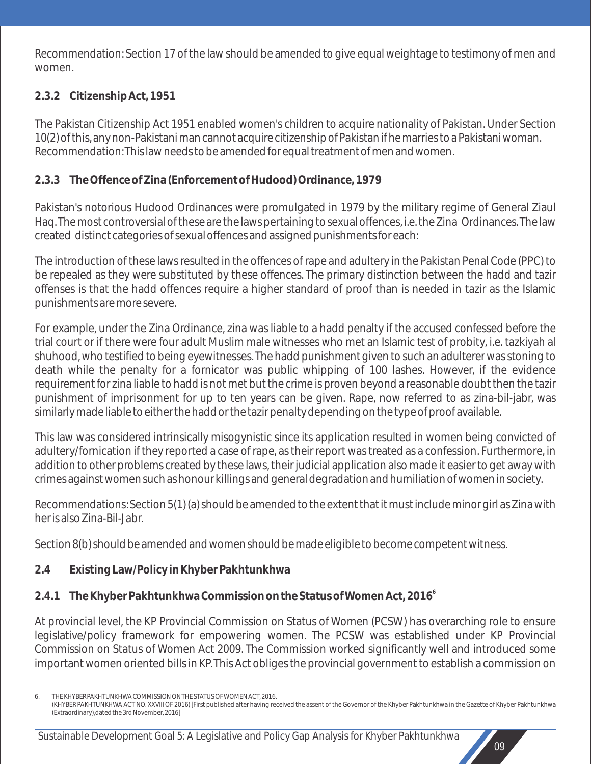Recommendation: Section 17 of the law should be amended to give equal weightage to testimony of men and women.

### 2.3.2 Citizenship Act, 1951

The Pakistan Citizenship Act 1951 enabled women's children to acquire nationality of Pakistan. Under Section 10(2) of this, any non-Pakistani man cannot acquire citizenship of Pakistan if he marries to a Pakistani woman. Recommendation: This law needs to be amended for equal treatment of men and women.

### 2.3.3 The Offence of Zina (Enforcement of Hudood) Ordinance, 1979

Pakistan's notorious Hudood Ordinances were promulgated in 1979 by the military regime of General Ziaul Haq. The most controversial of these are the laws pertaining to sexual offences, i.e. the Zina Ordinances. The law created distinct categories of sexual offences and assigned punishments for each:

The introduction of these laws resulted in the offences of rape and adultery in the Pakistan Penal Code (PPC) to be repealed as they were substituted by these offences. The primary distinction between the hadd and tazir offenses is that the hadd offences require a higher standard of proof than is needed in tazir as the Islamic punishments are more severe.

For example, under the Zina Ordinance, zina was liable to a hadd penalty if the accused confessed before the trial court or if there were four adult Muslim male witnesses who met an Islamic test of probity, i.e. tazkiyah al shuhood, who testified to being eyewitnesses. The hadd punishment given to such an adulterer was stoning to death while the penalty for a fornicator was public whipping of 100 lashes. However, if the evidence requirement for zina liable to hadd is not met but the crime is proven beyond a reasonable doubt then the tazir punishment of imprisonment for up to ten years can be given. Rape, now referred to as zina-bil-jabr, was similarly made liable to either the hadd or the tazir penalty depending on the type of proof available.

This law was considered intrinsically misogynistic since its application resulted in women being convicted of adultery/fornication if they reported a case of rape, as their report was treated as a confession. Furthermore, in addition to other problems created by these laws, their judicial application also made it easier to get away with crimes against women such as honour killings and general degradation and humiliation of women in society.

Recommendations: Section 5(1) (a) should be amended to the extent that it must include minor girl as Zina with her is also Zina-Bil-Jabr.

Section 8(b) should be amended and women should be made eligible to become competent witness.

## 2.4 Existing Law/Policy in Khyber Pakhtunkhwa

### 2.4.1 The Khyber Pakhtunkhwa Commission on the Status of Women Act, 2016[6]

At provincial level, the KP Provincial Commission on Status of Women (PCSW) has overarching role to ensure legislative/policy framework for empowering women. The PCSW was established under KP Provincial Commission on Status of Women Act 2009. The Commission worked significantly well and introduced some important women oriented bills in KP. This Act obliges the provincial government to establish a commission on

6. THE KHYBER PAKHTUNKHWA COMMISSION ON THE STATUS OF WOMEN ACT, 2016. (KHYBER PAKHTUNKHWA ACT NO. XXVIII OF 2016) [First published after having received the assent of the Governor of the Khyber Pakhtunkhwa in the Gazette of Khyber Pakhtunkhwa (Extraordinary), dated the 3rd November, 2016]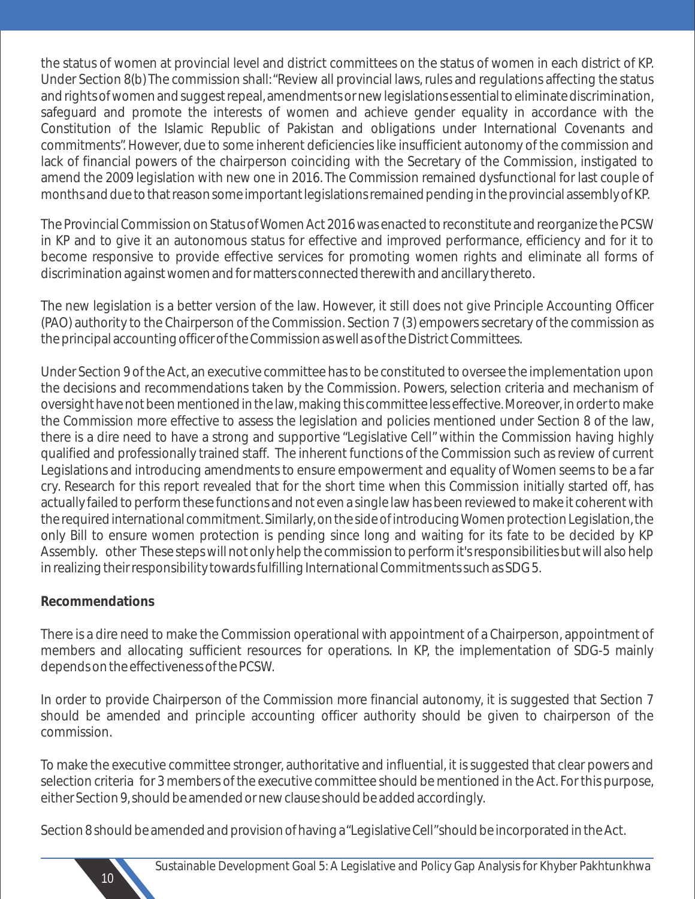the status of women at provincial level and district committees on the status of women in each district of KP. Under Section 8(b) The commission shall: "Review all provincial laws, rules and regulations affecting the status and rights of women and suggest repeal, amendments or new legislations essential to eliminate discrimination, safeguard and promote the interests of women and achieve gender equality in accordance with the Constitution of the Islamic Republic of Pakistan and obligations under International Covenants and commitments". However, due to some inherent deficiencies like insufficient autonomy of the commission and lack of financial powers of the chairperson coinciding with the Secretary of the Commission, instigated to amend the 2009 legislation with new one in 2016. The Commission remained dysfunctional for last couple of months and due to that reason some important legislations remained pending in the provincial assembly of KP.

The Provincial Commission on Status of Women Act 2016 was enacted to reconstitute and reorganize the PCSW in KP and to give it an autonomous status for effective and improved performance, efficiency and for it to become responsive to provide effective services for promoting women rights and eliminate all forms of discrimination against women and for matters connected therewith and ancillary thereto.

The new legislation is a better version of the law. However, it still does not give Principle Accounting Officer (PAO) authority to the Chairperson of the Commission. Section 7 (3) empowers secretary of the commission as the principal accounting officer of the Commission as well as of the District Committees.

Under Section 9 of the Act, an executive committee has to be constituted to oversee the implementation upon the decisions and recommendations taken by the Commission. Powers, selection criteria and mechanism of oversight have not been mentioned in the law, making this committee less effective. Moreover, in order to make the Commission more effective to assess the legislation and policies mentioned under Section 8 of the law, there is a dire need to have a strong and supportive "Legislative Cell" within the Commission having highly qualified and professionally trained staff. The inherent functions of the Commission such as review of current Legislations and introducing amendments to ensure empowerment and equality of Women seems to be a far cry. Research for this report revealed that for the short time when this Commission initially started off, has actually failed to perform these functions and not even a single law has been reviewed to make it coherent with the required international commitment. Similarly, on the side of introducing Women protection Legislation, the only Bill to ensure women protection is pending since long and waiting for its fate to be decided by KP Assembly. other These steps will not only help the commission to perform it's responsibilities but will also help in realizing their responsibility towards fulfilling International Commitments such as SDG 5.

**Recommendations**

There is a dire need to make the Commission operational with appointment of a Chairperson, appointment of members and allocating sufficient resources for operations. In KP, the implementation of SDG-5 mainly depends on the effectiveness of the PCSW.

In order to provide Chairperson of the Commission more financial autonomy, it is suggested that Section 7 should be amended and principle accounting officer authority should be given to chairperson of the commission.

To make the executive committee stronger, authoritative and influential, it is suggested that clear powers and selection criteria for 3 members of the executive committee should be mentioned in the Act. For this purpose, either Section 9, should be amended or new clause should be added accordingly.

Section 8 should be amended and provision of having a "Legislative Cell" should be incorporated in the Act.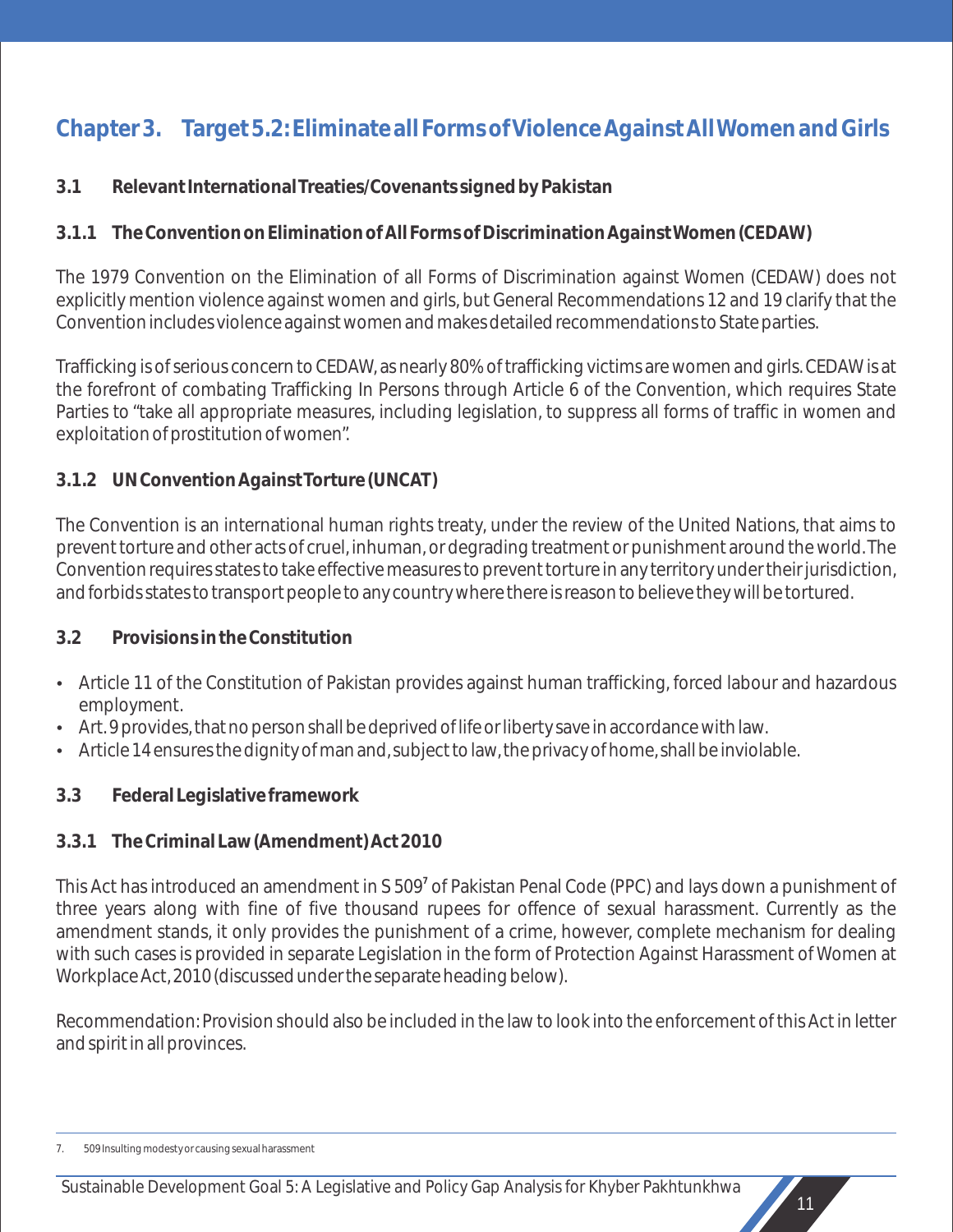# Chapter 3. Target 5.2: Eliminate all Forms of Violence Against All Women and Girls

## 3.1 Relevant International Treaties/Covenants signed by Pakistan

### 3.1.1 The Convention on Elimination of All Forms of Discrimination Against Women (CEDAW)

The 1979 Convention on the Elimination of all Forms of Discrimination against Women (CEDAW) does not explicitly mention violence against women and girls, but General Recommendations 12 and 19 clarify that the Convention includes violence against women and makes detailed recommendations to State parties.

Trafficking is of serious concern to CEDAW, as nearly 80% of trafficking victims are women and girls. CEDAW is at the forefront of combating Trafficking In Persons through Article 6 of the Convention, which requires State Parties to "take all appropriate measures, including legislation, to suppress all forms of traffic in women and exploitation of prostitution of women".

### 3.1.2 UN Convention Against Torture (UNCAT)

The Convention is an international human rights treaty, under the review of the United Nations, that aims to prevent torture and other acts of cruel, inhuman, or degrading treatment or punishment around the world. The Convention requires states to take effective measures to prevent torture in any territory under their jurisdiction, and forbids states to transport people to any country where there is reason to believe they will be tortured.

## 3.2 Provisions in the Constitution

- Article 11 of the Constitution of Pakistan provides against human trafficking, forced labour and hazardous employment.
- Art. 9 provides, that no person shall be deprived of life or liberty save in accordance with law.
- Article 14 ensures the dignity of man and, subject to law, the privacy of home, shall be inviolable.

## 3.3 Federal Legislative framework

### 3.3.1 The Criminal Law (Amendment) Act 2010

This Act has introduced an amendment in S 509[7] of Pakistan Penal Code (PPC) and lays down a punishment of three years along with fine of five thousand rupees for offence of sexual harassment. Currently as the amendment stands, it only provides the punishment of a crime, however, complete mechanism for dealing with such cases is provided in separate Legislation in the form of Protection Against Harassment of Women at Workplace Act, 2010 (discussed under the separate heading below).

Recommendation: Provision should also be included in the law to look into the enforcement of this Act in letter and spirit in all provinces.

---

7. 509 Insulting modesty or causing sexual harassment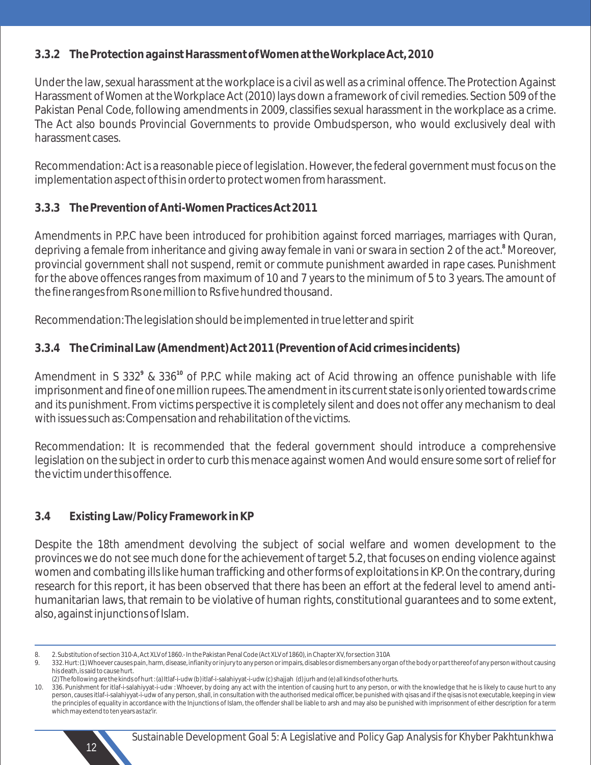### 3.3.2 The Protection against Harassment of Women at the Workplace Act, 2010

Under the law, sexual harassment at the workplace is a civil as well as a criminal offence. The Protection Against Harassment of Women at the Workplace Act (2010) lays down a framework of civil remedies. Section 509 of the Pakistan Penal Code, following amendments in 2009, classifies sexual harassment in the workplace as a crime. The Act also bounds Provincial Governments to provide Ombudsperson, who would exclusively deal with harassment cases.

Recommendation: Act is a reasonable piece of legislation. However, the federal government must focus on the implementation aspect of this in order to protect women from harassment.

### 3.3.3 The Prevention of Anti-Women Practices Act 2011

Amendments in P.P.C have been introduced for prohibition against forced marriages, marriages with Quran, depriving a female from inheritance and giving away female in vani or swara in section 2 of the act.[8] Moreover, provincial government shall not suspend, remit or commute punishment awarded in rape cases. Punishment for the above offences ranges from maximum of 10 and 7 years to the minimum of 5 to 3 years. The amount of the fine ranges from Rs one million to Rs five hundred thousand.

Recommendation: The legislation should be implemented in true letter and spirit

### 3.3.4 The Criminal Law (Amendment) Act 2011 (Prevention of Acid crimes incidents)

Amendment in S 332[9] & 336[10] of P.P.C while making act of Acid throwing an offence punishable with life imprisonment and fine of one million rupees. The amendment in its current state is only oriented towards crime and its punishment. From victims perspective it is completely silent and does not offer any mechanism to deal with issues such as: Compensation and rehabilitation of the victims.

Recommendation: It is recommended that the federal government should introduce a comprehensive legislation on the subject in order to curb this menace against women And would ensure some sort of relief for the victim under this offence.

## 3.4 Existing Law/Policy Framework in KP

Despite the 18th amendment devolving the subject of social welfare and women development to the provinces we do not see much done for the achievement of target 5.2, that focuses on ending violence against women and combating ills like human trafficking and other forms of exploitations in KP. On the contrary, during research for this report, it has been observed that there has been an effort at the federal level to amend anti-humanitarian laws, that remain to be violative of human rights, constitutional guarantees and to some extent, also, against injunctions of Islam.

---

8. 2. Substitution of section 310-A, Act XLV of 1860.- In the Pakistan Penal Code (Act XLV of 1860), in Chapter XV, for section 310A
9. 332. Hurt: (1) Whoever causes pain, harm, disease, infianity or injury to any person or impairs, disables or dismembers any organ of the body or part thereof of any person without causing his death, is said to cause hurt.
   (2) The following are the kinds of hurt : (a) Itlaf-i-udw (b) itlaf-i-salahiyyat-i-udw (c) shajjah (d) jurh and (e) all kinds of other hurts.
10. 336. Punishment for itlaf-i-salahiyyat-i-udw : Whoever, by doing any act with the intention of causing hurt to any person, or with the knowledge that he is likely to cause hurt to any person, causes itlaf-i-salahiyyat-i-udw of any person, shall, in consultation with the authorised medical officer, be punished with qisas and if the qisas is not executable, keeping in view the principles of equality in accordance with the Injunctions of Islam, the offender shall be liable to arsh and may also be punished with imprisonment of either description for a term which may extend to ten years as taz'ir.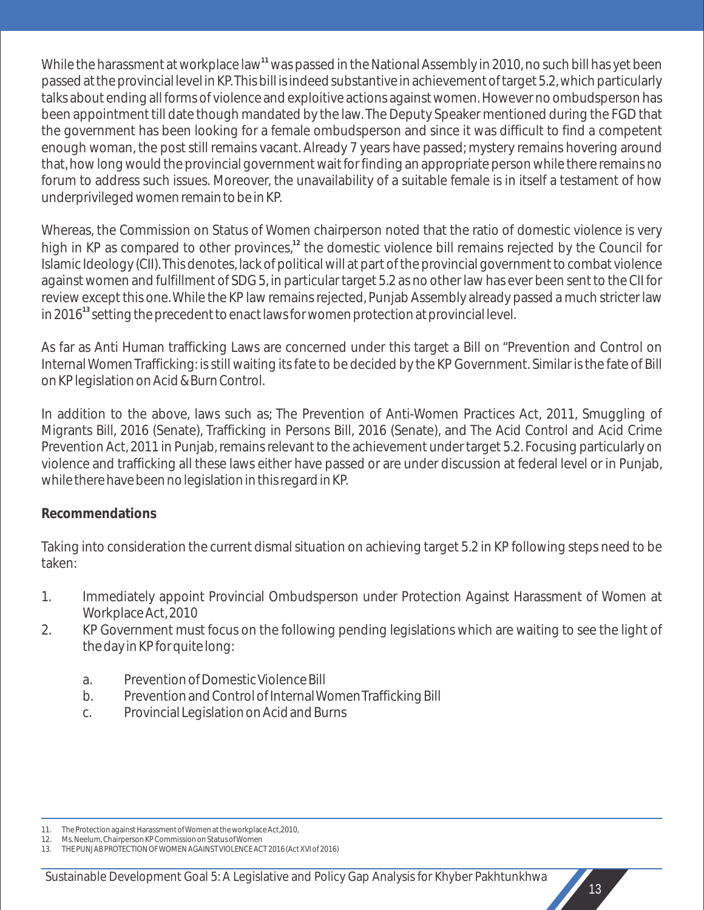While the harassment at workplace law[11] was passed in the National Assembly in 2010, no such bill has yet been passed at the provincial level in KP. This bill is indeed substantive in achievement of target 5.2, which particularly talks about ending all forms of violence and exploitive actions against women. However no ombudsperson has been appointment till date though mandated by the law. The Deputy Speaker mentioned during the FGD that the government has been looking for a female ombudsperson and since it was difficult to find a competent enough woman, the post still remains vacant. Already 7 years have passed; mystery remains hovering around that, how long would the provincial government wait for finding an appropriate person while there remains no forum to address such issues. Moreover, the unavailability of a suitable female is in itself a testament of how underprivileged women remain to be in KP.

Whereas, the Commission on Status of Women chairperson noted that the ratio of domestic violence is very high in KP as compared to other provinces,[12] the domestic violence bill remains rejected by the Council for Islamic Ideology (CII). This denotes, lack of political will at part of the provincial government to combat violence against women and fulfillment of SDG 5, in particular target 5.2 as no other law has ever been sent to the CII for review except this one. While the KP law remains rejected, Punjab Assembly already passed a much stricter law in 2016[13] setting the precedent to enact laws for women protection at provincial level.

As far as Anti Human trafficking Laws are concerned under this target a Bill on "Prevention and Control on Internal Women Trafficking: is still waiting its fate to be decided by the KP Government. Similar is the fate of Bill on KP legislation on Acid & Burn Control.

In addition to the above, laws such as; The Prevention of Anti-Women Practices Act, 2011, Smuggling of Migrants Bill, 2016 (Senate), Trafficking in Persons Bill, 2016 (Senate), and The Acid Control and Acid Crime Prevention Act, 2011 in Punjab, remains relevant to the achievement under target 5.2. Focusing particularly on violence and trafficking all these laws either have passed or are under discussion at federal level or in Punjab, while there have been no legislation in this regard in KP.

**Recommendations**

Taking into consideration the current dismal situation on achieving target 5.2 in KP following steps need to be taken:

1. Immediately appoint Provincial Ombudsperson under Protection Against Harassment of Women at Workplace Act, 2010
2. KP Government must focus on the following pending legislations which are waiting to see the light of the day in KP for quite long:
   a. Prevention of Domestic Violence Bill
   b. Prevention and Control of Internal Women Trafficking Bill
   c. Provincial Legislation on Acid and Burns

---

11. The Protection against Harassment of Women at the workplace Act,2010,
12. Ms. Neelum, Chairperson KP Commission on Status of Women
13. THE PUNJAB PROTECTION OF WOMEN AGAINST VIOLENCE ACT 2016 (Act XVI of 2016)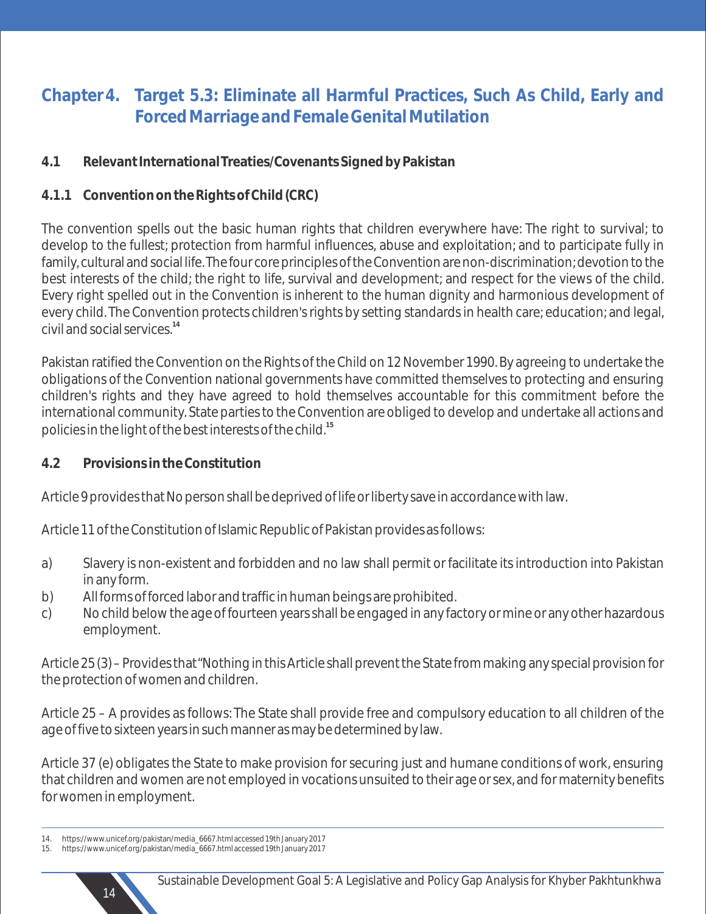# Chapter 4. Target 5.3: Eliminate all Harmful Practices, Such As Child, Early and Forced Marriage and Female Genital Mutilation

## 4.1 Relevant International Treaties/Covenants Signed by Pakistan

### 4.1.1 Convention on the Rights of Child (CRC)

The convention spells out the basic human rights that children everywhere have: The right to survival; to develop to the fullest; protection from harmful influences, abuse and exploitation; and to participate fully in family, cultural and social life. The four core principles of the Convention are non-discrimination; devotion to the best interests of the child; the right to life, survival and development; and respect for the views of the child. Every right spelled out in the Convention is inherent to the human dignity and harmonious development of every child. The Convention protects children's rights by setting standards in health care; education; and legal, civil and social services.[14]

Pakistan ratified the Convention on the Rights of the Child on 12 November 1990. By agreeing to undertake the obligations of the Convention national governments have committed themselves to protecting and ensuring children's rights and they have agreed to hold themselves accountable for this commitment before the international community. State parties to the Convention are obliged to develop and undertake all actions and policies in the light of the best interests of the child.[15]

## 4.2 Provisions in the Constitution

Article 9 provides that No person shall be deprived of life or liberty save in accordance with law.

Article 11 of the Constitution of Islamic Republic of Pakistan provides as follows:

a) Slavery is non-existent and forbidden and no law shall permit or facilitate its introduction into Pakistan in any form.
b) All forms of forced labor and traffic in human beings are prohibited.
c) No child below the age of fourteen years shall be engaged in any factory or mine or any other hazardous employment.

Article 25 (3) – Provides that "Nothing in this Article shall prevent the State from making any special provision for the protection of women and children.

Article 25 – A provides as follows: The State shall provide free and compulsory education to all children of the age of five to sixteen years in such manner as may be determined by law.

Article 37 (e) obligates the State to make provision for securing just and humane conditions of work, ensuring that children and women are not employed in vocations unsuited to their age or sex, and for maternity benefits for women in employment.

---

14. https://www.unicef.org/pakistan/media_6667.html accessed 19th January 2017
15. https://www.unicef.org/pakistan/media_6667.html accessed 19th January 2017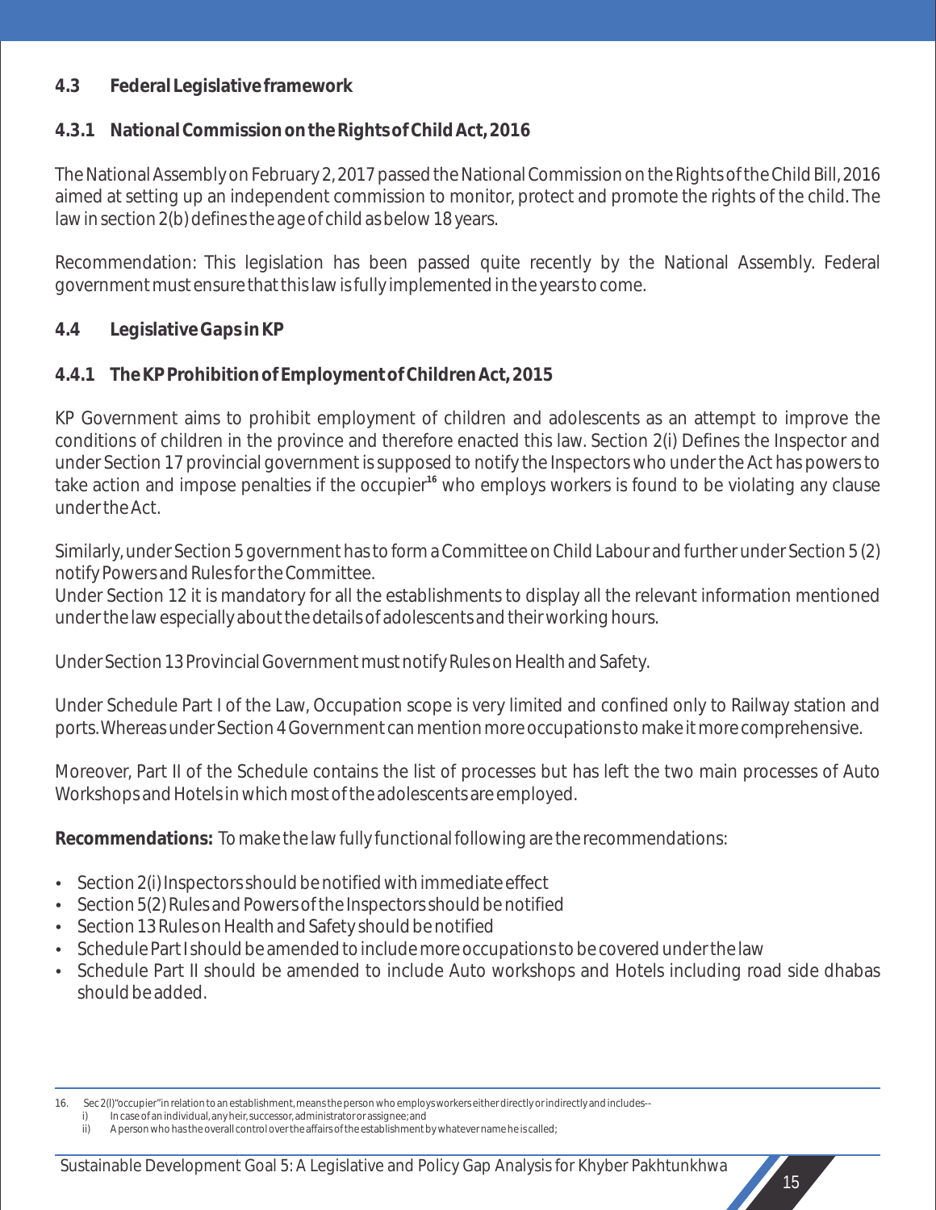### 4.3 Federal Legislative framework

#### 4.3.1 National Commission on the Rights of Child Act, 2016

The National Assembly on February 2, 2017 passed the National Commission on the Rights of the Child Bill, 2016 aimed at setting up an independent commission to monitor, protect and promote the rights of the child. The law in section 2(b) defines the age of child as below 18 years.

Recommendation: This legislation has been passed quite recently by the National Assembly. Federal government must ensure that this law is fully implemented in the years to come.

### 4.4 Legislative Gaps in KP

#### 4.4.1 The KP Prohibition of Employment of Children Act, 2015

KP Government aims to prohibit employment of children and adolescents as an attempt to improve the conditions of children in the province and therefore enacted this law. Section 2(i) Defines the Inspector and under Section 17 provincial government is supposed to notify the Inspectors who under the Act has powers to take action and impose penalties if the occupier[16] who employs workers is found to be violating any clause under the Act.

Similarly, under Section 5 government has to form a Committee on Child Labour and further under Section 5 (2) notify Powers and Rules for the Committee.
Under Section 12 it is mandatory for all the establishments to display all the relevant information mentioned under the law especially about the details of adolescents and their working hours.

Under Section 13 Provincial Government must notify Rules on Health and Safety.

Under Schedule Part I of the Law, Occupation scope is very limited and confined only to Railway station and ports. Whereas under Section 4 Government can mention more occupations to make it more comprehensive.

Moreover, Part II of the Schedule contains the list of processes but has left the two main processes of Auto Workshops and Hotels in which most of the adolescents are employed.

**Recommendations:** To make the law fully functional following are the recommendations:

- Section 2(i) Inspectors should be notified with immediate effect
- Section 5(2) Rules and Powers of the Inspectors should be notified
- Section 13 Rules on Health and Safety should be notified
- Schedule Part I should be amended to include more occupations to be covered under the law
- Schedule Part II should be amended to include Auto workshops and Hotels including road side dhabas should be added.

---

16. Sec 2(l)"occupier" in relation to an establishment, means the person who employs workers either directly or indirectly and includes--
    i) In case of an individual, any heir, successor, administrator or assignee; and
    ii) A person who has the overall control over the affairs of the establishment by whatever name he is called;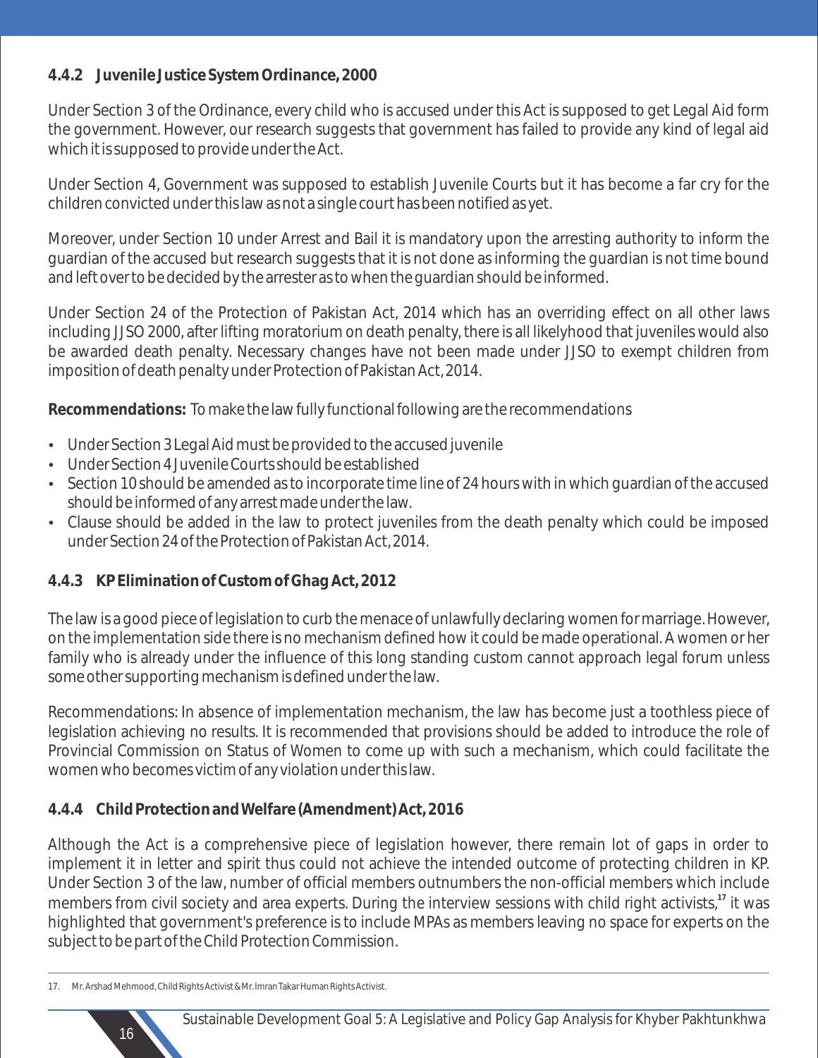### 4.4.2 Juvenile Justice System Ordinance, 2000

Under Section 3 of the Ordinance, every child who is accused under this Act is supposed to get Legal Aid form the government. However, our research suggests that government has failed to provide any kind of legal aid which it is supposed to provide under the Act.

Under Section 4, Government was supposed to establish Juvenile Courts but it has become a far cry for the children convicted under this law as not a single court has been notified as yet.

Moreover, under Section 10 under Arrest and Bail it is mandatory upon the arresting authority to inform the guardian of the accused but research suggests that it is not done as informing the guardian is not time bound and left over to be decided by the arrester as to when the guardian should be informed.

Under Section 24 of the Protection of Pakistan Act, 2014 which has an overriding effect on all other laws including JJSO 2000, after lifting moratorium on death penalty, there is all likelyhood that juveniles would also be awarded death penalty. Necessary changes have not been made under JJSO to exempt children from imposition of death penalty under Protection of Pakistan Act, 2014.

**Recommendations:** To make the law fully functional following are the recommendations

- Under Section 3 Legal Aid must be provided to the accused juvenile
- Under Section 4 Juvenile Courts should be established
- Section 10 should be amended as to incorporate time line of 24 hours with in which guardian of the accused should be informed of any arrest made under the law.
- Clause should be added in the law to protect juveniles from the death penalty which could be imposed under Section 24 of the Protection of Pakistan Act, 2014.

### 4.4.3 KP Elimination of Custom of Ghag Act, 2012

The law is a good piece of legislation to curb the menace of unlawfully declaring women for marriage. However, on the implementation side there is no mechanism defined how it could be made operational. A women or her family who is already under the influence of this long standing custom cannot approach legal forum unless some other supporting mechanism is defined under the law.

Recommendations: In absence of implementation mechanism, the law has become just a toothless piece of legislation achieving no results. It is recommended that provisions should be added to introduce the role of Provincial Commission on Status of Women to come up with such a mechanism, which could facilitate the women who becomes victim of any violation under this law.

### 4.4.4 Child Protection and Welfare (Amendment) Act, 2016

Although the Act is a comprehensive piece of legislation however, there remain lot of gaps in order to implement it in letter and spirit thus could not achieve the intended outcome of protecting children in KP. Under Section 3 of the law, number of official members outnumbers the non-official members which include members from civil society and area experts. During the interview sessions with child right activists,[17] it was highlighted that government's preference is to include MPAs as members leaving no space for experts on the subject to be part of the Child Protection Commission.

17. Mr. Arshad Mehmood, Child Rights Activist & Mr. Imran Takar Human Rights Activist.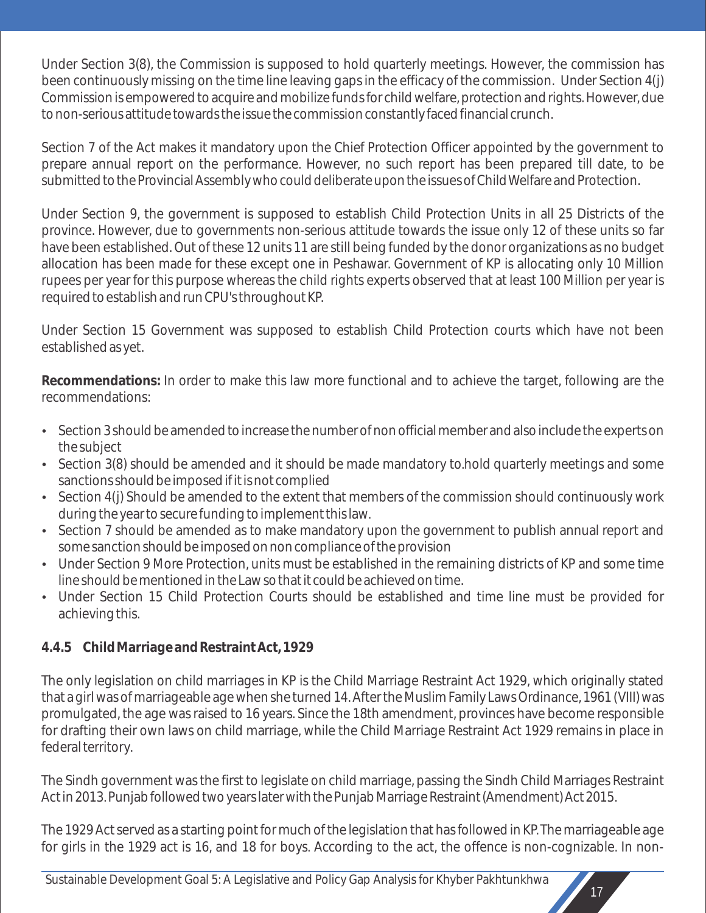Under Section 3(8), the Commission is supposed to hold quarterly meetings. However, the commission has been continuously missing on the time line leaving gaps in the efficacy of the commission. Under Section 4(j) Commission is empowered to acquire and mobilize funds for child welfare, protection and rights. However, due to non-serious attitude towards the issue the commission constantly faced financial crunch.

Section 7 of the Act makes it mandatory upon the Chief Protection Officer appointed by the government to prepare annual report on the performance. However, no such report has been prepared till date, to be submitted to the Provincial Assembly who could deliberate upon the issues of Child Welfare and Protection.

Under Section 9, the government is supposed to establish Child Protection Units in all 25 Districts of the province. However, due to governments non-serious attitude towards the issue only 12 of these units so far have been established. Out of these 12 units 11 are still being funded by the donor organizations as no budget allocation has been made for these except one in Peshawar. Government of KP is allocating only 10 Million rupees per year for this purpose whereas the child rights experts observed that at least 100 Million per year is required to establish and run CPU's throughout KP.

Under Section 15 Government was supposed to establish Child Protection courts which have not been established as yet.

**Recommendations:** In order to make this law more functional and to achieve the target, following are the recommendations:

- Section 3 should be amended to increase the number of non official member and also include the experts on the subject
- Section 3(8) should be amended and it should be made mandatory to.hold quarterly meetings and some sanctions should be imposed if it is not complied
- Section 4(j) Should be amended to the extent that members of the commission should continuously work during the year to secure funding to implement this law.
- Section 7 should be amended as to make mandatory upon the government to publish annual report and some sanction should be imposed on non compliance of the provision
- Under Section 9 More Protection, units must be established in the remaining districts of KP and some time line should be mentioned in the Law so that it could be achieved on time.
- Under Section 15 Child Protection Courts should be established and time line must be provided for achieving this.

### 4.4.5 Child Marriage and Restraint Act, 1929

The only legislation on child marriages in KP is the Child Marriage Restraint Act 1929, which originally stated that a girl was of marriageable age when she turned 14. After the Muslim Family Laws Ordinance, 1961 (VIII) was promulgated, the age was raised to 16 years. Since the 18th amendment, provinces have become responsible for drafting their own laws on child marriage, while the Child Marriage Restraint Act 1929 remains in place in federal territory.

The Sindh government was the first to legislate on child marriage, passing the Sindh Child Marriages Restraint Act in 2013. Punjab followed two years later with the Punjab Marriage Restraint (Amendment) Act 2015.

The 1929 Act served as a starting point for much of the legislation that has followed in KP. The marriageable age for girls in the 1929 act is 16, and 18 for boys. According to the act, the offence is non-cognizable. In non-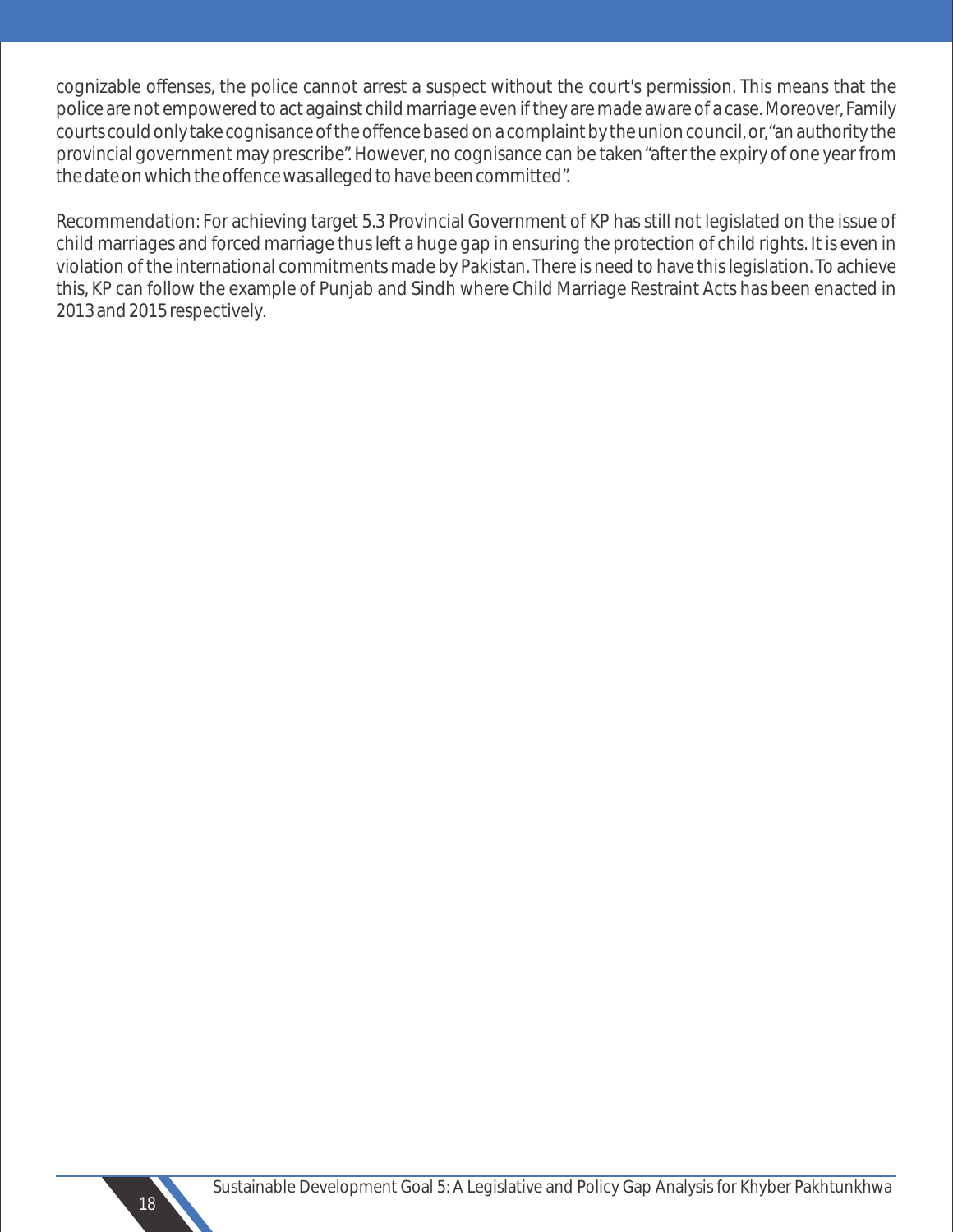cognizable offenses, the police cannot arrest a suspect without the court's permission. This means that the police are not empowered to act against child marriage even if they are made aware of a case. Moreover, Family courts could only take cognisance of the offence based on a complaint by the union council, or, "an authority the provincial government may prescribe". However, no cognisance can be taken "after the expiry of one year from the date on which the offence was alleged to have been committed".

Recommendation: For achieving target 5.3 Provincial Government of KP has still not legislated on the issue of child marriages and forced marriage thus left a huge gap in ensuring the protection of child rights. It is even in violation of the international commitments made by Pakistan. There is need to have this legislation. To achieve this, KP can follow the example of Punjab and Sindh where Child Marriage Restraint Acts has been enacted in 2013 and 2015 respectively.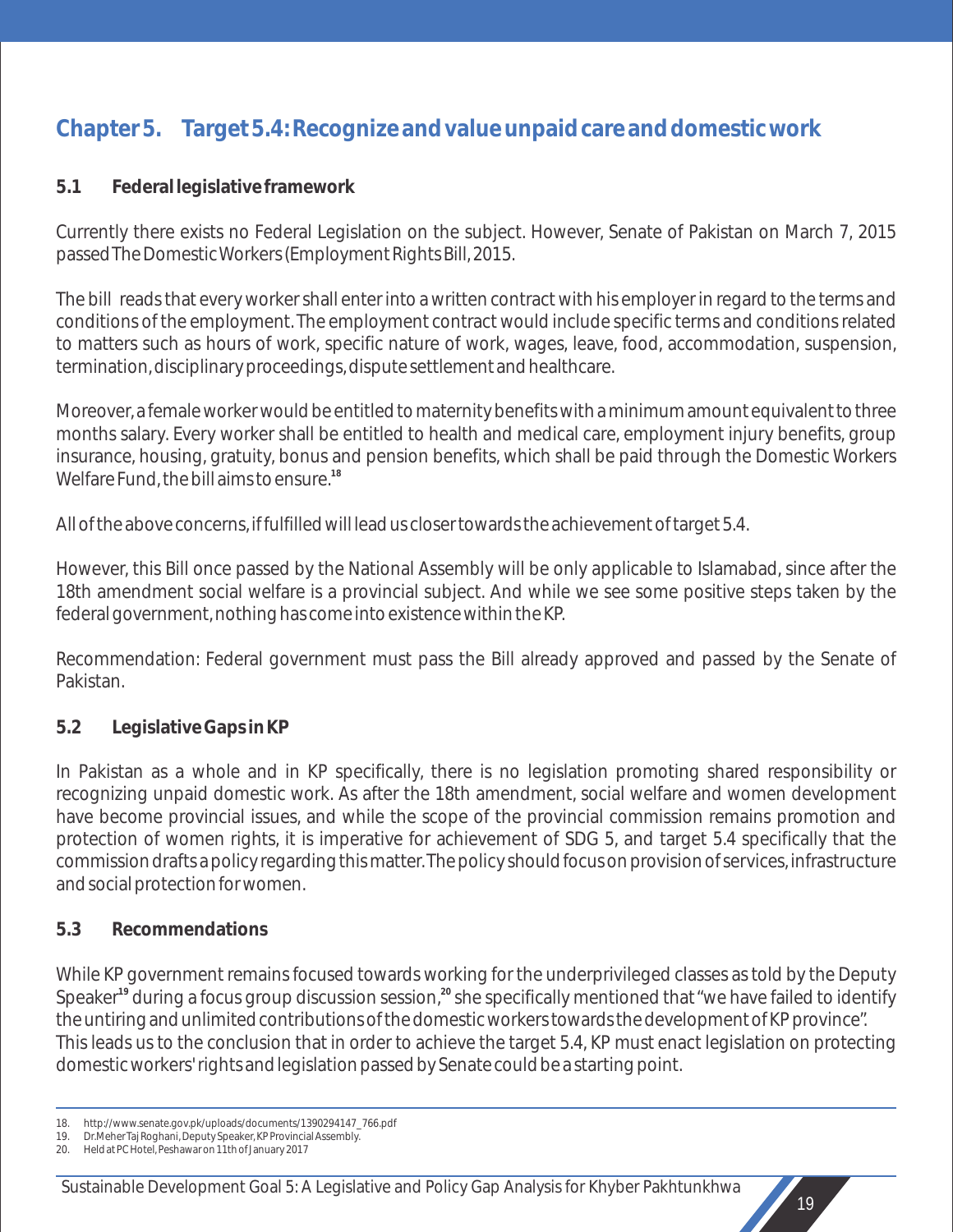# Chapter 5. Target 5.4: Recognize and value unpaid care and domestic work

## 5.1 Federal legislative framework

Currently there exists no Federal Legislation on the subject. However, Senate of Pakistan on March 7, 2015 passed The Domestic Workers (Employment Rights Bill, 2015.

The bill reads that every worker shall enter into a written contract with his employer in regard to the terms and conditions of the employment. The employment contract would include specific terms and conditions related to matters such as hours of work, specific nature of work, wages, leave, food, accommodation, suspension, termination, disciplinary proceedings, dispute settlement and healthcare.

Moreover, a female worker would be entitled to maternity benefits with a minimum amount equivalent to three months salary. Every worker shall be entitled to health and medical care, employment injury benefits, group insurance, housing, gratuity, bonus and pension benefits, which shall be paid through the Domestic Workers Welfare Fund, the bill aims to ensure.[18]

All of the above concerns, if fulfilled will lead us closer towards the achievement of target 5.4.

However, this Bill once passed by the National Assembly will be only applicable to Islamabad, since after the 18th amendment social welfare is a provincial subject. And while we see some positive steps taken by the federal government, nothing has come into existence within the KP.

Recommendation: Federal government must pass the Bill already approved and passed by the Senate of Pakistan.

## 5.2 Legislative Gaps in KP

In Pakistan as a whole and in KP specifically, there is no legislation promoting shared responsibility or recognizing unpaid domestic work. As after the 18th amendment, social welfare and women development have become provincial issues, and while the scope of the provincial commission remains promotion and protection of women rights, it is imperative for achievement of SDG 5, and target 5.4 specifically that the commission drafts a policy regarding this matter. The policy should focus on provision of services, infrastructure and social protection for women.

## 5.3 Recommendations

While KP government remains focused towards working for the underprivileged classes as told by the Deputy Speaker[19] during a focus group discussion session,[20] she specifically mentioned that "we have failed to identify the untiring and unlimited contributions of the domestic workers towards the development of KP province". This leads us to the conclusion that in order to achieve the target 5.4, KP must enact legislation on protecting domestic workers' rights and legislation passed by Senate could be a starting point.

---

18. http://www.senate.gov.pk/uploads/documents/1390294147_766.pdf
19. Dr.Meher Taj Roghani, Deputy Speaker, KP Provincial Assembly.
20. Held at PC Hotel, Peshawar on 11th of January 2017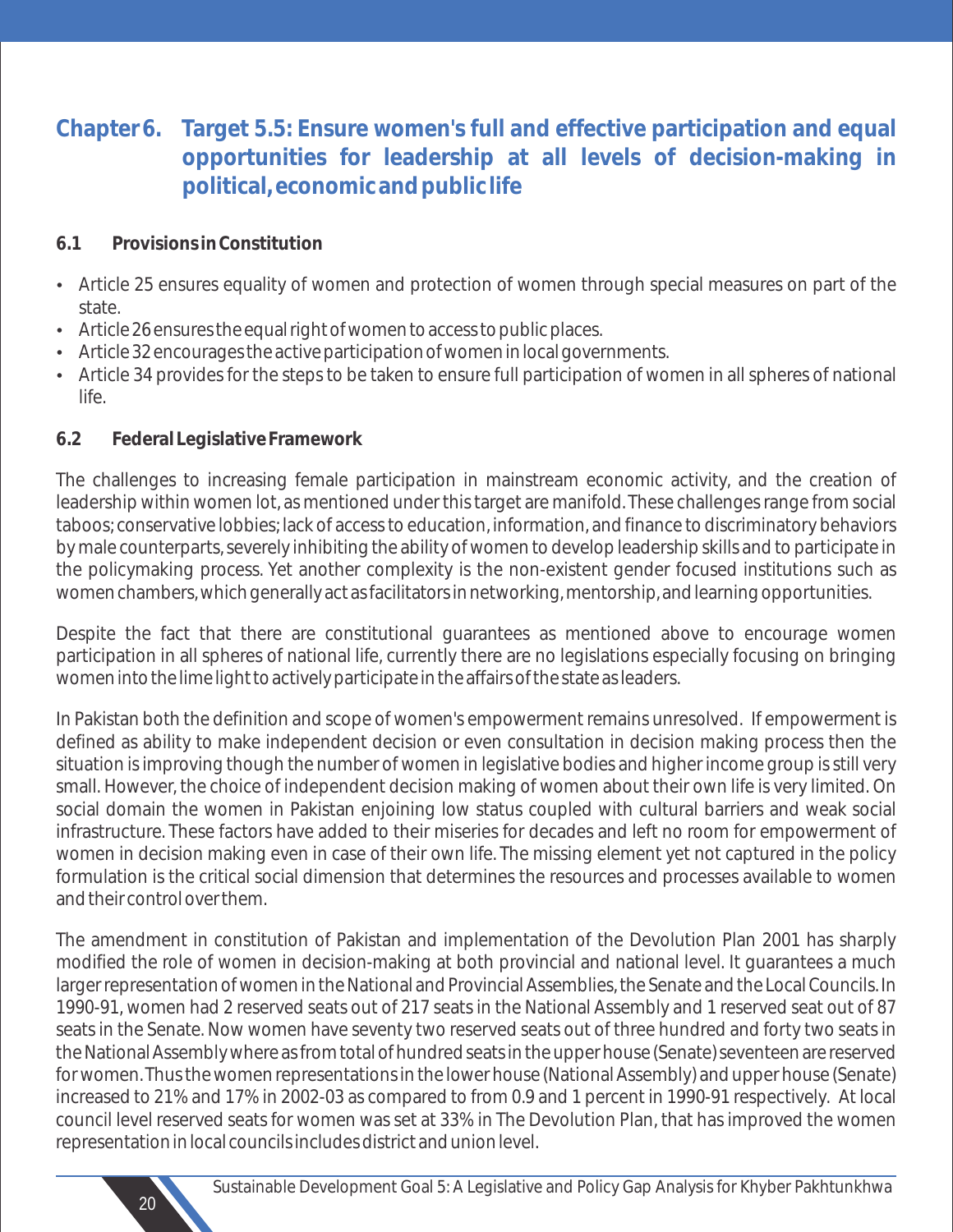# Chapter 6. Target 5.5: Ensure women's full and effective participation and equal opportunities for leadership at all levels of decision-making in political, economic and public life

## 6.1 Provisions in Constitution

- Article 25 ensures equality of women and protection of women through special measures on part of the state.
- Article 26 ensures the equal right of women to access to public places.
- Article 32 encourages the active participation of women in local governments.
- Article 34 provides for the steps to be taken to ensure full participation of women in all spheres of national life.

## 6.2 Federal Legislative Framework

The challenges to increasing female participation in mainstream economic activity, and the creation of leadership within women lot, as mentioned under this target are manifold. These challenges range from social taboos; conservative lobbies; lack of access to education, information, and finance to discriminatory behaviors by male counterparts, severely inhibiting the ability of women to develop leadership skills and to participate in the policymaking process. Yet another complexity is the non-existent gender focused institutions such as women chambers, which generally act as facilitators in networking, mentorship, and learning opportunities.

Despite the fact that there are constitutional guarantees as mentioned above to encourage women participation in all spheres of national life, currently there are no legislations especially focusing on bringing women into the lime light to actively participate in the affairs of the state as leaders.

In Pakistan both the definition and scope of women's empowerment remains unresolved. If empowerment is defined as ability to make independent decision or even consultation in decision making process then the situation is improving though the number of women in legislative bodies and higher income group is still very small. However, the choice of independent decision making of women about their own life is very limited. On social domain the women in Pakistan enjoining low status coupled with cultural barriers and weak social infrastructure. These factors have added to their miseries for decades and left no room for empowerment of women in decision making even in case of their own life. The missing element yet not captured in the policy formulation is the critical social dimension that determines the resources and processes available to women and their control over them.

The amendment in constitution of Pakistan and implementation of the Devolution Plan 2001 has sharply modified the role of women in decision-making at both provincial and national level. It guarantees a much larger representation of women in the National and Provincial Assemblies, the Senate and the Local Councils. In 1990-91, women had 2 reserved seats out of 217 seats in the National Assembly and 1 reserved seat out of 87 seats in the Senate. Now women have seventy two reserved seats out of three hundred and forty two seats in the National Assembly where as from total of hundred seats in the upper house (Senate) seventeen are reserved for women. Thus the women representations in the lower house (National Assembly) and upper house (Senate) increased to 21% and 17% in 2002-03 as compared to from 0.9 and 1 percent in 1990-91 respectively. At local council level reserved seats for women was set at 33% in The Devolution Plan, that has improved the women representation in local councils includes district and union level.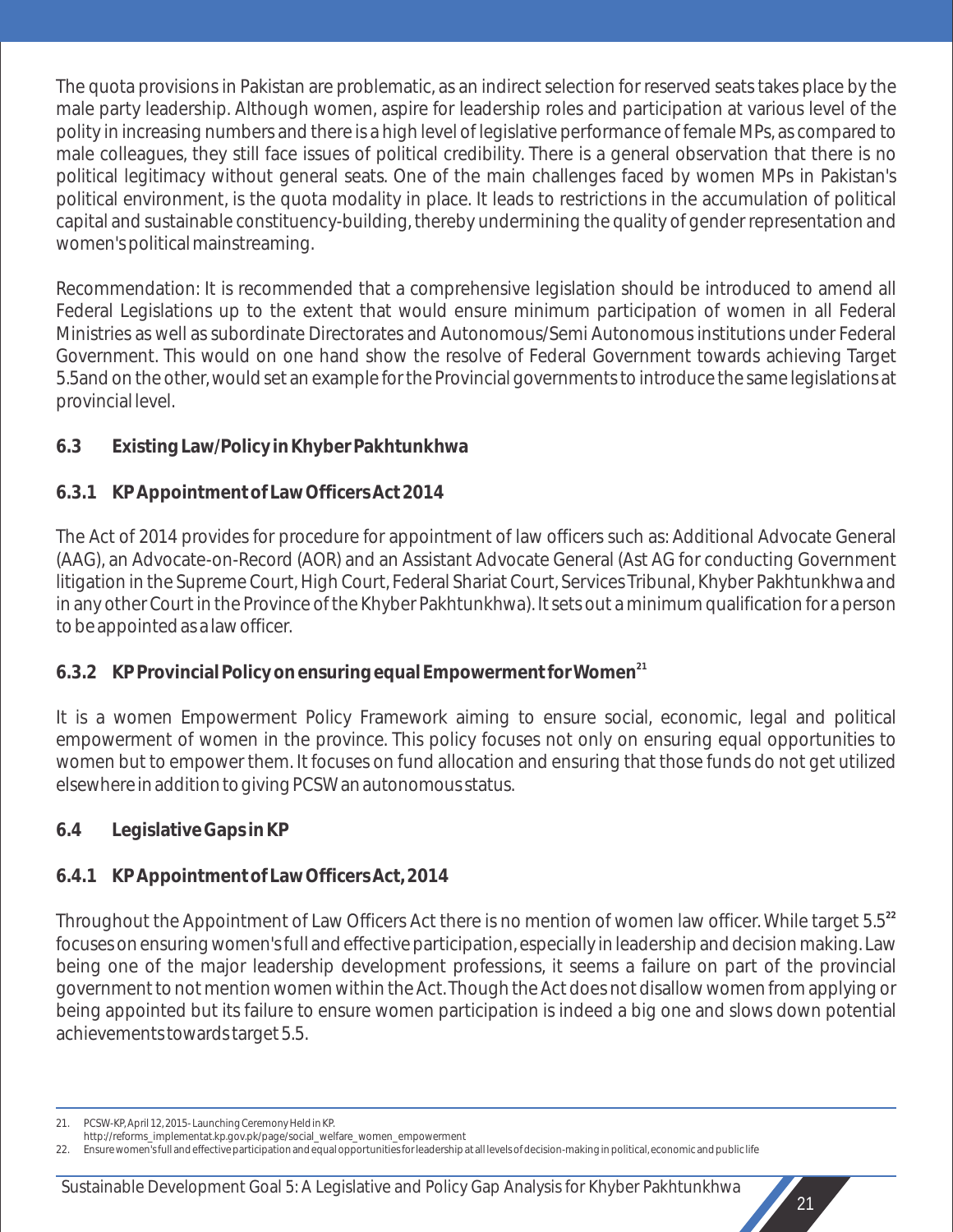The quota provisions in Pakistan are problematic, as an indirect selection for reserved seats takes place by the male party leadership. Although women, aspire for leadership roles and participation at various level of the polity in increasing numbers and there is a high level of legislative performance of female MPs, as compared to male colleagues, they still face issues of political credibility. There is a general observation that there is no political legitimacy without general seats. One of the main challenges faced by women MPs in Pakistan's political environment, is the quota modality in place. It leads to restrictions in the accumulation of political capital and sustainable constituency-building, thereby undermining the quality of gender representation and women's political mainstreaming.

Recommendation: It is recommended that a comprehensive legislation should be introduced to amend all Federal Legislations up to the extent that would ensure minimum participation of women in all Federal Ministries as well as subordinate Directorates and Autonomous/Semi Autonomous institutions under Federal Government. This would on one hand show the resolve of Federal Government towards achieving Target 5.5and on the other, would set an example for the Provincial governments to introduce the same legislations at provincial level.

## 6.3 Existing Law/Policy in Khyber Pakhtunkhwa

### 6.3.1 KP Appointment of Law Officers Act 2014

The Act of 2014 provides for procedure for appointment of law officers such as: Additional Advocate General (AAG), an Advocate-on-Record (AOR) and an Assistant Advocate General (Ast AG for conducting Government litigation in the Supreme Court, High Court, Federal Shariat Court, Services Tribunal, Khyber Pakhtunkhwa and in any other Court in the Province of the Khyber Pakhtunkhwa). It sets out a minimum qualification for a person to be appointed as a law officer.

### 6.3.2 KP Provincial Policy on ensuring equal Empowerment for Women[21]

It is a women Empowerment Policy Framework aiming to ensure social, economic, legal and political empowerment of women in the province. This policy focuses not only on ensuring equal opportunities to women but to empower them. It focuses on fund allocation and ensuring that those funds do not get utilized elsewhere in addition to giving PCSW an autonomous status.

## 6.4 Legislative Gaps in KP

### 6.4.1 KP Appointment of Law Officers Act, 2014

Throughout the Appointment of Law Officers Act there is no mention of women law officer. While target 5.5[22] focuses on ensuring women's full and effective participation, especially in leadership and decision making. Law being one of the major leadership development professions, it seems a failure on part of the provincial government to not mention women within the Act. Though the Act does not disallow women from applying or being appointed but its failure to ensure women participation is indeed a big one and slows down potential achievements towards target 5.5.

---

21. PCSW-KP, April 12, 2015- Launching Ceremony Held in KP. http://reforms_implementat.kp.gov.pk/page/social_welfare_women_empowerment
22. Ensure women's full and effective participation and equal opportunities for leadership at all levels of decision-making in political, economic and public life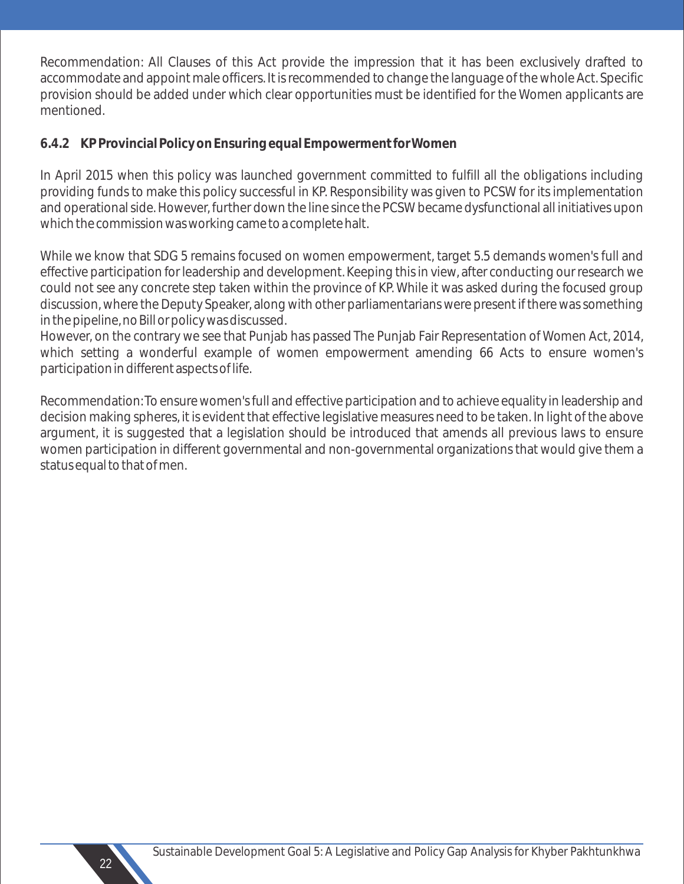Recommendation: All Clauses of this Act provide the impression that it has been exclusively drafted to accommodate and appoint male officers. It is recommended to change the language of the whole Act. Specific provision should be added under which clear opportunities must be identified for the Women applicants are mentioned.

### 6.4.2 KP Provincial Policy on Ensuring equal Empowerment for Women

In April 2015 when this policy was launched government committed to fulfill all the obligations including providing funds to make this policy successful in KP. Responsibility was given to PCSW for its implementation and operational side. However, further down the line since the PCSW became dysfunctional all initiatives upon which the commission was working came to a complete halt.

While we know that SDG 5 remains focused on women empowerment, target 5.5 demands women's full and effective participation for leadership and development. Keeping this in view, after conducting our research we could not see any concrete step taken within the province of KP. While it was asked during the focused group discussion, where the Deputy Speaker, along with other parliamentarians were present if there was something in the pipeline, no Bill or policy was discussed.
However, on the contrary we see that Punjab has passed The Punjab Fair Representation of Women Act, 2014, which setting a wonderful example of women empowerment amending 66 Acts to ensure women's participation in different aspects of life.

Recommendation: To ensure women's full and effective participation and to achieve equality in leadership and decision making spheres, it is evident that effective legislative measures need to be taken. In light of the above argument, it is suggested that a legislation should be introduced that amends all previous laws to ensure women participation in different governmental and non-governmental organizations that would give them a status equal to that of men.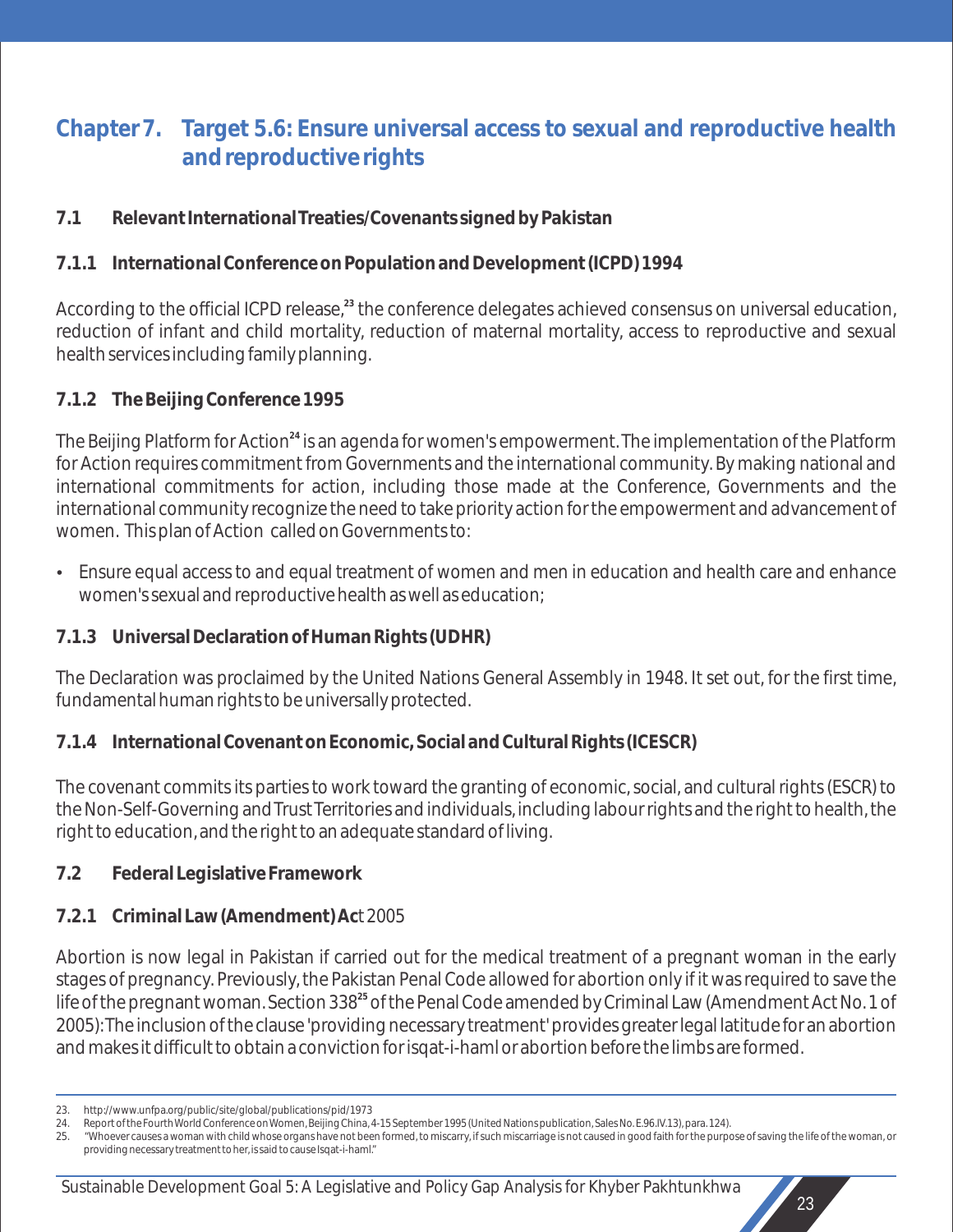# Chapter 7. Target 5.6: Ensure universal access to sexual and reproductive health and reproductive rights

## 7.1 Relevant International Treaties/Covenants signed by Pakistan

### 7.1.1 International Conference on Population and Development (ICPD) 1994

According to the official ICPD release,[23] the conference delegates achieved consensus on universal education, reduction of infant and child mortality, reduction of maternal mortality, access to reproductive and sexual health services including family planning.

### 7.1.2 The Beijing Conference 1995

The Beijing Platform for Action[24] is an agenda for women's empowerment. The implementation of the Platform for Action requires commitment from Governments and the international community. By making national and international commitments for action, including those made at the Conference, Governments and the international community recognize the need to take priority action for the empowerment and advancement of women. This plan of Action called on Governments to:

- Ensure equal access to and equal treatment of women and men in education and health care and enhance women's sexual and reproductive health as well as education;

### 7.1.3 Universal Declaration of Human Rights (UDHR)

The Declaration was proclaimed by the United Nations General Assembly in 1948. It set out, for the first time, fundamental human rights to be universally protected.

### 7.1.4 International Covenant on Economic, Social and Cultural Rights (ICESCR)

The covenant commits its parties to work toward the granting of economic, social, and cultural rights (ESCR) to the Non-Self-Governing and Trust Territories and individuals, including labour rights and the right to health, the right to education, and the right to an adequate standard of living.

## 7.2 Federal Legislative Framework

### 7.2.1 Criminal Law (Amendment) Act 2005

Abortion is now legal in Pakistan if carried out for the medical treatment of a pregnant woman in the early stages of pregnancy. Previously, the Pakistan Penal Code allowed for abortion only if it was required to save the life of the pregnant woman. Section 338[25] of the Penal Code amended by Criminal Law (Amendment Act No. 1 of 2005): The inclusion of the clause 'providing necessary treatment' provides greater legal latitude for an abortion and makes it difficult to obtain a conviction for isqat-i-haml or abortion before the limbs are formed.

---

23. http://www.unfpa.org/public/site/global/publications/pid/1973
24. Report of the Fourth World Conference on Women, Beijing China, 4-15 September 1995 (United Nations publication, Sales No. E.96.IV.13), para. 124).
25. "Whoever causes a woman with child whose organs have not been formed, to miscarry, if such miscarriage is not caused in good faith for the purpose of saving the life of the woman, or providing necessary treatment to her, is said to cause Isqat-i-haml."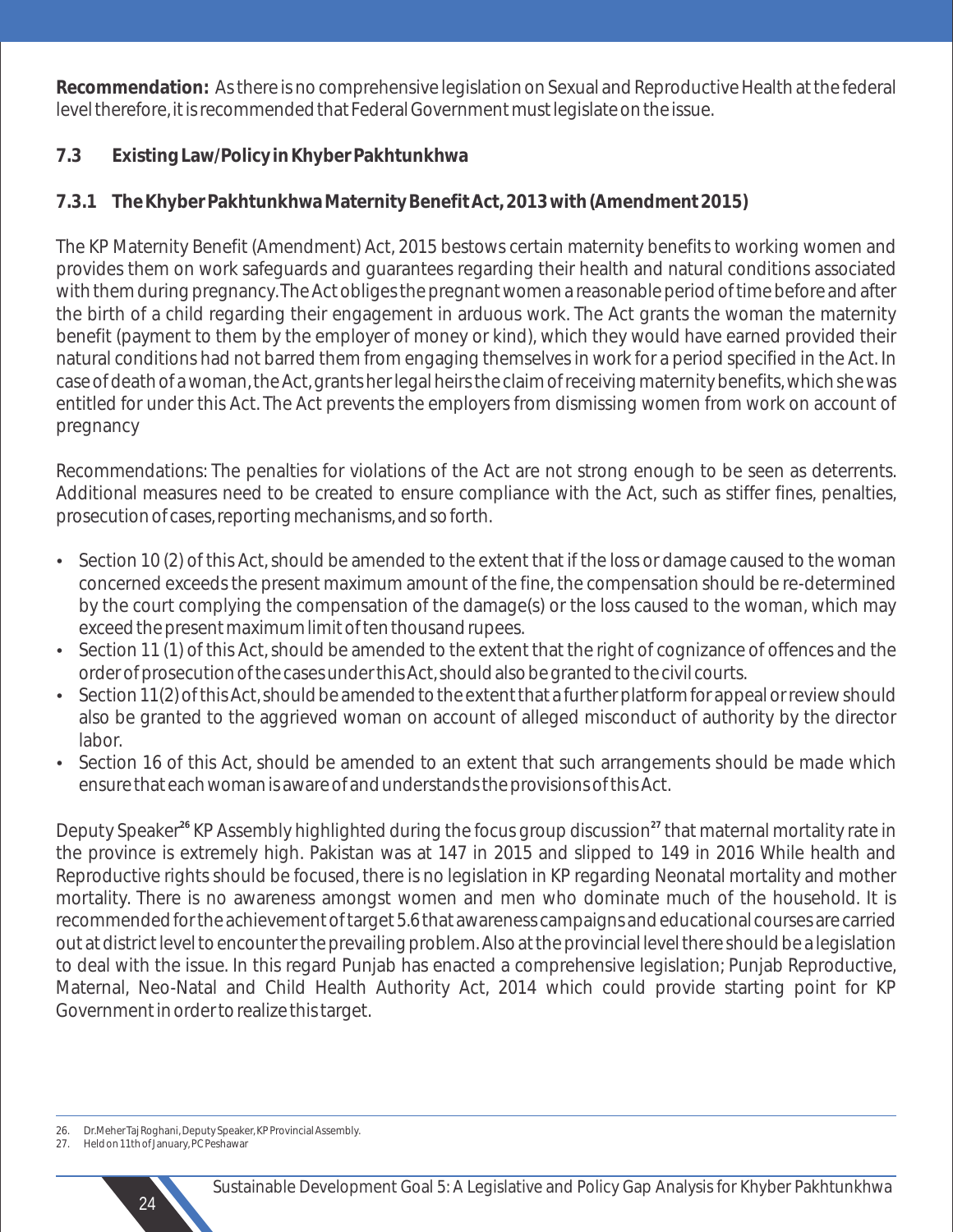**Recommendation:** As there is no comprehensive legislation on Sexual and Reproductive Health at the federal level therefore, it is recommended that Federal Government must legislate on the issue.

## 7.3 Existing Law/Policy in Khyber Pakhtunkhwa

### 7.3.1 The Khyber Pakhtunkhwa Maternity Benefit Act, 2013 with (Amendment 2015)

The KP Maternity Benefit (Amendment) Act, 2015 bestows certain maternity benefits to working women and provides them on work safeguards and guarantees regarding their health and natural conditions associated with them during pregnancy. The Act obliges the pregnant women a reasonable period of time before and after the birth of a child regarding their engagement in arduous work. The Act grants the woman the maternity benefit (payment to them by the employer of money or kind), which they would have earned provided their natural conditions had not barred them from engaging themselves in work for a period specified in the Act. In case of death of a woman, the Act, grants her legal heirs the claim of receiving maternity benefits, which she was entitled for under this Act. The Act prevents the employers from dismissing women from work on account of pregnancy

Recommendations: The penalties for violations of the Act are not strong enough to be seen as deterrents. Additional measures need to be created to ensure compliance with the Act, such as stiffer fines, penalties, prosecution of cases, reporting mechanisms, and so forth.

- Section 10 (2) of this Act, should be amended to the extent that if the loss or damage caused to the woman concerned exceeds the present maximum amount of the fine, the compensation should be re-determined by the court complying the compensation of the damage(s) or the loss caused to the woman, which may exceed the present maximum limit of ten thousand rupees.
- Section 11 (1) of this Act, should be amended to the extent that the right of cognizance of offences and the order of prosecution of the cases under this Act, should also be granted to the civil courts.
- Section 11(2) of this Act, should be amended to the extent that a further platform for appeal or review should also be granted to the aggrieved woman on account of alleged misconduct of authority by the director labor.
- Section 16 of this Act, should be amended to an extent that such arrangements should be made which ensure that each woman is aware of and understands the provisions of this Act.

Deputy Speaker[26] KP Assembly highlighted during the focus group discussion[27] that maternal mortality rate in the province is extremely high. Pakistan was at 147 in 2015 and slipped to 149 in 2016 While health and Reproductive rights should be focused, there is no legislation in KP regarding Neonatal mortality and mother mortality. There is no awareness amongst women and men who dominate much of the household. It is recommended for the achievement of target 5.6 that awareness campaigns and educational courses are carried out at district level to encounter the prevailing problem. Also at the provincial level there should be a legislation to deal with the issue. In this regard Punjab has enacted a comprehensive legislation; Punjab Reproductive, Maternal, Neo-Natal and Child Health Authority Act, 2014 which could provide starting point for KP Government in order to realize this target.

26. Dr.Meher Taj Roghani, Deputy Speaker, KP Provincial Assembly.
27. Held on 11th of January, PC Peshawar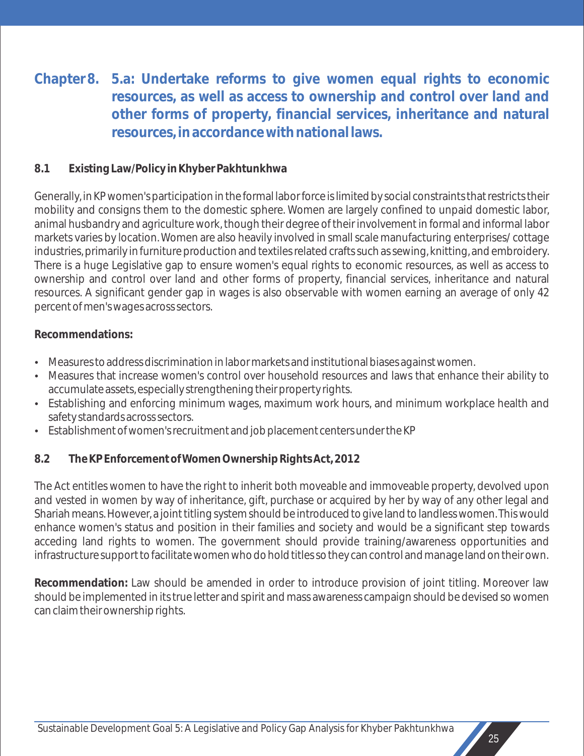# Chapter 8. 5.a: Undertake reforms to give women equal rights to economic resources, as well as access to ownership and control over land and other forms of property, financial services, inheritance and natural resources, in accordance with national laws.

## 8.1 Existing Law/Policy in Khyber Pakhtunkhwa

Generally, in KP women's participation in the formal labor force is limited by social constraints that restricts their mobility and consigns them to the domestic sphere. Women are largely confined to unpaid domestic labor, animal husbandry and agriculture work, though their degree of their involvement in formal and informal labor markets varies by location. Women are also heavily involved in small scale manufacturing enterprises/ cottage industries, primarily in furniture production and textiles related crafts such as sewing, knitting, and embroidery. There is a huge Legislative gap to ensure women's equal rights to economic resources, as well as access to ownership and control over land and other forms of property, financial services, inheritance and natural resources. A significant gender gap in wages is also observable with women earning an average of only 42 percent of men's wages across sectors.

**Recommendations:**

- Measures to address discrimination in labor markets and institutional biases against women.
- Measures that increase women's control over household resources and laws that enhance their ability to accumulate assets, especially strengthening their property rights.
- Establishing and enforcing minimum wages, maximum work hours, and minimum workplace health and safety standards across sectors.
- Establishment of women's recruitment and job placement centers under the KP

## 8.2 The KP Enforcement of Women Ownership Rights Act, 2012

The Act entitles women to have the right to inherit both moveable and immoveable property, devolved upon and vested in women by way of inheritance, gift, purchase or acquired by her by way of any other legal and Shariah means. However, a joint titling system should be introduced to give land to landless women. This would enhance women's status and position in their families and society and would be a significant step towards acceding land rights to women. The government should provide training/awareness opportunities and infrastructure support to facilitate women who do hold titles so they can control and manage land on their own.

**Recommendation:** Law should be amended in order to introduce provision of joint titling. Moreover law should be implemented in its true letter and spirit and mass awareness campaign should be devised so women can claim their ownership rights.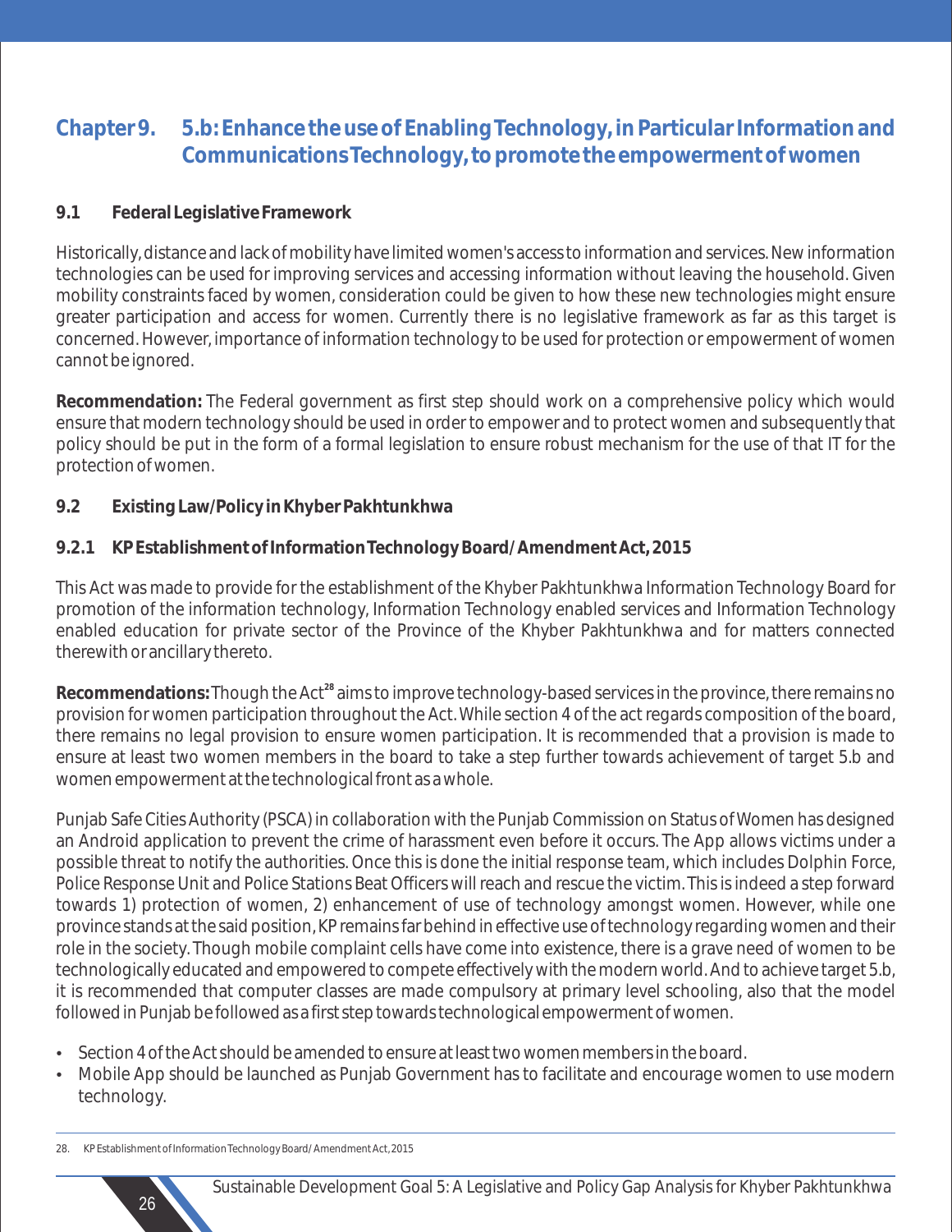# Chapter 9. 5.b: Enhance the use of Enabling Technology, in Particular Information and Communications Technology, to promote the empowerment of women

## 9.1 Federal Legislative Framework

Historically, distance and lack of mobility have limited women's access to information and services. New information technologies can be used for improving services and accessing information without leaving the household. Given mobility constraints faced by women, consideration could be given to how these new technologies might ensure greater participation and access for women. Currently there is no legislative framework as far as this target is concerned. However, importance of information technology to be used for protection or empowerment of women cannot be ignored.

**Recommendation:** The Federal government as first step should work on a comprehensive policy which would ensure that modern technology should be used in order to empower and to protect women and subsequently that policy should be put in the form of a formal legislation to ensure robust mechanism for the use of that IT for the protection of women.

## 9.2 Existing Law/Policy in Khyber Pakhtunkhwa

### 9.2.1 KP Establishment of Information Technology Board/ Amendment Act, 2015

This Act was made to provide for the establishment of the Khyber Pakhtunkhwa Information Technology Board for promotion of the information technology, Information Technology enabled services and Information Technology enabled education for private sector of the Province of the Khyber Pakhtunkhwa and for matters connected therewith or ancillary thereto.

**Recommendations:** Though the Act[28] aims to improve technology-based services in the province, there remains no provision for women participation throughout the Act. While section 4 of the act regards composition of the board, there remains no legal provision to ensure women participation. It is recommended that a provision is made to ensure at least two women members in the board to take a step further towards achievement of target 5.b and women empowerment at the technological front as a whole.

Punjab Safe Cities Authority (PSCA) in collaboration with the Punjab Commission on Status of Women has designed an Android application to prevent the crime of harassment even before it occurs. The App allows victims under a possible threat to notify the authorities. Once this is done the initial response team, which includes Dolphin Force, Police Response Unit and Police Stations Beat Officers will reach and rescue the victim. This is indeed a step forward towards 1) protection of women, 2) enhancement of use of technology amongst women. However, while one province stands at the said position, KP remains far behind in effective use of technology regarding women and their role in the society. Though mobile complaint cells have come into existence, there is a grave need of women to be technologically educated and empowered to compete effectively with the modern world. And to achieve target 5.b, it is recommended that computer classes are made compulsory at primary level schooling, also that the model followed in Punjab be followed as a first step towards technological empowerment of women.

- Section 4 of the Act should be amended to ensure at least two women members in the board.
- Mobile App should be launched as Punjab Government has to facilitate and encourage women to use modern technology.

28. KP Establishment of Information Technology Board/ Amendment Act, 2015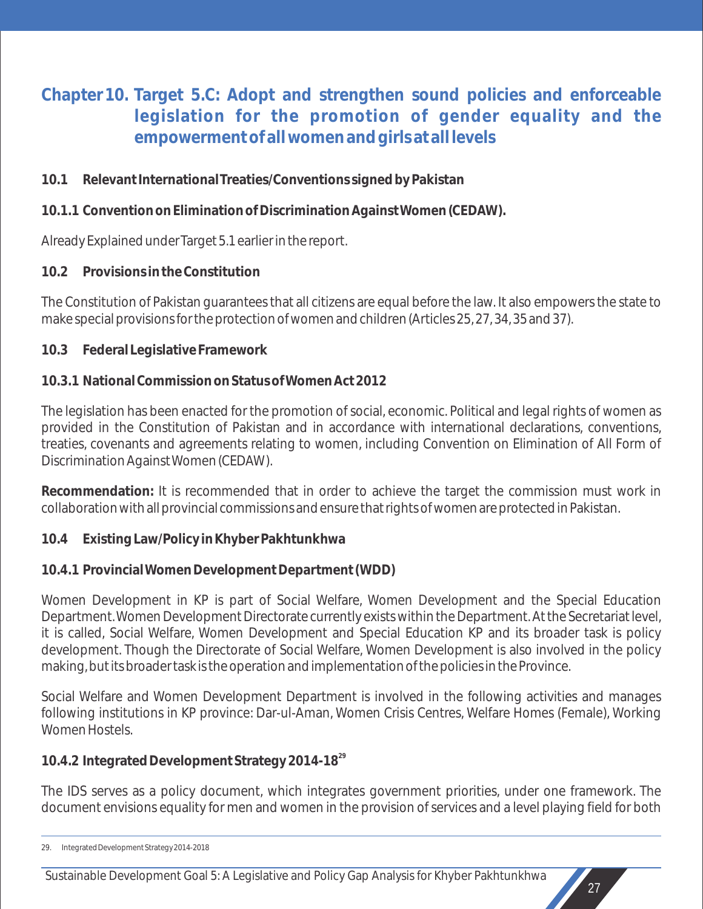# Chapter 10. Target 5.C: Adopt and strengthen sound policies and enforceable legislation for the promotion of gender equality and the empowerment of all women and girls at all levels

## 10.1 Relevant International Treaties/Conventions signed by Pakistan

### 10.1.1 Convention on Elimination of Discrimination Against Women (CEDAW).

Already Explained under Target 5.1 earlier in the report.

## 10.2 Provisions in the Constitution

The Constitution of Pakistan guarantees that all citizens are equal before the law. It also empowers the state to make special provisions for the protection of women and children (Articles 25, 27, 34, 35 and 37).

## 10.3 Federal Legislative Framework

### 10.3.1 National Commission on Status of Women Act 2012

The legislation has been enacted for the promotion of social, economic. Political and legal rights of women as provided in the Constitution of Pakistan and in accordance with international declarations, conventions, treaties, covenants and agreements relating to women, including Convention on Elimination of All Form of Discrimination Against Women (CEDAW).

**Recommendation:** It is recommended that in order to achieve the target the commission must work in collaboration with all provincial commissions and ensure that rights of women are protected in Pakistan.

## 10.4 Existing Law/Policy in Khyber Pakhtunkhwa

### 10.4.1 Provincial Women Development Department (WDD)

Women Development in KP is part of Social Welfare, Women Development and the Special Education Department. Women Development Directorate currently exists within the Department. At the Secretariat level, it is called, Social Welfare, Women Development and Special Education KP and its broader task is policy development. Though the Directorate of Social Welfare, Women Development is also involved in the policy making, but its broader task is the operation and implementation of the policies in the Province.

Social Welfare and Women Development Department is involved in the following activities and manages following institutions in KP province: Dar-ul-Aman, Women Crisis Centres, Welfare Homes (Female), Working Women Hostels.

### 10.4.2 Integrated Development Strategy 2014-18[29]

The IDS serves as a policy document, which integrates government priorities, under one framework. The document envisions equality for men and women in the provision of services and a level playing field for both

29. Integrated Development Strategy 2014-2018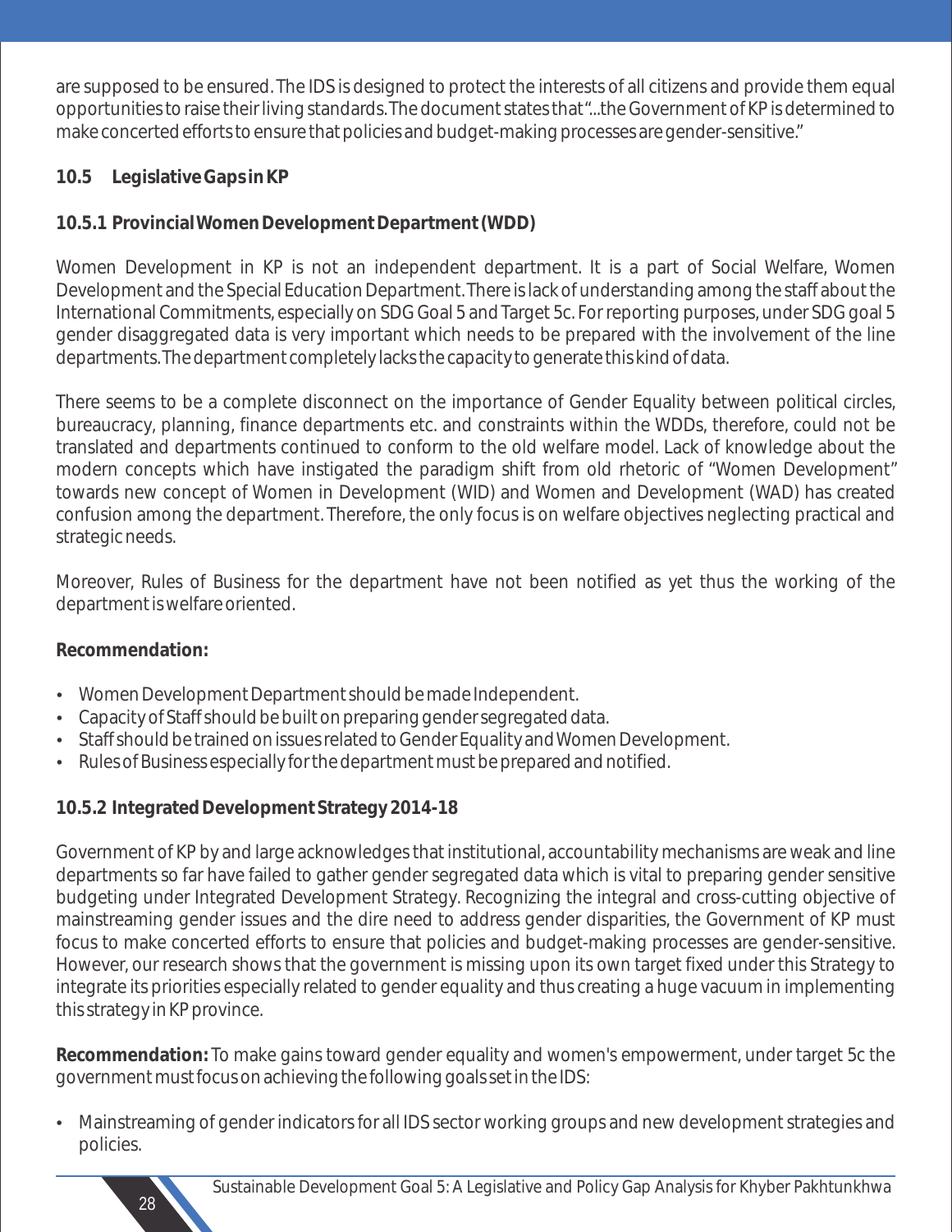are supposed to be ensured. The IDS is designed to protect the interests of all citizens and provide them equal opportunities to raise their living standards. The document states that "...the Government of KP is determined to make concerted efforts to ensure that policies and budget-making processes are gender-sensitive."

## 10.5 Legislative Gaps in KP

### 10.5.1 Provincial Women Development Department (WDD)

Women Development in KP is not an independent department. It is a part of Social Welfare, Women Development and the Special Education Department. There is lack of understanding among the staff about the International Commitments, especially on SDG Goal 5 and Target 5c. For reporting purposes, under SDG goal 5 gender disaggregated data is very important which needs to be prepared with the involvement of the line departments. The department completely lacks the capacity to generate this kind of data.

There seems to be a complete disconnect on the importance of Gender Equality between political circles, bureaucracy, planning, finance departments etc. and constraints within the WDDs, therefore, could not be translated and departments continued to conform to the old welfare model. Lack of knowledge about the modern concepts which have instigated the paradigm shift from old rhetoric of "Women Development" towards new concept of Women in Development (WID) and Women and Development (WAD) has created confusion among the department. Therefore, the only focus is on welfare objectives neglecting practical and strategic needs.

Moreover, Rules of Business for the department have not been notified as yet thus the working of the department is welfare oriented.

**Recommendation:**

- Women Development Department should be made Independent.
- Capacity of Staff should be built on preparing gender segregated data.
- Staff should be trained on issues related to Gender Equality and Women Development.
- Rules of Business especially for the department must be prepared and notified.

### 10.5.2 Integrated Development Strategy 2014-18

Government of KP by and large acknowledges that institutional, accountability mechanisms are weak and line departments so far have failed to gather gender segregated data which is vital to preparing gender sensitive budgeting under Integrated Development Strategy. Recognizing the integral and cross-cutting objective of mainstreaming gender issues and the dire need to address gender disparities, the Government of KP must focus to make concerted efforts to ensure that policies and budget-making processes are gender-sensitive. However, our research shows that the government is missing upon its own target fixed under this Strategy to integrate its priorities especially related to gender equality and thus creating a huge vacuum in implementing this strategy in KP province.

**Recommendation:** To make gains toward gender equality and women's empowerment, under target 5c the government must focus on achieving the following goals set in the IDS:

- Mainstreaming of gender indicators for all IDS sector working groups and new development strategies and policies.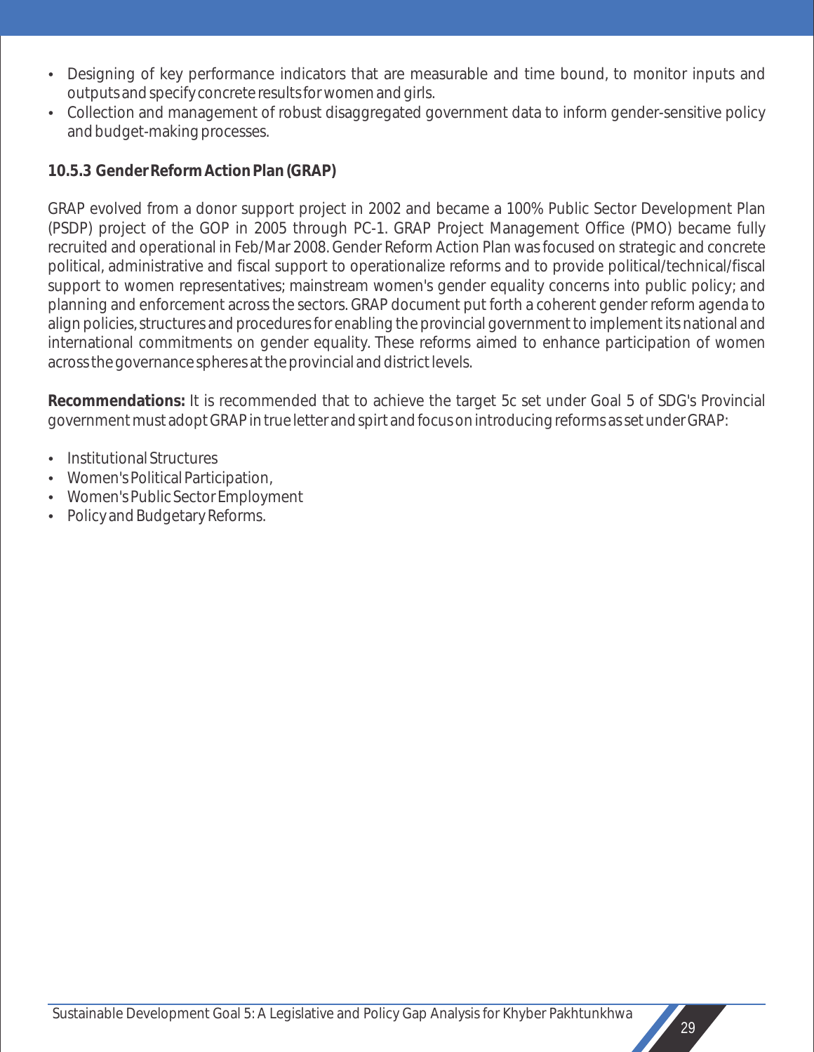- Designing of key performance indicators that are measurable and time bound, to monitor inputs and outputs and specify concrete results for women and girls.
- Collection and management of robust disaggregated government data to inform gender-sensitive policy and budget-making processes.

#### 10.5.3 Gender Reform Action Plan (GRAP)

GRAP evolved from a donor support project in 2002 and became a 100% Public Sector Development Plan (PSDP) project of the GOP in 2005 through PC-1. GRAP Project Management Office (PMO) became fully recruited and operational in Feb/Mar 2008. Gender Reform Action Plan was focused on strategic and concrete political, administrative and fiscal support to operationalize reforms and to provide political/technical/fiscal support to women representatives; mainstream women's gender equality concerns into public policy; and planning and enforcement across the sectors. GRAP document put forth a coherent gender reform agenda to align policies, structures and procedures for enabling the provincial government to implement its national and international commitments on gender equality. These reforms aimed to enhance participation of women across the governance spheres at the provincial and district levels.

**Recommendations:** It is recommended that to achieve the target 5c set under Goal 5 of SDG's Provincial government must adopt GRAP in true letter and spirt and focus on introducing reforms as set under GRAP:

- Institutional Structures
- Women's Political Participation,
- Women's Public Sector Employment
- Policy and Budgetary Reforms.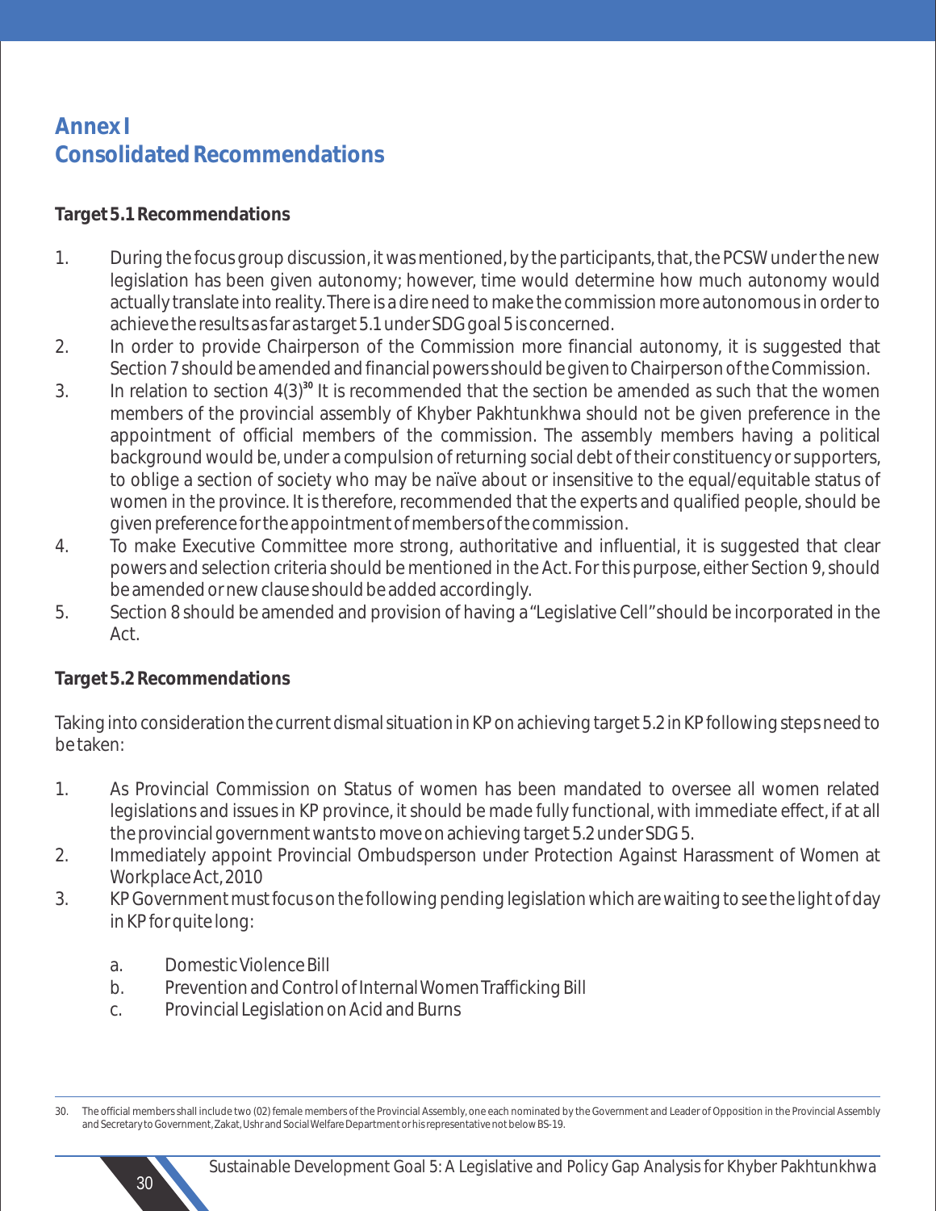# Annex I
# Consolidated Recommendations

**Target 5.1 Recommendations**

1. During the focus group discussion, it was mentioned, by the participants, that, the PCSW under the new legislation has been given autonomy; however, time would determine how much autonomy would actually translate into reality. There is a dire need to make the commission more autonomous in order to achieve the results as far as target 5.1 under SDG goal 5 is concerned.
2. In order to provide Chairperson of the Commission more financial autonomy, it is suggested that Section 7 should be amended and financial powers should be given to Chairperson of the Commission.
3. In relation to section 4(3)[30] It is recommended that the section be amended as such that the women members of the provincial assembly of Khyber Pakhtunkhwa should not be given preference in the appointment of official members of the commission. The assembly members having a political background would be, under a compulsion of returning social debt of their constituency or supporters, to oblige a section of society who may be naïve about or insensitive to the equal/equitable status of women in the province. It is therefore, recommended that the experts and qualified people, should be given preference for the appointment of members of the commission.
4. To make Executive Committee more strong, authoritative and influential, it is suggested that clear powers and selection criteria should be mentioned in the Act. For this purpose, either Section 9, should be amended or new clause should be added accordingly.
5. Section 8 should be amended and provision of having a "Legislative Cell" should be incorporated in the Act.

**Target 5.2 Recommendations**

Taking into consideration the current dismal situation in KP on achieving target 5.2 in KP following steps need to be taken:

1. As Provincial Commission on Status of women has been mandated to oversee all women related legislations and issues in KP province, it should be made fully functional, with immediate effect, if at all the provincial government wants to move on achieving target 5.2 under SDG 5.
2. Immediately appoint Provincial Ombudsperson under Protection Against Harassment of Women at Workplace Act, 2010
3. KP Government must focus on the following pending legislation which are waiting to see the light of day in KP for quite long:
   a. Domestic Violence Bill
   b. Prevention and Control of Internal Women Trafficking Bill
   c. Provincial Legislation on Acid and Burns

---

30. The official members shall include two (02) female members of the Provincial Assembly, one each nominated by the Government and Leader of Opposition in the Provincial Assembly and Secretary to Government, Zakat, Ushr and Social Welfare Department or his representative not below BS-19.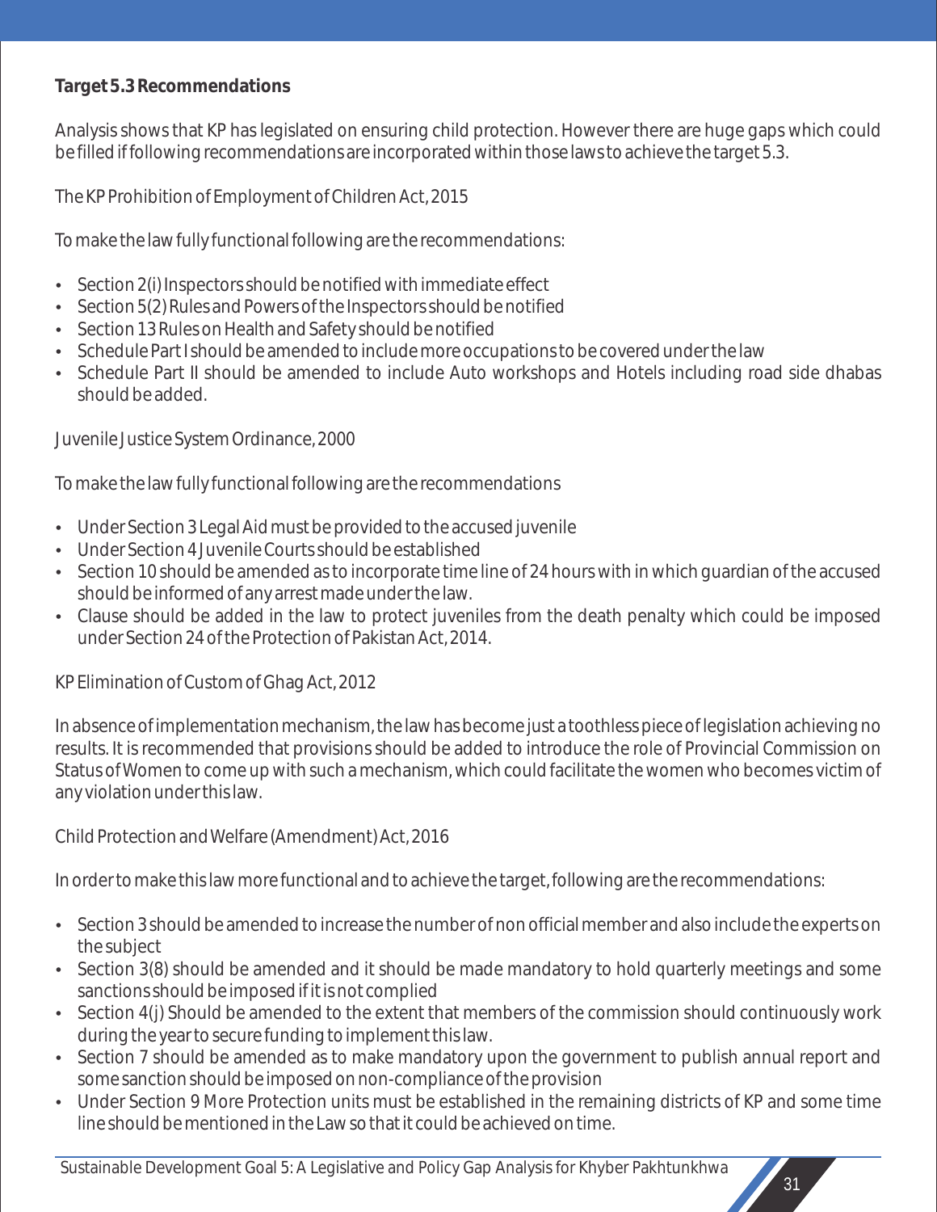**Target 5.3 Recommendations**

Analysis shows that KP has legislated on ensuring child protection. However there are huge gaps which could be filled if following recommendations are incorporated within those laws to achieve the target 5.3.

The KP Prohibition of Employment of Children Act, 2015

To make the law fully functional following are the recommendations:

- Section 2(i) Inspectors should be notified with immediate effect
- Section 5(2) Rules and Powers of the Inspectors should be notified
- Section 13 Rules on Health and Safety should be notified
- Schedule Part I should be amended to include more occupations to be covered under the law
- Schedule Part II should be amended to include Auto workshops and Hotels including road side dhabas should be added.

Juvenile Justice System Ordinance, 2000

To make the law fully functional following are the recommendations

- Under Section 3 Legal Aid must be provided to the accused juvenile
- Under Section 4 Juvenile Courts should be established
- Section 10 should be amended as to incorporate time line of 24 hours with in which guardian of the accused should be informed of any arrest made under the law.
- Clause should be added in the law to protect juveniles from the death penalty which could be imposed under Section 24 of the Protection of Pakistan Act, 2014.

KP Elimination of Custom of Ghag Act, 2012

In absence of implementation mechanism, the law has become just a toothless piece of legislation achieving no results. It is recommended that provisions should be added to introduce the role of Provincial Commission on Status of Women to come up with such a mechanism, which could facilitate the women who becomes victim of any violation under this law.

Child Protection and Welfare (Amendment) Act, 2016

In order to make this law more functional and to achieve the target, following are the recommendations:

- Section 3 should be amended to increase the number of non official member and also include the experts on the subject
- Section 3(8) should be amended and it should be made mandatory to hold quarterly meetings and some sanctions should be imposed if it is not complied
- Section 4(j) Should be amended to the extent that members of the commission should continuously work during the year to secure funding to implement this law.
- Section 7 should be amended as to make mandatory upon the government to publish annual report and some sanction should be imposed on non-compliance of the provision
- Under Section 9 More Protection units must be established in the remaining districts of KP and some time line should be mentioned in the Law so that it could be achieved on time.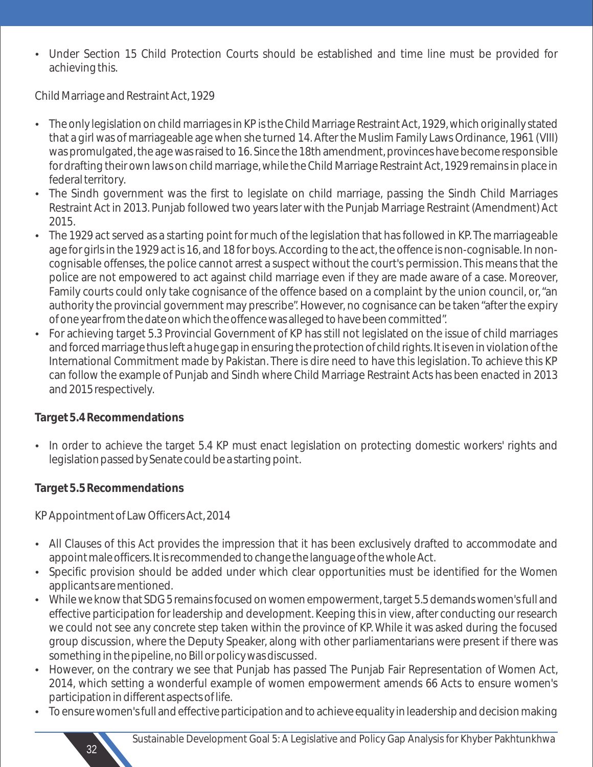- Under Section 15 Child Protection Courts should be established and time line must be provided for achieving this.

Child Marriage and Restraint Act, 1929

- The only legislation on child marriages in KP is the Child Marriage Restraint Act, 1929, which originally stated that a girl was of marriageable age when she turned 14. After the Muslim Family Laws Ordinance, 1961 (VIII) was promulgated, the age was raised to 16. Since the 18th amendment, provinces have become responsible for drafting their own laws on child marriage, while the Child Marriage Restraint Act, 1929 remains in place in federal territory.
- The Sindh government was the first to legislate on child marriage, passing the Sindh Child Marriages Restraint Act in 2013. Punjab followed two years later with the Punjab Marriage Restraint (Amendment) Act 2015.
- The 1929 act served as a starting point for much of the legislation that has followed in KP. The marriageable age for girls in the 1929 act is 16, and 18 for boys. According to the act, the offence is non-cognisable. In non-cognisable offenses, the police cannot arrest a suspect without the court's permission. This means that the police are not empowered to act against child marriage even if they are made aware of a case. Moreover, Family courts could only take cognisance of the offence based on a complaint by the union council, or, "an authority the provincial government may prescribe". However, no cognisance can be taken "after the expiry of one year from the date on which the offence was alleged to have been committed".
- For achieving target 5.3 Provincial Government of KP has still not legislated on the issue of child marriages and forced marriage thus left a huge gap in ensuring the protection of child rights. It is even in violation of the International Commitment made by Pakistan. There is dire need to have this legislation. To achieve this KP can follow the example of Punjab and Sindh where Child Marriage Restraint Acts has been enacted in 2013 and 2015 respectively.

**Target 5.4 Recommendations**

- In order to achieve the target 5.4 KP must enact legislation on protecting domestic workers' rights and legislation passed by Senate could be a starting point.

**Target 5.5 Recommendations**

KP Appointment of Law Officers Act, 2014

- All Clauses of this Act provides the impression that it has been exclusively drafted to accommodate and appoint male officers. It is recommended to change the language of the whole Act.
- Specific provision should be added under which clear opportunities must be identified for the Women applicants are mentioned.
- While we know that SDG 5 remains focused on women empowerment, target 5.5 demands women's full and effective participation for leadership and development. Keeping this in view, after conducting our research we could not see any concrete step taken within the province of KP. While it was asked during the focused group discussion, where the Deputy Speaker, along with other parliamentarians were present if there was something in the pipeline, no Bill or policy was discussed.
- However, on the contrary we see that Punjab has passed The Punjab Fair Representation of Women Act, 2014, which setting a wonderful example of women empowerment amends 66 Acts to ensure women's participation in different aspects of life.
- To ensure women's full and effective participation and to achieve equality in leadership and decision making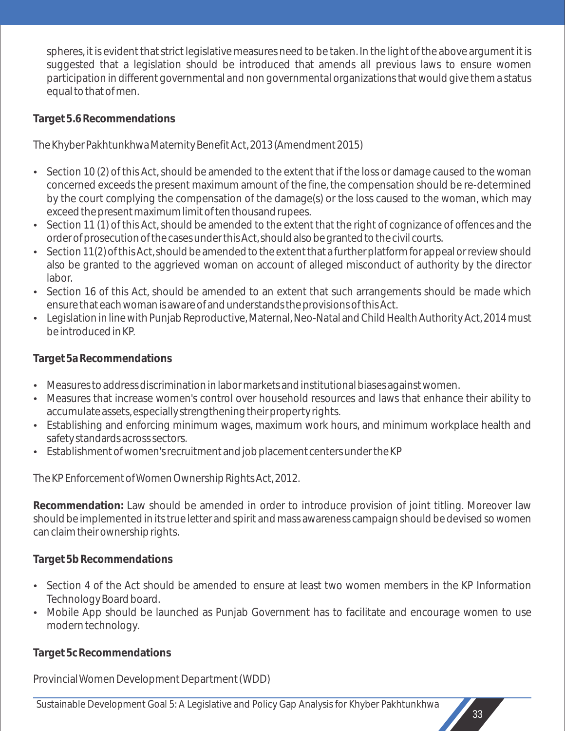spheres, it is evident that strict legislative measures need to be taken. In the light of the above argument it is suggested that a legislation should be introduced that amends all previous laws to ensure women participation in different governmental and non governmental organizations that would give them a status equal to that of men.

**Target 5.6 Recommendations**

The Khyber Pakhtunkhwa Maternity Benefit Act, 2013 (Amendment 2015)

- Section 10 (2) of this Act, should be amended to the extent that if the loss or damage caused to the woman concerned exceeds the present maximum amount of the fine, the compensation should be re-determined by the court complying the compensation of the damage(s) or the loss caused to the woman, which may exceed the present maximum limit of ten thousand rupees.
- Section 11 (1) of this Act, should be amended to the extent that the right of cognizance of offences and the order of prosecution of the cases under this Act, should also be granted to the civil courts.
- Section 11(2) of this Act, should be amended to the extent that a further platform for appeal or review should also be granted to the aggrieved woman on account of alleged misconduct of authority by the director labor.
- Section 16 of this Act, should be amended to an extent that such arrangements should be made which ensure that each woman is aware of and understands the provisions of this Act.
- Legislation in line with Punjab Reproductive, Maternal, Neo-Natal and Child Health Authority Act, 2014 must be introduced in KP.

**Target 5a Recommendations**

- Measures to address discrimination in labor markets and institutional biases against women.
- Measures that increase women's control over household resources and laws that enhance their ability to accumulate assets, especially strengthening their property rights.
- Establishing and enforcing minimum wages, maximum work hours, and minimum workplace health and safety standards across sectors.
- Establishment of women's recruitment and job placement centers under the KP

The KP Enforcement of Women Ownership Rights Act, 2012.

**Recommendation:** Law should be amended in order to introduce provision of joint titling. Moreover law should be implemented in its true letter and spirit and mass awareness campaign should be devised so women can claim their ownership rights.

**Target 5b Recommendations**

- Section 4 of the Act should be amended to ensure at least two women members in the KP Information Technology Board board.
- Mobile App should be launched as Punjab Government has to facilitate and encourage women to use modern technology.

**Target 5c Recommendations**

Provincial Women Development Department (WDD)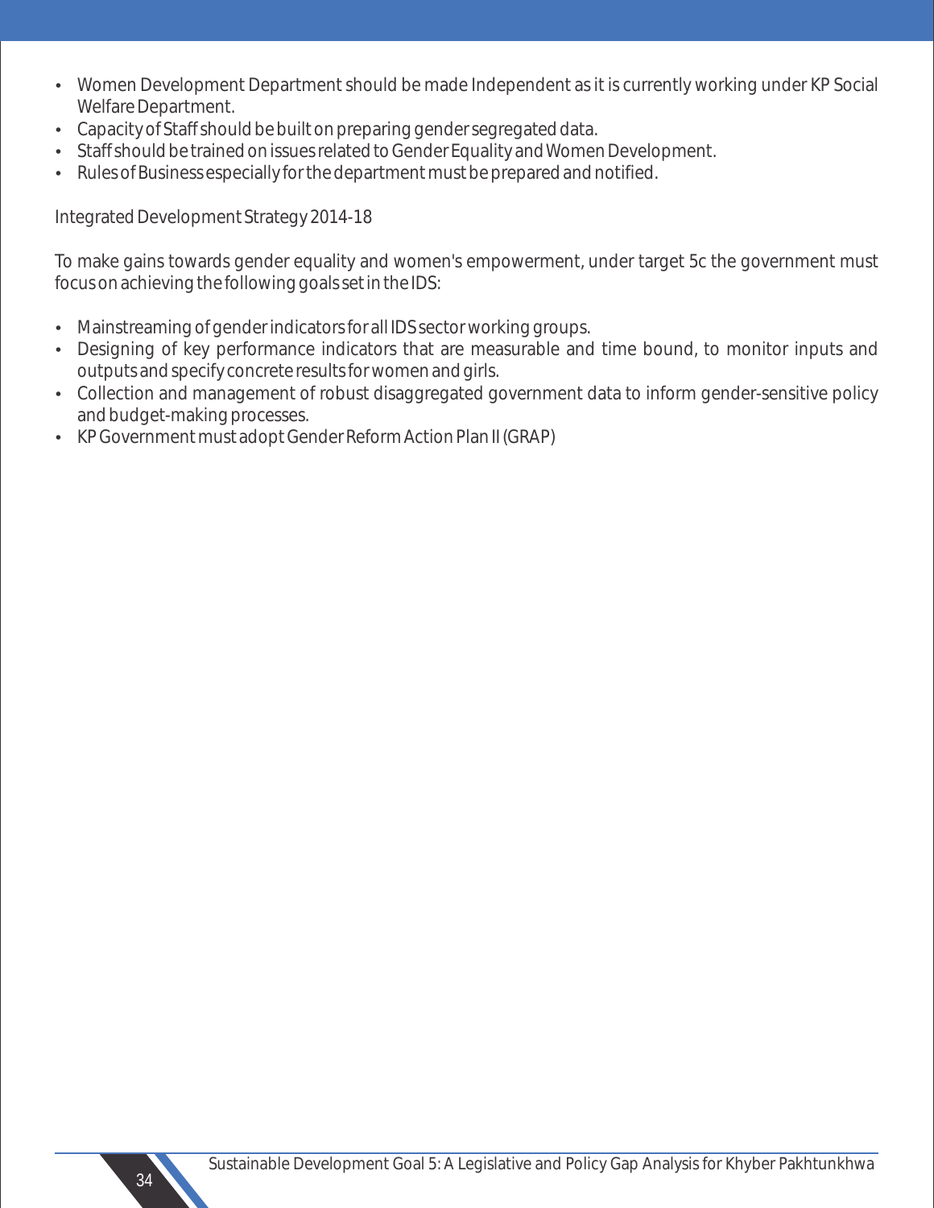- Women Development Department should be made Independent as it is currently working under KP Social Welfare Department.
- Capacity of Staff should be built on preparing gender segregated data.
- Staff should be trained on issues related to Gender Equality and Women Development.
- Rules of Business especially for the department must be prepared and notified.

Integrated Development Strategy 2014-18

To make gains towards gender equality and women's empowerment, under target 5c the government must focus on achieving the following goals set in the IDS:

- Mainstreaming of gender indicators for all IDS sector working groups.
- Designing of key performance indicators that are measurable and time bound, to monitor inputs and outputs and specify concrete results for women and girls.
- Collection and management of robust disaggregated government data to inform gender-sensitive policy and budget-making processes.
- KP Government must adopt Gender Reform Action Plan II (GRAP)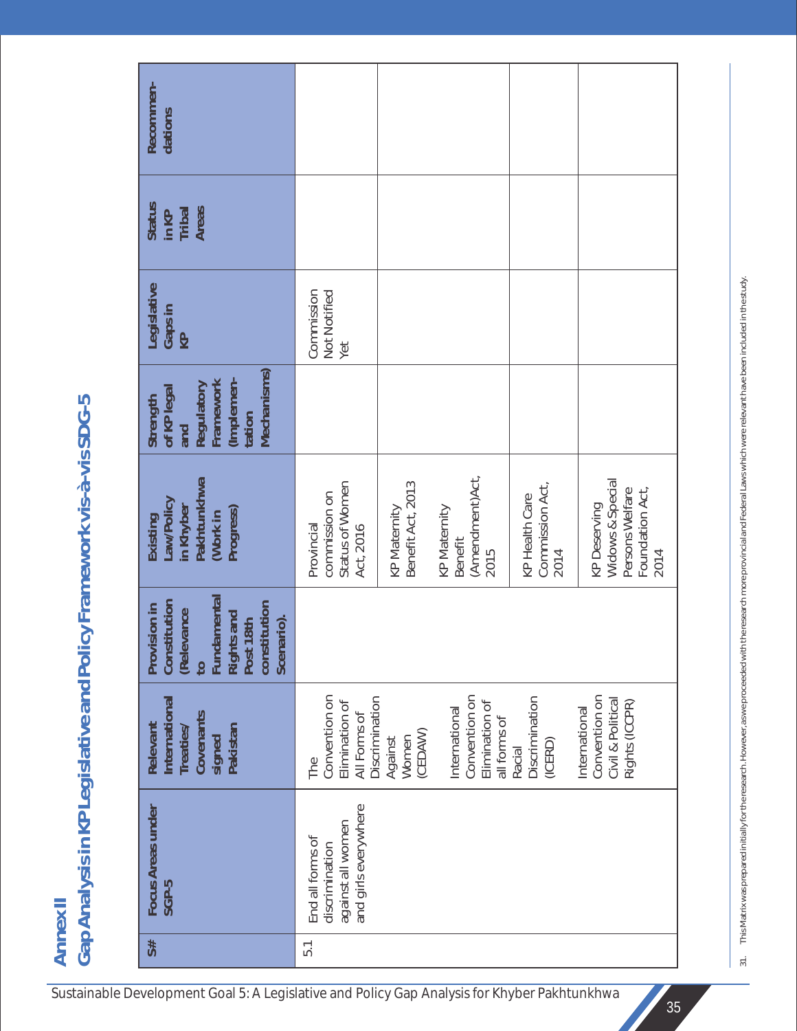# Annex II

## Gap Analysis in KP Legislative and Policy Framework vis-à-vis SDG-5

| S# | Focus Areas under SGP-5 | Relevant International Treaties/ Covenants signed Pakistan | Provision in Constitution (Relevance to Fundamental Rights and Post 18th constitution Scenario). | Existing Law/Policy in Khyber Pakhtunkhwa (Work in Progress) | Strength of KP legal and Regulatory Framework (Implementation Mechanisms) | Legislative Gaps in KP | Status in KP Tribal Areas | Recommendations |
|---|---|---|---|---|---|---|---|---|
| 5.1 | End all forms of discrimination against all women and girls everywhere | The Convention on Elimination of All Forms of Discrimination Against Women (CEDAW)<br><br>International Convention on Elimination of all forms of Racial Discrimination (ICERD)<br><br>International Convention on Civil & Political Rights (ICCPR) | | Provincial commission on Status of Women Act, 2016 | | Commission Not Notified Yet | | |
| | | | | KP Maternity Benefit Act, 2013<br><br>KP Maternity Benefit (Amendment)Act, 2015 | | | | |
| | | | | KP Health Care Commission Act, 2014 | | | | |
| | | | | KP Deserving Widows & Special Persons Welfare Foundation Act, 2014 | | | | |

31. This Matrix was prepared initially for the research. However, as we proceeded with the research more provincial and Federal Laws which were relevant have been included in the study.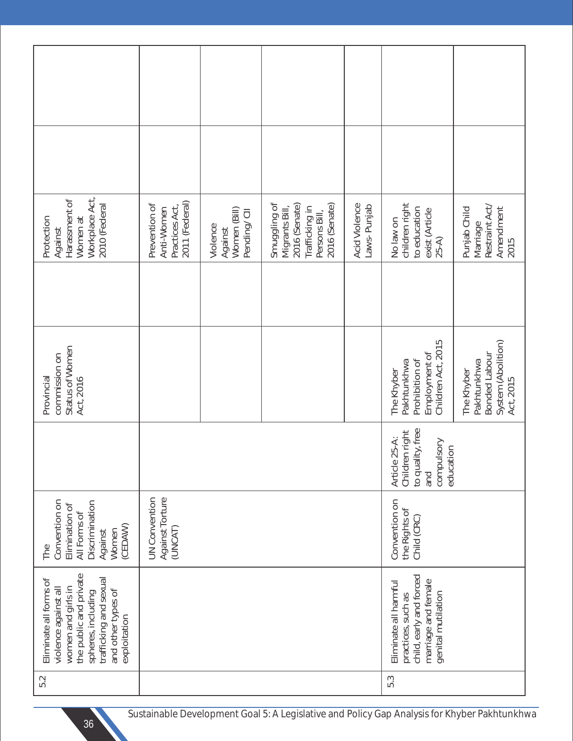| | | | | | | | | |
|---|---|---|---|---|---|---|---|---|
| 5.2 | Eliminate all forms of violence against all women and girls in the public and private spheres, including trafficking and sexual and other types of exploitation | The Convention on Elimination of All Forms of Discrimination Against Women (CEDAW) | | Provincial commission on Status of Women Act, 2016 | | Protection Against Harassment of Women at Workplace Act, 2010 (Federal | | |
| | | UN Convention Against Torture (UNCAT) | | | | Prevention of Anti-Women Practices Act, 2011 (Federal) | | |
| | | | | | | Violence Against Women (Bill) Pending/ CII | | |
| | | | | | | Smuggling of Migrants Bill, 2016 (Senate) Trafficking in Persons Bill, 2016 (Senate) | | |
| | | | | | | Acid Violence Laws- Punjab | | |
| 5.3 | Eliminate all harmful practices, such as child, early and forced marriage and female genital mutilation | Convention on the Rights of Child (CRC) | Article 25-A: Children right to quality, free and compulsory education | The Khyber Pakhtunkhwa Prohibition of Employment of Children Act, 2015 | | No law on children right to education exist (Article 25-A) | | |
| | | | | The Khyber Pakhtunkhwa Bonded Labour System (Abolition) Act, 2015 | | Punjab Child Marriage Restraint Act/ Amendment 2015 | | |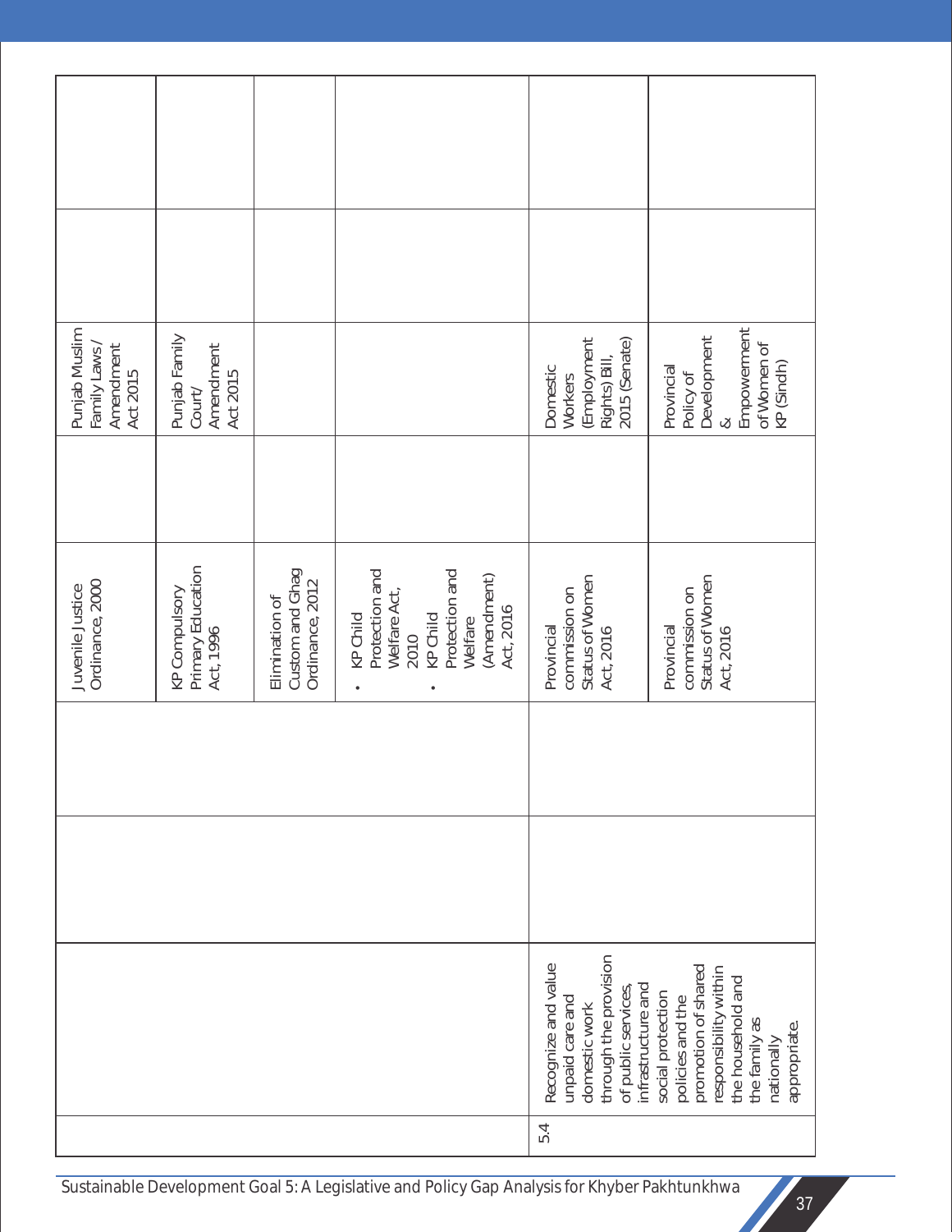| | | | | | | | | |
|---|---|---|---|---|---|---|---|---|
| | | | | Juvenile Justice Ordinance, 2000 | | Punjab Muslim Family Laws / Amendment Act 2015 | | |
| | | | | KP Compulsory Primary Education Act, 1996 | | Punjab Family Court/ Amendment Act 2015 | | |
| | | | | Elimination of Custom and Ghag Ordinance, 2012 | | | | |
| | | | | • KP Child Protection and Welfare Act, 2010 <br> • KP Child Protection and Welfare (Amendment) Act, 2016 | | | | |
| 5.4 | Recognize and value unpaid care and domestic work through the provision of public services, infrastructure and social protection policies and the promotion of shared responsibility within the household and the family as nationally appropriate. | | | Provincial commission on Status of Women Act, 2016 | | Domestic Workers (Employment Rights) Bill, 2015 (Senate) | | |
| | | | | Provincial commission on Status of Women Act, 2016 | | Provincial Policy of Development & Empowerment of Women of KP (Sindh) | | |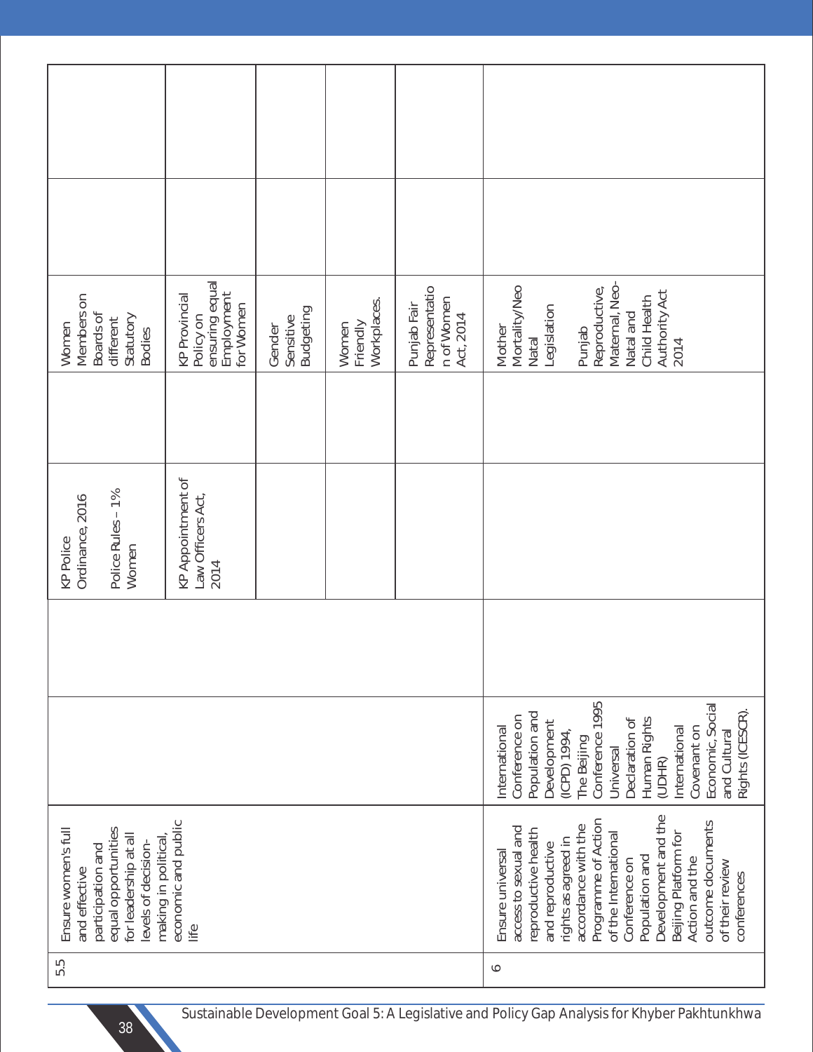| | | | | | | | | |
|---|---|---|---|---|---|---|---|---|
| 5.5 | Ensure women's full and effective participation and equal opportunities for leadership at all levels of decision-making in political, economic and public life | | | KP Police Ordinance, 2016<br><br>Police Rules – 1% Women | | Women Members on Boards of different Statutory Bodies | | |
| | | | | KP Appointment of Law Officers Act, 2014 | | KP Provincial Policy on ensuring equal Employment for Women | | |
| | | | | | | Gender Sensitive Budgeting | | |
| | | | | | | Women Friendly Workplaces. | | |
| | | | | | | Punjab Fair Representation of Women Act, 2014 | | |
| 6 | Ensure universal access to sexual and reproductive health and reproductive rights as agreed in accordance with the Programme of Action of the International Conference on Population and Development and the Beijing Platform for Action and the outcome documents of their review conferences | International Conference on Population and Development (ICPD) 1994,<br>The Beijing Conference 1995<br>Universal Declaration of Human Rights (UDHR)<br>International Covenant on Economic, Social and Cultural Rights (ICESCR). | | | | Mother Mortality/Neo Natal Legislation<br><br>Punjab Reproductive, Maternal, Neo-Natal and Child Health Authority Act 2014 | | |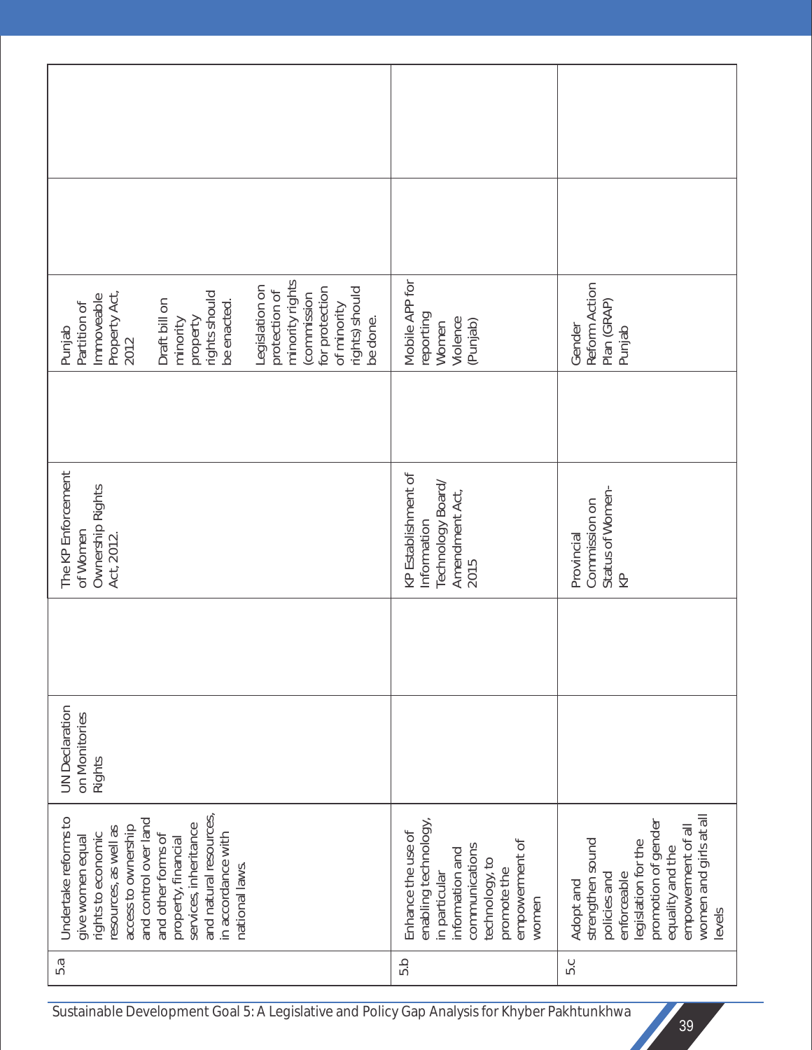| | | | | | | | | |
|---|---|---|---|---|---|---|---|---|
| 5.a | Undertake reforms to give women equal rights to economic resources, as well as access to ownership and control over land and other forms of property, financial services, inheritance and natural resources, in accordance with national laws. | UN Declaration on Monitories Rights | | The KP Enforcement of Women Ownership Rights Act, 2012. | | Punjab Partition of Immoveable Property Act, 2012<br><br>Draft bill on minority property rights should be enacted.<br><br>Legislation on protection of minority rights (commission for protection of minority rights) should be done. | | |
| 5.b | Enhance the use of enabling technology, in particular information and communications technology, to promote the empowerment of women | | | KP Establishment of Information Technology Board/ Amendment Act, 2015 | | Mobile APP for reporting Women Violence (Punjab) | | |
| 5.c | Adopt and strengthen sound policies and enforceable legislation for the promotion of gender equality and the empowerment of all women and girls at all levels | | | Provincial Commission on Status of Women-KP | | Gender Reform Action Plan (GRAP) Punjab | | |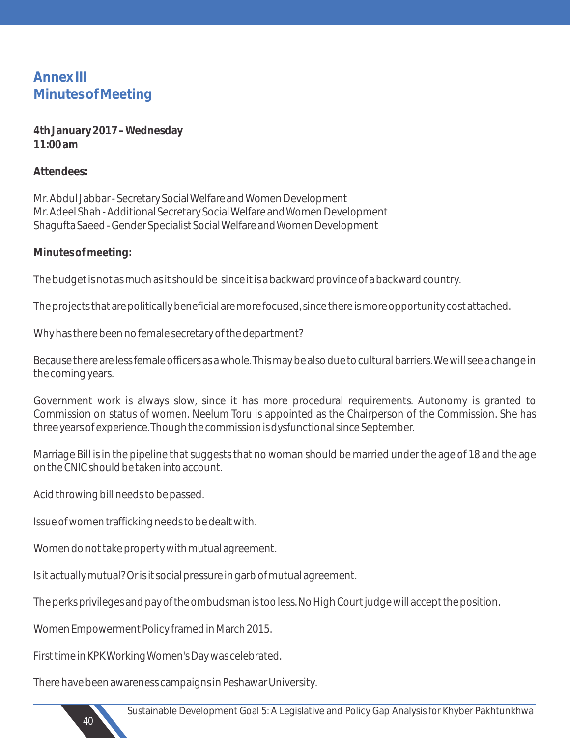## Annex III
## Minutes of Meeting

**4th January 2017 – Wednesday**
**11:00 am**

**Attendees:**

Mr. Abdul Jabbar - Secretary Social Welfare and Women Development
Mr. Adeel Shah - Additional Secretary Social Welfare and Women Development
Shagufta Saeed - Gender Specialist Social Welfare and Women Development

**Minutes of meeting:**

The budget is not as much as it should be since it is a backward province of a backward country.

The projects that are politically beneficial are more focused, since there is more opportunity cost attached.

Why has there been no female secretary of the department?

Because there are less female officers as a whole. This may be also due to cultural barriers. We will see a change in the coming years.

Government work is always slow, since it has more procedural requirements. Autonomy is granted to Commission on status of women. Neelum Toru is appointed as the Chairperson of the Commission. She has three years of experience. Though the commission is dysfunctional since September.

Marriage Bill is in the pipeline that suggests that no woman should be married under the age of 18 and the age on the CNIC should be taken into account.

Acid throwing bill needs to be passed.

Issue of women trafficking needs to be dealt with.

Women do not take property with mutual agreement.

Is it actually mutual? Or is it social pressure in garb of mutual agreement.

The perks privileges and pay of the ombudsman is too less. No High Court judge will accept the position.

Women Empowerment Policy framed in March 2015.

First time in KPK Working Women's Day was celebrated.

There have been awareness campaigns in Peshawar University.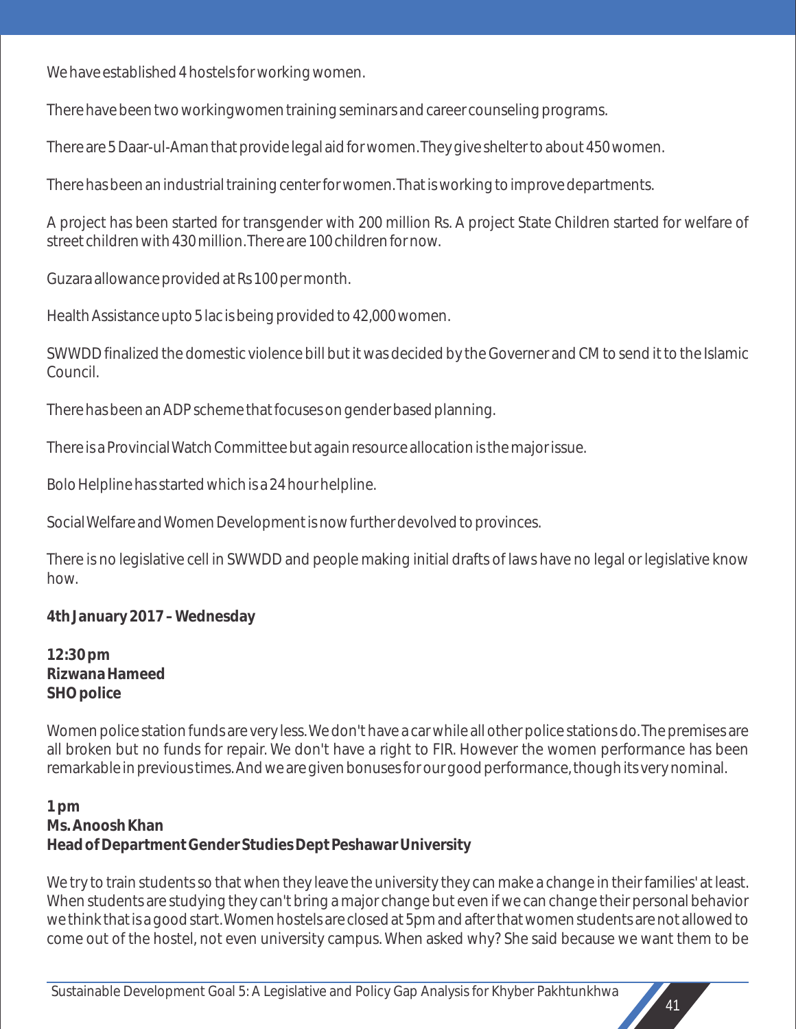We have established 4 hostels for working women.

There have been two workingwomen training seminars and career counseling programs.

There are 5 Daar-ul-Aman that provide legal aid for women. They give shelter to about 450 women.

There has been an industrial training center for women. That is working to improve departments.

A project has been started for transgender with 200 million Rs. A project State Children started for welfare of street children with 430 million. There are 100 children for now.

Guzara allowance provided at Rs 100 per month.

Health Assistance upto 5 lac is being provided to 42,000 women.

SWWDD finalized the domestic violence bill but it was decided by the Governer and CM to send it to the Islamic Council.

There has been an ADP scheme that focuses on gender based planning.

There is a Provincial Watch Committee but again resource allocation is the major issue.

Bolo Helpline has started which is a 24 hour helpline.

Social Welfare and Women Development is now further devolved to provinces.

There is no legislative cell in SWWDD and people making initial drafts of laws have no legal or legislative know how.

**4th January 2017 – Wednesday**

**12:30 pm**
**Rizwana Hameed**
**SHO police**

Women police station funds are very less. We don't have a car while all other police stations do. The premises are all broken but no funds for repair. We don't have a right to FIR. However the women performance has been remarkable in previous times. And we are given bonuses for our good performance, though its very nominal.

**1 pm**
**Ms. Anoosh Khan**
**Head of Department Gender Studies Dept Peshawar University**

We try to train students so that when they leave the university they can make a change in their families' at least. When students are studying they can't bring a major change but even if we can change their personal behavior we think that is a good start. Women hostels are closed at 5pm and after that women students are not allowed to come out of the hostel, not even university campus. When asked why? She said because we want them to be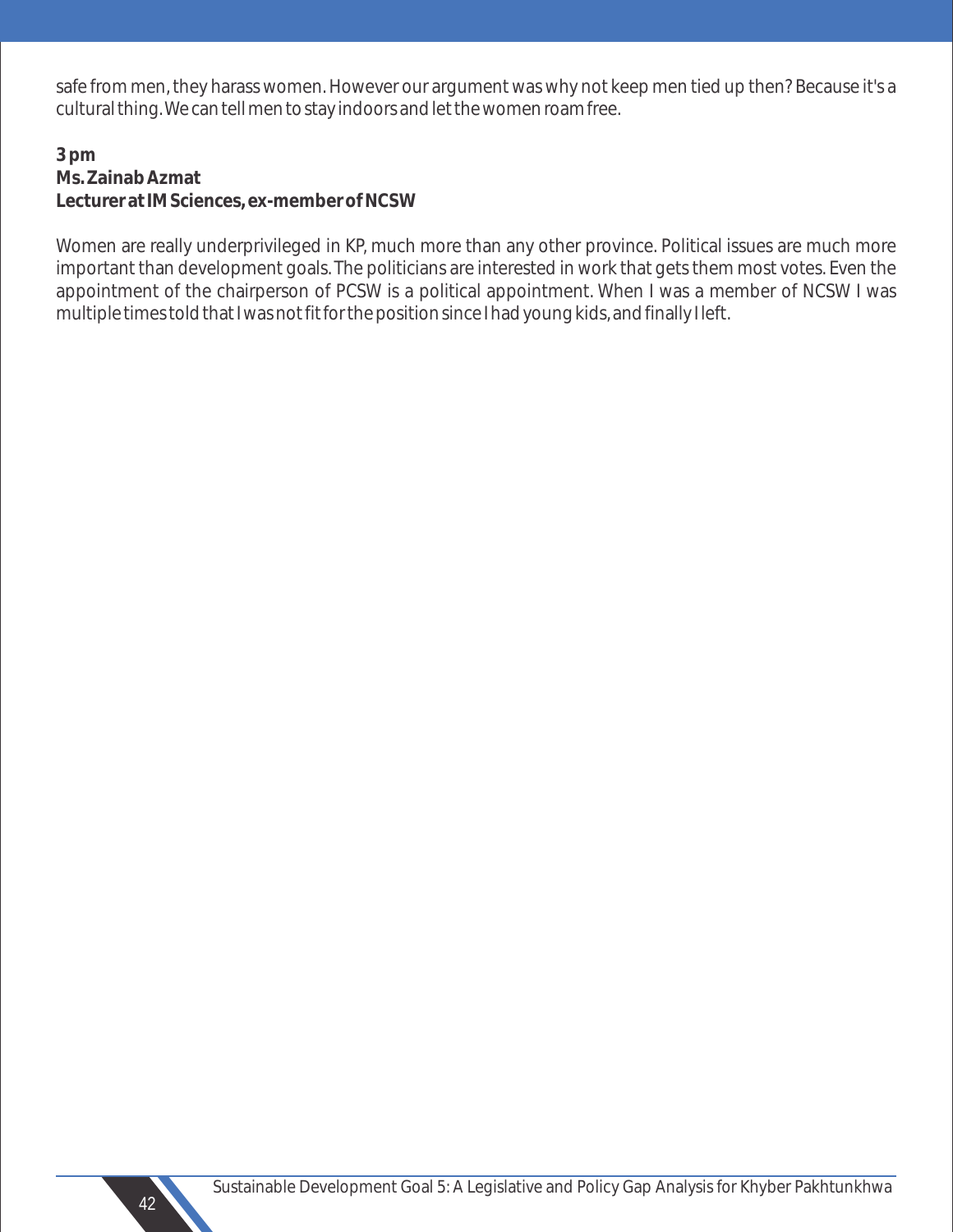safe from men, they harass women. However our argument was why not keep men tied up then? Because it's a cultural thing. We can tell men to stay indoors and let the women roam free.

**3 pm**
**Ms. Zainab Azmat**
**Lecturer at IM Sciences, ex-member of NCSW**

Women are really underprivileged in KP, much more than any other province. Political issues are much more important than development goals. The politicians are interested in work that gets them most votes. Even the appointment of the chairperson of PCSW is a political appointment. When I was a member of NCSW I was multiple times told that I was not fit for the position since I had young kids, and finally I left.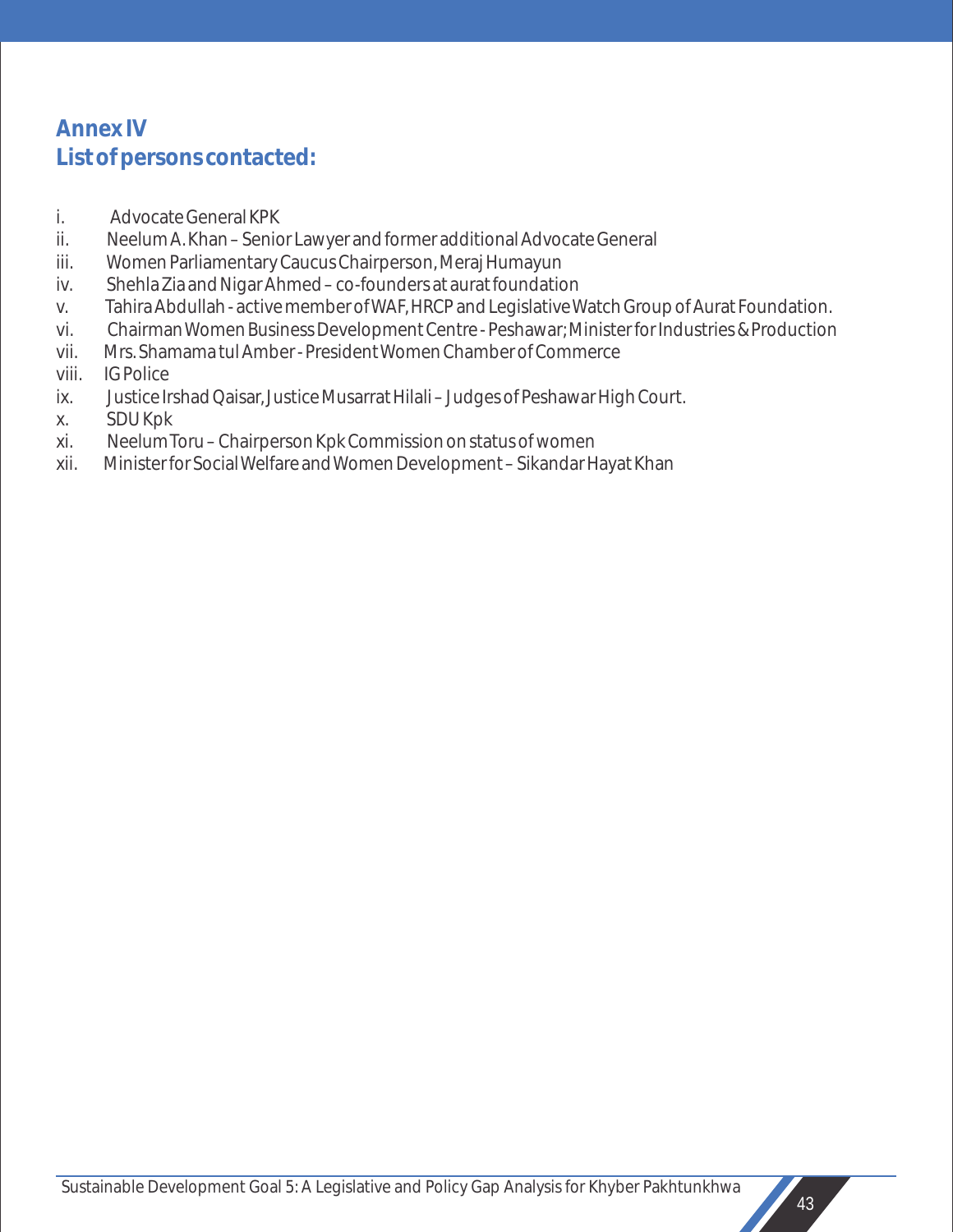## Annex IV
## List of persons contacted:

i. Advocate General KPK
ii. Neelum A. Khan – Senior Lawyer and former additional Advocate General
iii. Women Parliamentary Caucus Chairperson, Meraj Humayun
iv. Shehla Zia and Nigar Ahmed – co-founders at aurat foundation
v. Tahira Abdullah - active member of WAF, HRCP and Legislative Watch Group of Aurat Foundation.
vi. Chairman Women Business Development Centre - Peshawar; Minister for Industries & Production
vii. Mrs. Shamama tul Amber - President Women Chamber of Commerce
viii. IG Police
ix. Justice Irshad Qaisar, Justice Musarrat Hilali – Judges of Peshawar High Court.
x. SDU Kpk
xi. Neelum Toru – Chairperson Kpk Commission on status of women
xii. Minister for Social Welfare and Women Development – Sikandar Hayat Khan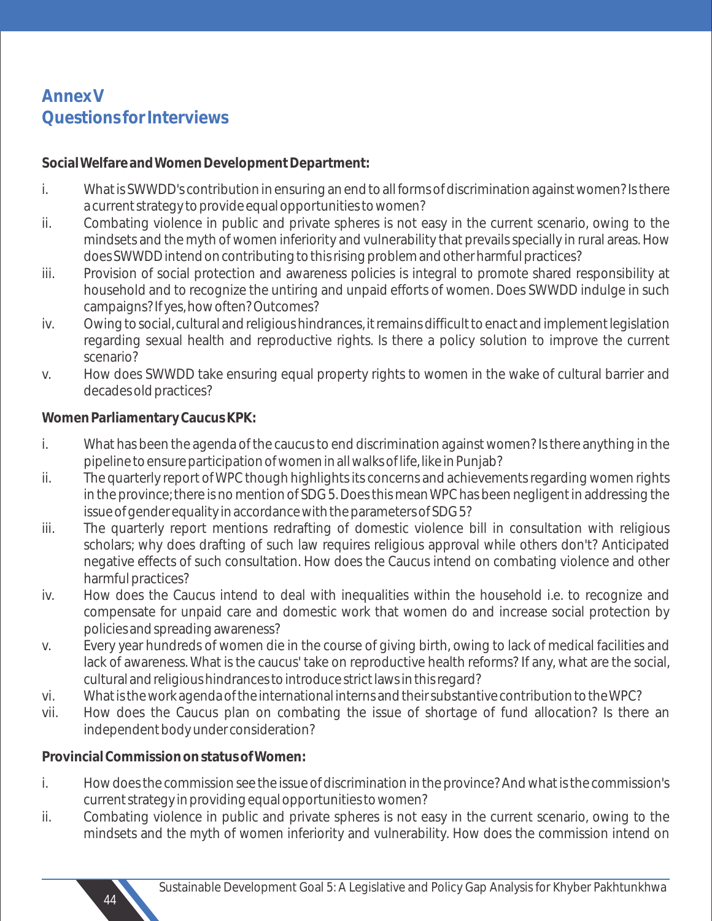# Annex V
# Questions for Interviews

**Social Welfare and Women Development Department:**

i. What is SWWDD's contribution in ensuring an end to all forms of discrimination against women? Is there a current strategy to provide equal opportunities to women?

ii. Combating violence in public and private spheres is not easy in the current scenario, owing to the mindsets and the myth of women inferiority and vulnerability that prevails specially in rural areas. How does SWWDD intend on contributing to this rising problem and other harmful practices?

iii. Provision of social protection and awareness policies is integral to promote shared responsibility at household and to recognize the untiring and unpaid efforts of women. Does SWWDD indulge in such campaigns? If yes, how often? Outcomes?

iv. Owing to social, cultural and religious hindrances, it remains difficult to enact and implement legislation regarding sexual health and reproductive rights. Is there a policy solution to improve the current scenario?

v. How does SWWDD take ensuring equal property rights to women in the wake of cultural barrier and decades old practices?

**Women Parliamentary Caucus KPK:**

i. What has been the agenda of the caucus to end discrimination against women? Is there anything in the pipeline to ensure participation of women in all walks of life, like in Punjab?

ii. The quarterly report of WPC though highlights its concerns and achievements regarding women rights in the province; there is no mention of SDG 5. Does this mean WPC has been negligent in addressing the issue of gender equality in accordance with the parameters of SDG 5?

iii. The quarterly report mentions redrafting of domestic violence bill in consultation with religious scholars; why does drafting of such law requires religious approval while others don't? Anticipated negative effects of such consultation. How does the Caucus intend on combating violence and other harmful practices?

iv. How does the Caucus intend to deal with inequalities within the household i.e. to recognize and compensate for unpaid care and domestic work that women do and increase social protection by policies and spreading awareness?

v. Every year hundreds of women die in the course of giving birth, owing to lack of medical facilities and lack of awareness. What is the caucus' take on reproductive health reforms? If any, what are the social, cultural and religious hindrances to introduce strict laws in this regard?

vi. What is the work agenda of the international interns and their substantive contribution to the WPC?

vii. How does the Caucus plan on combating the issue of shortage of fund allocation? Is there an independent body under consideration?

**Provincial Commission on status of Women:**

i. How does the commission see the issue of discrimination in the province? And what is the commission's current strategy in providing equal opportunities to women?

ii. Combating violence in public and private spheres is not easy in the current scenario, owing to the mindsets and the myth of women inferiority and vulnerability. How does the commission intend on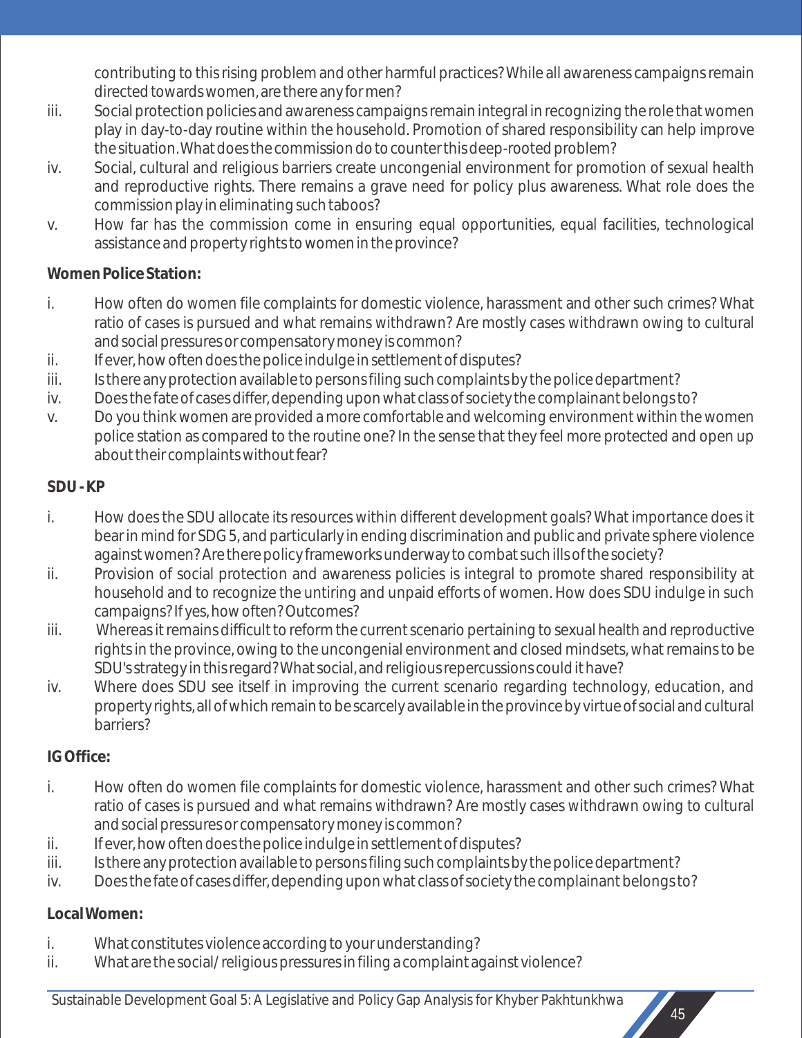contributing to this rising problem and other harmful practices? While all awareness campaigns remain directed towards women, are there any for men?

iii. Social protection policies and awareness campaigns remain integral in recognizing the role that women play in day-to-day routine within the household. Promotion of shared responsibility can help improve the situation. What does the commission do to counter this deep-rooted problem?

iv. Social, cultural and religious barriers create uncongenial environment for promotion of sexual health and reproductive rights. There remains a grave need for policy plus awareness. What role does the commission play in eliminating such taboos?

v. How far has the commission come in ensuring equal opportunities, equal facilities, technological assistance and property rights to women in the province?

**Women Police Station:**

i. How often do women file complaints for domestic violence, harassment and other such crimes? What ratio of cases is pursued and what remains withdrawn? Are mostly cases withdrawn owing to cultural and social pressures or compensatory money is common?

ii. If ever, how often does the police indulge in settlement of disputes?

iii. Is there any protection available to persons filing such complaints by the police department?

iv. Does the fate of cases differ, depending upon what class of society the complainant belongs to?

v. Do you think women are provided a more comfortable and welcoming environment within the women police station as compared to the routine one? In the sense that they feel more protected and open up about their complaints without fear?

**SDU - KP**

i. How does the SDU allocate its resources within different development goals? What importance does it bear in mind for SDG 5, and particularly in ending discrimination and public and private sphere violence against women? Are there policy frameworks underway to combat such ills of the society?

ii. Provision of social protection and awareness policies is integral to promote shared responsibility at household and to recognize the untiring and unpaid efforts of women. How does SDU indulge in such campaigns? If yes, how often? Outcomes?

iii. Whereas it remains difficult to reform the current scenario pertaining to sexual health and reproductive rights in the province, owing to the uncongenial environment and closed mindsets, what remains to be SDU's strategy in this regard? What social, and religious repercussions could it have?

iv. Where does SDU see itself in improving the current scenario regarding technology, education, and property rights, all of which remain to be scarcely available in the province by virtue of social and cultural barriers?

**IG Office:**

i. How often do women file complaints for domestic violence, harassment and other such crimes? What ratio of cases is pursued and what remains withdrawn? Are mostly cases withdrawn owing to cultural and social pressures or compensatory money is common?

ii. If ever, how often does the police indulge in settlement of disputes?

iii. Is there any protection available to persons filing such complaints by the police department?

iv. Does the fate of cases differ, depending upon what class of society the complainant belongs to?

**Local Women:**

i. What constitutes violence according to your understanding?

ii. What are the social/ religious pressures in filing a complaint against violence?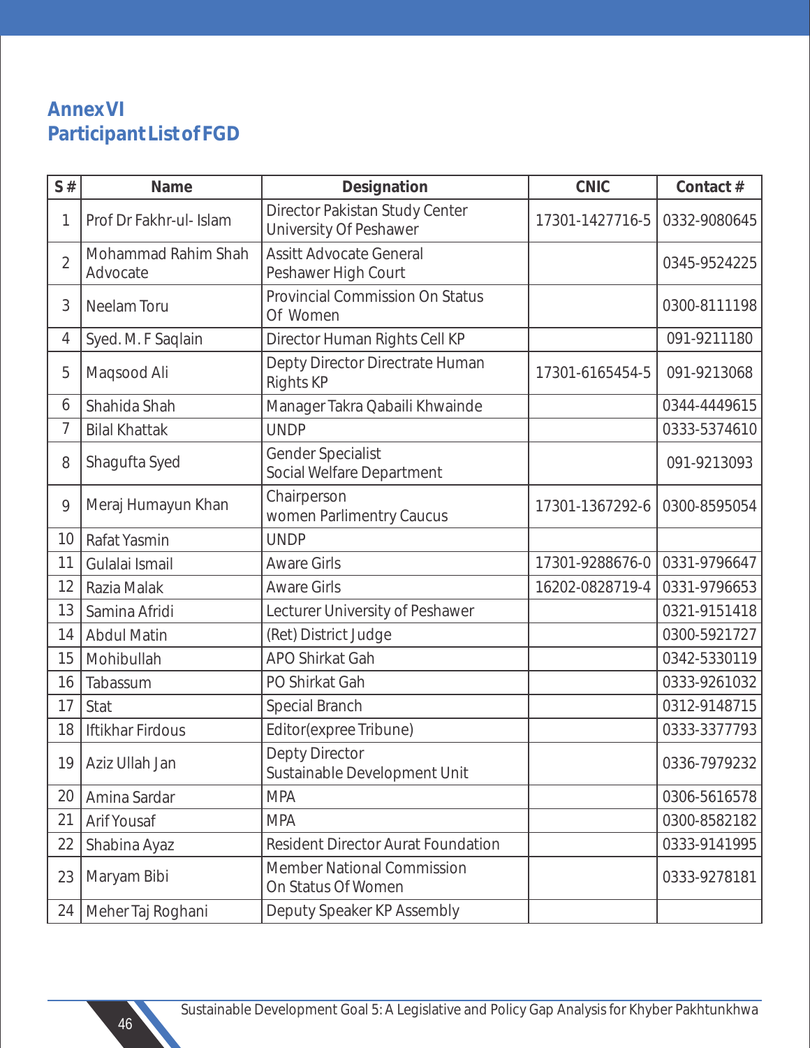## Annex VI
## Participant List of FGD

| S # | Name | Designation | CNIC | Contact # |
|---|---|---|---|---|
| 1 | Prof Dr Fakhr-ul- Islam | Director Pakistan Study Center University Of Peshawer | 17301-1427716-5 | 0332-9080645 |
| 2 | Mohammad Rahim Shah Advocate | Assitt Advocate General Peshawer High Court | | 0345-9524225 |
| 3 | Neelam Toru | Provincial Commission On Status Of Women | | 0300-8111198 |
| 4 | Syed. M. F Saqlain | Director Human Rights Cell KP | | 091-9211180 |
| 5 | Maqsood Ali | Depty Director Directrate Human Rights KP | 17301-6165454-5 | 091-9213068 |
| 6 | Shahida Shah | Manager Takra Qabaili Khwainde | | 0344-4449615 |
| 7 | Bilal Khattak | UNDP | | 0333-5374610 |
| 8 | Shagufta Syed | Gender Specialist Social Welfare Department | | 091-9213093 |
| 9 | Meraj Humayun Khan | Chairperson women Parlimentry Caucus | 17301-1367292-6 | 0300-8595054 |
| 10 | Rafat Yasmin | UNDP | | |
| 11 | Gulalai Ismail | Aware Girls | 17301-9288676-0 | 0331-9796647 |
| 12 | Razia Malak | Aware Girls | 16202-0828719-4 | 0331-9796653 |
| 13 | Samina Afridi | Lecturer University of Peshawer | | 0321-9151418 |
| 14 | Abdul Matin | (Ret) District Judge | | 0300-5921727 |
| 15 | Mohibullah | APO Shirkat Gah | | 0342-5330119 |
| 16 | Tabassum | PO Shirkat Gah | | 0333-9261032 |
| 17 | Stat | Special Branch | | 0312-9148715 |
| 18 | Iftikhar Firdous | Editor(expree Tribune) | | 0333-3377793 |
| 19 | Aziz Ullah Jan | Depty Director Sustainable Development Unit | | 0336-7979232 |
| 20 | Amina Sardar | MPA | | 0306-5616578 |
| 21 | Arif Yousaf | MPA | | 0300-8582182 |
| 22 | Shabina Ayaz | Resident Director Aurat Foundation | | 0333-9141995 |
| 23 | Maryam Bibi | Member National Commission On Status Of Women | | 0333-9278181 |
| 24 | Meher Taj Roghani | Deputy Speaker KP Assembly | | |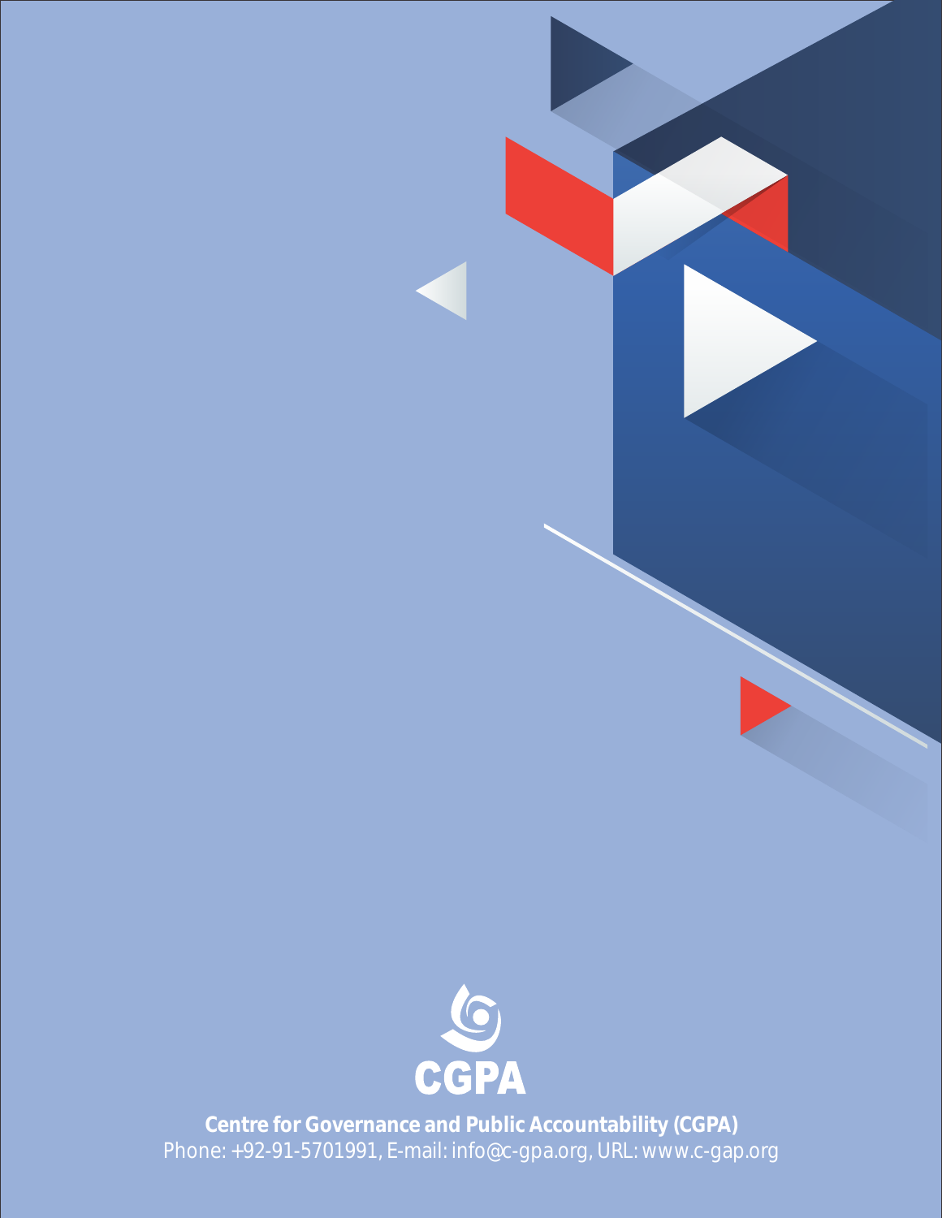CGPA

**Centre for Governance and Public Accountability (CGPA)**
Phone: +92-91-5701991, E-mail: info@c-gpa.org, URL: www.c-gap.org